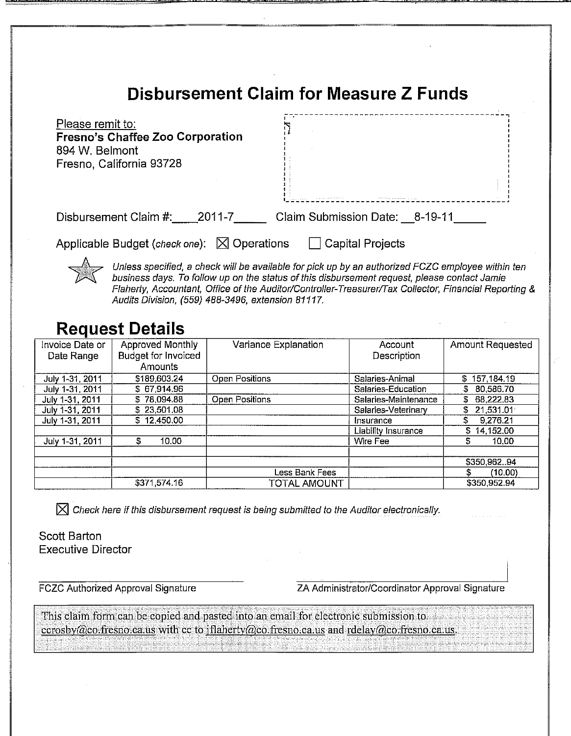# Disbursement Claim for Measure Z Funds

Please remit to:
**Fresno's Chaffee Zoo Corporation**
894 W. Belmont
Fresno, California 93728

Disbursement Claim #: 2011-7 Claim Submission Date: 8-19-11

Applicable Budget (*check one*): ☒ Operations ☐ Capital Projects

*Unless specified, a check will be available for pick up by an authorized FCZC employee within ten business days. To follow up on the status of this disbursement request, please contact Jamie Flaherty, Accountant, Office of the Auditor/Controller-Treasurer/Tax Collector, Financial Reporting & Audits Division, (559) 488-3496, extension 81117.*

## Request Details

| Invoice Date or Date Range | Approved Monthly Budget for Invoiced Amounts | Variance Explanation | Account Description | Amount Requested |
|---|---|---|---|---|
| July 1-31, 2011 | $189,603.24 | Open Positions | Salaries-Animal | $ 157,184.19 |
| July 1-31, 2011 | $ 67,914.96 | | Salaries-Education | $ 80,586.70 |
| July 1-31, 2011 | $ 78,094.88 | Open Positions | Salaries-Maintenance | $ 68,222.83 |
| July 1-31, 2011 | $ 23,501.08 | | Salaries-Veterinary | $ 21,531.01 |
| July 1-31, 2011 | $ 12,450.00 | | Insurance | $ 9,276.21 |
| | | | Liability Insurance | $ 14,152.00 |
| July 1-31, 2011 | $ 10.00 | | Wire Fee | $ 10.00 |
| | | | | |
| | | | | $350,962..94 |
| | | Less Bank Fees | | $ (10.00) |
| | $371,574.16 | TOTAL AMOUNT | | $350,952.94 |

☒ *Check here if this disbursement request is being submitted to the Auditor electronically.*

Scott Barton
Executive Director

FCZC Authorized Approval Signature

ZA Administrator/Coordinator Approval Signature

This claim form can be copied and pasted into an email for electronic submission to ccrosby@co.fresno.ca.us with cc to jflaherty@co.fresno.ca.us and rdelay@co.fresno.ca.us.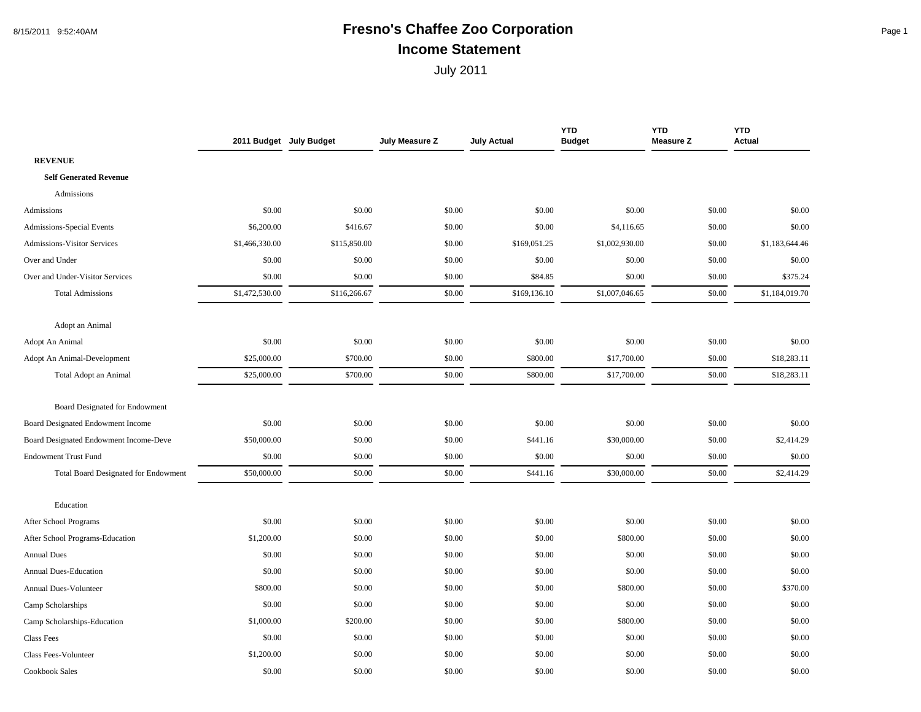# Fresno's Chaffee Zoo Corporation

## Income Statement

July 2011

| | 2011 Budget | July Budget | July Measure Z | July Actual | YTD Budget | YTD Measure Z | YTD Actual |
|---|---|---|---|---|---|---|---|
| **REVENUE** | | | | | | | |
| **Self Generated Revenue** | | | | | | | |
| Admissions | | | | | | | |
| Admissions | $0.00 | $0.00 | $0.00 | $0.00 | $0.00 | $0.00 | $0.00 |
| Admissions-Special Events | $6,200.00 | $416.67 | $0.00 | $0.00 | $4,116.65 | $0.00 | $0.00 |
| Admissions-Visitor Services | $1,466,330.00 | $115,850.00 | $0.00 | $169,051.25 | $1,002,930.00 | $0.00 | $1,183,644.46 |
| Over and Under | $0.00 | $0.00 | $0.00 | $0.00 | $0.00 | $0.00 | $0.00 |
| Over and Under-Visitor Services | $0.00 | $0.00 | $0.00 | $84.85 | $0.00 | $0.00 | $375.24 |
| Total Admissions | $1,472,530.00 | $116,266.67 | $0.00 | $169,136.10 | $1,007,046.65 | $0.00 | $1,184,019.70 |
| Adopt an Animal | | | | | | | |
| Adopt An Animal | $0.00 | $0.00 | $0.00 | $0.00 | $0.00 | $0.00 | $0.00 |
| Adopt An Animal-Development | $25,000.00 | $700.00 | $0.00 | $800.00 | $17,700.00 | $0.00 | $18,283.11 |
| Total Adopt an Animal | $25,000.00 | $700.00 | $0.00 | $800.00 | $17,700.00 | $0.00 | $18,283.11 |
| Board Designated for Endowment | | | | | | | |
| Board Designated Endowment Income | $0.00 | $0.00 | $0.00 | $0.00 | $0.00 | $0.00 | $0.00 |
| Board Designated Endowment Income-Deve | $50,000.00 | $0.00 | $0.00 | $441.16 | $30,000.00 | $0.00 | $2,414.29 |
| Endowment Trust Fund | $0.00 | $0.00 | $0.00 | $0.00 | $0.00 | $0.00 | $0.00 |
| Total Board Designated for Endowment | $50,000.00 | $0.00 | $0.00 | $441.16 | $30,000.00 | $0.00 | $2,414.29 |
| Education | | | | | | | |
| After School Programs | $0.00 | $0.00 | $0.00 | $0.00 | $0.00 | $0.00 | $0.00 |
| After School Programs-Education | $1,200.00 | $0.00 | $0.00 | $0.00 | $800.00 | $0.00 | $0.00 |
| Annual Dues | $0.00 | $0.00 | $0.00 | $0.00 | $0.00 | $0.00 | $0.00 |
| Annual Dues-Education | $0.00 | $0.00 | $0.00 | $0.00 | $0.00 | $0.00 | $0.00 |
| Annual Dues-Volunteer | $800.00 | $0.00 | $0.00 | $0.00 | $800.00 | $0.00 | $370.00 |
| Camp Scholarships | $0.00 | $0.00 | $0.00 | $0.00 | $0.00 | $0.00 | $0.00 |
| Camp Scholarships-Education | $1,000.00 | $200.00 | $0.00 | $0.00 | $800.00 | $0.00 | $0.00 |
| Class Fees | $0.00 | $0.00 | $0.00 | $0.00 | $0.00 | $0.00 | $0.00 |
| Class Fees-Volunteer | $1,200.00 | $0.00 | $0.00 | $0.00 | $0.00 | $0.00 | $0.00 |
| Cookbook Sales | $0.00 | $0.00 | $0.00 | $0.00 | $0.00 | $0.00 | $0.00 |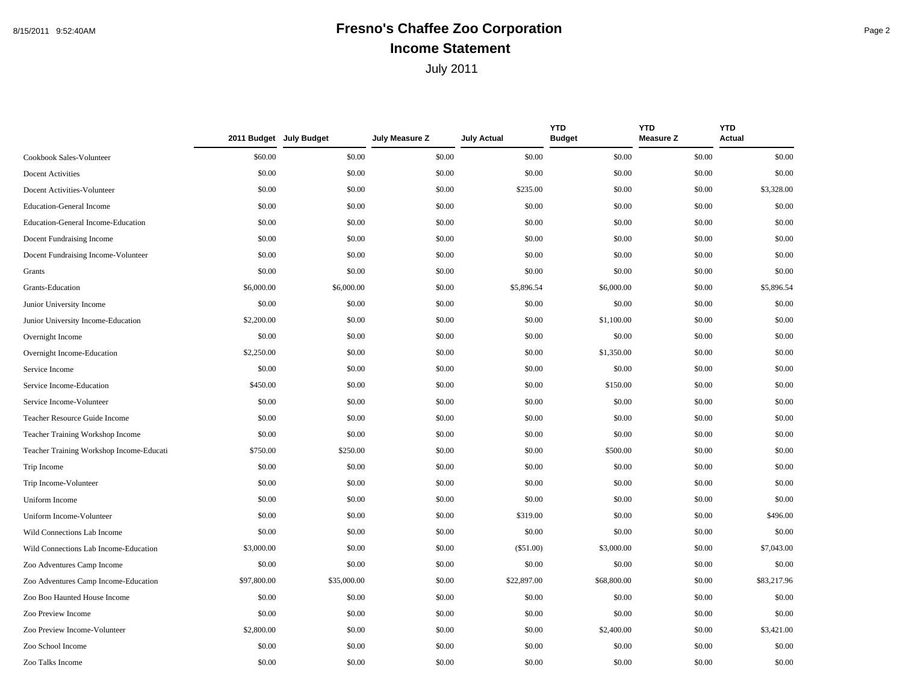# Fresno's Chaffee Zoo Corporation

## Income Statement

July 2011

| | 2011 Budget | July Budget | July Measure Z | July Actual | YTD Budget | YTD Measure Z | YTD Actual |
|---|---|---|---|---|---|---|---|
| Cookbook Sales-Volunteer | $60.00 | $0.00 | $0.00 | $0.00 | $0.00 | $0.00 | $0.00 |
| Docent Activities | $0.00 | $0.00 | $0.00 | $0.00 | $0.00 | $0.00 | $0.00 |
| Docent Activities-Volunteer | $0.00 | $0.00 | $0.00 | $235.00 | $0.00 | $0.00 | $3,328.00 |
| Education-General Income | $0.00 | $0.00 | $0.00 | $0.00 | $0.00 | $0.00 | $0.00 |
| Education-General Income-Education | $0.00 | $0.00 | $0.00 | $0.00 | $0.00 | $0.00 | $0.00 |
| Docent Fundraising Income | $0.00 | $0.00 | $0.00 | $0.00 | $0.00 | $0.00 | $0.00 |
| Docent Fundraising Income-Volunteer | $0.00 | $0.00 | $0.00 | $0.00 | $0.00 | $0.00 | $0.00 |
| Grants | $0.00 | $0.00 | $0.00 | $0.00 | $0.00 | $0.00 | $0.00 |
| Grants-Education | $6,000.00 | $6,000.00 | $0.00 | $5,896.54 | $6,000.00 | $0.00 | $5,896.54 |
| Junior University Income | $0.00 | $0.00 | $0.00 | $0.00 | $0.00 | $0.00 | $0.00 |
| Junior University Income-Education | $2,200.00 | $0.00 | $0.00 | $0.00 | $1,100.00 | $0.00 | $0.00 |
| Overnight Income | $0.00 | $0.00 | $0.00 | $0.00 | $0.00 | $0.00 | $0.00 |
| Overnight Income-Education | $2,250.00 | $0.00 | $0.00 | $0.00 | $1,350.00 | $0.00 | $0.00 |
| Service Income | $0.00 | $0.00 | $0.00 | $0.00 | $0.00 | $0.00 | $0.00 |
| Service Income-Education | $450.00 | $0.00 | $0.00 | $0.00 | $150.00 | $0.00 | $0.00 |
| Service Income-Volunteer | $0.00 | $0.00 | $0.00 | $0.00 | $0.00 | $0.00 | $0.00 |
| Teacher Resource Guide Income | $0.00 | $0.00 | $0.00 | $0.00 | $0.00 | $0.00 | $0.00 |
| Teacher Training Workshop Income | $0.00 | $0.00 | $0.00 | $0.00 | $0.00 | $0.00 | $0.00 |
| Teacher Training Workshop Income-Educati | $750.00 | $250.00 | $0.00 | $0.00 | $500.00 | $0.00 | $0.00 |
| Trip Income | $0.00 | $0.00 | $0.00 | $0.00 | $0.00 | $0.00 | $0.00 |
| Trip Income-Volunteer | $0.00 | $0.00 | $0.00 | $0.00 | $0.00 | $0.00 | $0.00 |
| Uniform Income | $0.00 | $0.00 | $0.00 | $0.00 | $0.00 | $0.00 | $0.00 |
| Uniform Income-Volunteer | $0.00 | $0.00 | $0.00 | $319.00 | $0.00 | $0.00 | $496.00 |
| Wild Connections Lab Income | $0.00 | $0.00 | $0.00 | $0.00 | $0.00 | $0.00 | $0.00 |
| Wild Connections Lab Income-Education | $3,000.00 | $0.00 | $0.00 | ($51.00) | $3,000.00 | $0.00 | $7,043.00 |
| Zoo Adventures Camp Income | $0.00 | $0.00 | $0.00 | $0.00 | $0.00 | $0.00 | $0.00 |
| Zoo Adventures Camp Income-Education | $97,800.00 | $35,000.00 | $0.00 | $22,897.00 | $68,800.00 | $0.00 | $83,217.96 |
| Zoo Boo Haunted House Income | $0.00 | $0.00 | $0.00 | $0.00 | $0.00 | $0.00 | $0.00 |
| Zoo Preview Income | $0.00 | $0.00 | $0.00 | $0.00 | $0.00 | $0.00 | $0.00 |
| Zoo Preview Income-Volunteer | $2,800.00 | $0.00 | $0.00 | $0.00 | $2,400.00 | $0.00 | $3,421.00 |
| Zoo School Income | $0.00 | $0.00 | $0.00 | $0.00 | $0.00 | $0.00 | $0.00 |
| Zoo Talks Income | $0.00 | $0.00 | $0.00 | $0.00 | $0.00 | $0.00 | $0.00 |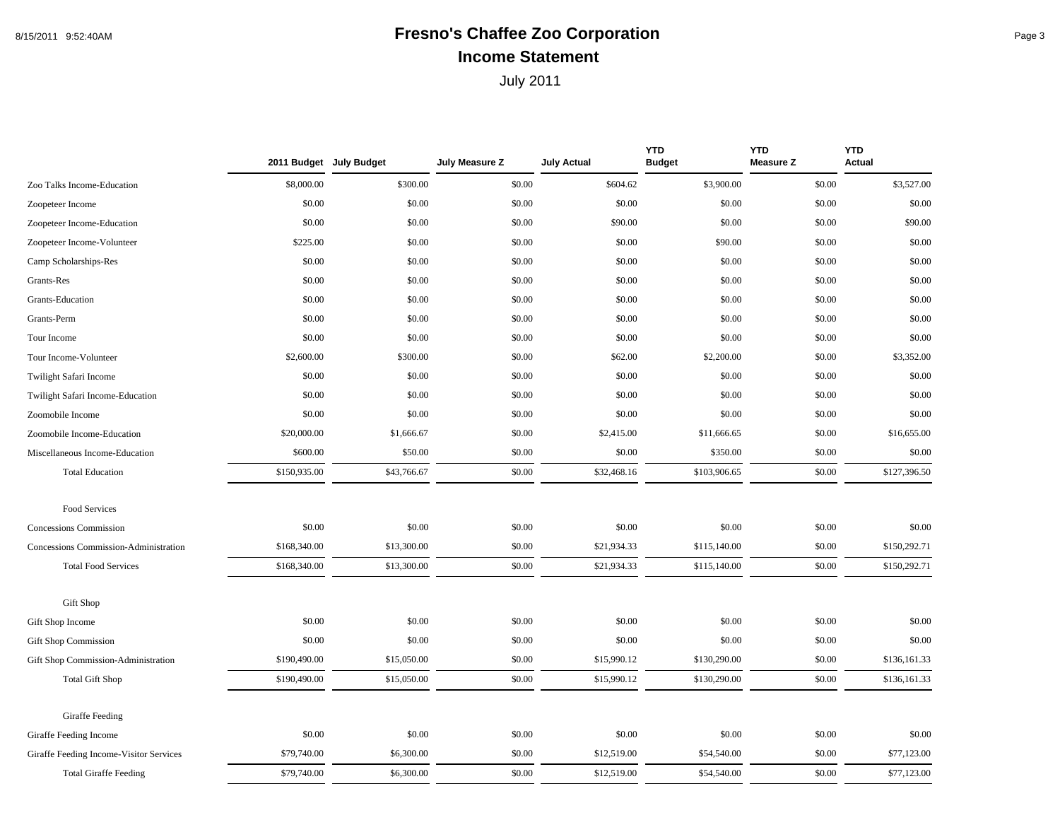# Fresno's Chaffee Zoo Corporation

## Income Statement

July 2011

| | 2011 Budget | July Budget | July Measure Z | July Actual | YTD Budget | YTD Measure Z | YTD Actual |
|---|---|---|---|---|---|---|---|
| Zoo Talks Income-Education | $8,000.00 | $300.00 | $0.00 | $604.62 | $3,900.00 | $0.00 | $3,527.00 |
| Zoopeteer Income | $0.00 | $0.00 | $0.00 | $0.00 | $0.00 | $0.00 | $0.00 |
| Zoopeteer Income-Education | $0.00 | $0.00 | $0.00 | $90.00 | $0.00 | $0.00 | $90.00 |
| Zoopeteer Income-Volunteer | $225.00 | $0.00 | $0.00 | $0.00 | $90.00 | $0.00 | $0.00 |
| Camp Scholarships-Res | $0.00 | $0.00 | $0.00 | $0.00 | $0.00 | $0.00 | $0.00 |
| Grants-Res | $0.00 | $0.00 | $0.00 | $0.00 | $0.00 | $0.00 | $0.00 |
| Grants-Education | $0.00 | $0.00 | $0.00 | $0.00 | $0.00 | $0.00 | $0.00 |
| Grants-Perm | $0.00 | $0.00 | $0.00 | $0.00 | $0.00 | $0.00 | $0.00 |
| Tour Income | $0.00 | $0.00 | $0.00 | $0.00 | $0.00 | $0.00 | $0.00 |
| Tour Income-Volunteer | $2,600.00 | $300.00 | $0.00 | $62.00 | $2,200.00 | $0.00 | $3,352.00 |
| Twilight Safari Income | $0.00 | $0.00 | $0.00 | $0.00 | $0.00 | $0.00 | $0.00 |
| Twilight Safari Income-Education | $0.00 | $0.00 | $0.00 | $0.00 | $0.00 | $0.00 | $0.00 |
| Zoomobile Income | $0.00 | $0.00 | $0.00 | $0.00 | $0.00 | $0.00 | $0.00 |
| Zoomobile Income-Education | $20,000.00 | $1,666.67 | $0.00 | $2,415.00 | $11,666.65 | $0.00 | $16,655.00 |
| Miscellaneous Income-Education | $600.00 | $50.00 | $0.00 | $0.00 | $350.00 | $0.00 | $0.00 |
| Total Education | $150,935.00 | $43,766.67 | $0.00 | $32,468.16 | $103,906.65 | $0.00 | $127,396.50 |
| Food Services | | | | | | | |
| Concessions Commission | $0.00 | $0.00 | $0.00 | $0.00 | $0.00 | $0.00 | $0.00 |
| Concessions Commission-Administration | $168,340.00 | $13,300.00 | $0.00 | $21,934.33 | $115,140.00 | $0.00 | $150,292.71 |
| Total Food Services | $168,340.00 | $13,300.00 | $0.00 | $21,934.33 | $115,140.00 | $0.00 | $150,292.71 |
| Gift Shop | | | | | | | |
| Gift Shop Income | $0.00 | $0.00 | $0.00 | $0.00 | $0.00 | $0.00 | $0.00 |
| Gift Shop Commission | $0.00 | $0.00 | $0.00 | $0.00 | $0.00 | $0.00 | $0.00 |
| Gift Shop Commission-Administration | $190,490.00 | $15,050.00 | $0.00 | $15,990.12 | $130,290.00 | $0.00 | $136,161.33 |
| Total Gift Shop | $190,490.00 | $15,050.00 | $0.00 | $15,990.12 | $130,290.00 | $0.00 | $136,161.33 |
| Giraffe Feeding | | | | | | | |
| Giraffe Feeding Income | $0.00 | $0.00 | $0.00 | $0.00 | $0.00 | $0.00 | $0.00 |
| Giraffe Feeding Income-Visitor Services | $79,740.00 | $6,300.00 | $0.00 | $12,519.00 | $54,540.00 | $0.00 | $77,123.00 |
| Total Giraffe Feeding | $79,740.00 | $6,300.00 | $0.00 | $12,519.00 | $54,540.00 | $0.00 | $77,123.00 |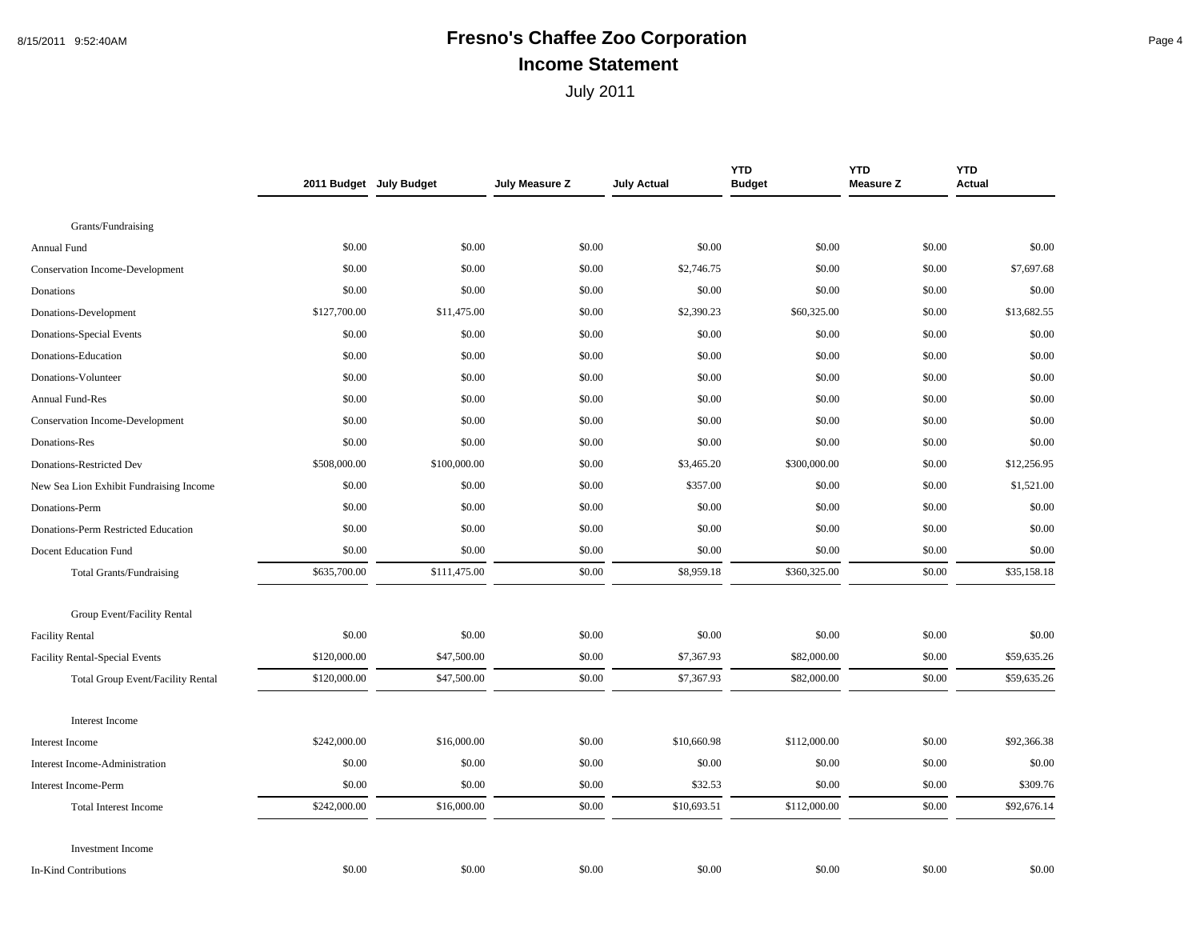# Fresno's Chaffee Zoo Corporation

## Income Statement

July 2011

| | 2011 Budget | July Budget | July Measure Z | July Actual | YTD Budget | YTD Measure Z | YTD Actual |
|---|---|---|---|---|---|---|---|
| Grants/Fundraising | | | | | | | |
| Annual Fund | $0.00 | $0.00 | $0.00 | $0.00 | $0.00 | $0.00 | $0.00 |
| Conservation Income-Development | $0.00 | $0.00 | $0.00 | $2,746.75 | $0.00 | $0.00 | $7,697.68 |
| Donations | $0.00 | $0.00 | $0.00 | $0.00 | $0.00 | $0.00 | $0.00 |
| Donations-Development | $127,700.00 | $11,475.00 | $0.00 | $2,390.23 | $60,325.00 | $0.00 | $13,682.55 |
| Donations-Special Events | $0.00 | $0.00 | $0.00 | $0.00 | $0.00 | $0.00 | $0.00 |
| Donations-Education | $0.00 | $0.00 | $0.00 | $0.00 | $0.00 | $0.00 | $0.00 |
| Donations-Volunteer | $0.00 | $0.00 | $0.00 | $0.00 | $0.00 | $0.00 | $0.00 |
| Annual Fund-Res | $0.00 | $0.00 | $0.00 | $0.00 | $0.00 | $0.00 | $0.00 |
| Conservation Income-Development | $0.00 | $0.00 | $0.00 | $0.00 | $0.00 | $0.00 | $0.00 |
| Donations-Res | $0.00 | $0.00 | $0.00 | $0.00 | $0.00 | $0.00 | $0.00 |
| Donations-Restricted Dev | $508,000.00 | $100,000.00 | $0.00 | $3,465.20 | $300,000.00 | $0.00 | $12,256.95 |
| New Sea Lion Exhibit Fundraising Income | $0.00 | $0.00 | $0.00 | $357.00 | $0.00 | $0.00 | $1,521.00 |
| Donations-Perm | $0.00 | $0.00 | $0.00 | $0.00 | $0.00 | $0.00 | $0.00 |
| Donations-Perm Restricted Education | $0.00 | $0.00 | $0.00 | $0.00 | $0.00 | $0.00 | $0.00 |
| Docent Education Fund | $0.00 | $0.00 | $0.00 | $0.00 | $0.00 | $0.00 | $0.00 |
| Total Grants/Fundraising | $635,700.00 | $111,475.00 | $0.00 | $8,959.18 | $360,325.00 | $0.00 | $35,158.18 |
| Group Event/Facility Rental | | | | | | | |
| Facility Rental | $0.00 | $0.00 | $0.00 | $0.00 | $0.00 | $0.00 | $0.00 |
| Facility Rental-Special Events | $120,000.00 | $47,500.00 | $0.00 | $7,367.93 | $82,000.00 | $0.00 | $59,635.26 |
| Total Group Event/Facility Rental | $120,000.00 | $47,500.00 | $0.00 | $7,367.93 | $82,000.00 | $0.00 | $59,635.26 |
| Interest Income | | | | | | | |
| Interest Income | $242,000.00 | $16,000.00 | $0.00 | $10,660.98 | $112,000.00 | $0.00 | $92,366.38 |
| Interest Income-Administration | $0.00 | $0.00 | $0.00 | $0.00 | $0.00 | $0.00 | $0.00 |
| Interest Income-Perm | $0.00 | $0.00 | $0.00 | $32.53 | $0.00 | $0.00 | $309.76 |
| Total Interest Income | $242,000.00 | $16,000.00 | $0.00 | $10,693.51 | $112,000.00 | $0.00 | $92,676.14 |
| Investment Income | | | | | | | |
| In-Kind Contributions | $0.00 | $0.00 | $0.00 | $0.00 | $0.00 | $0.00 | $0.00 |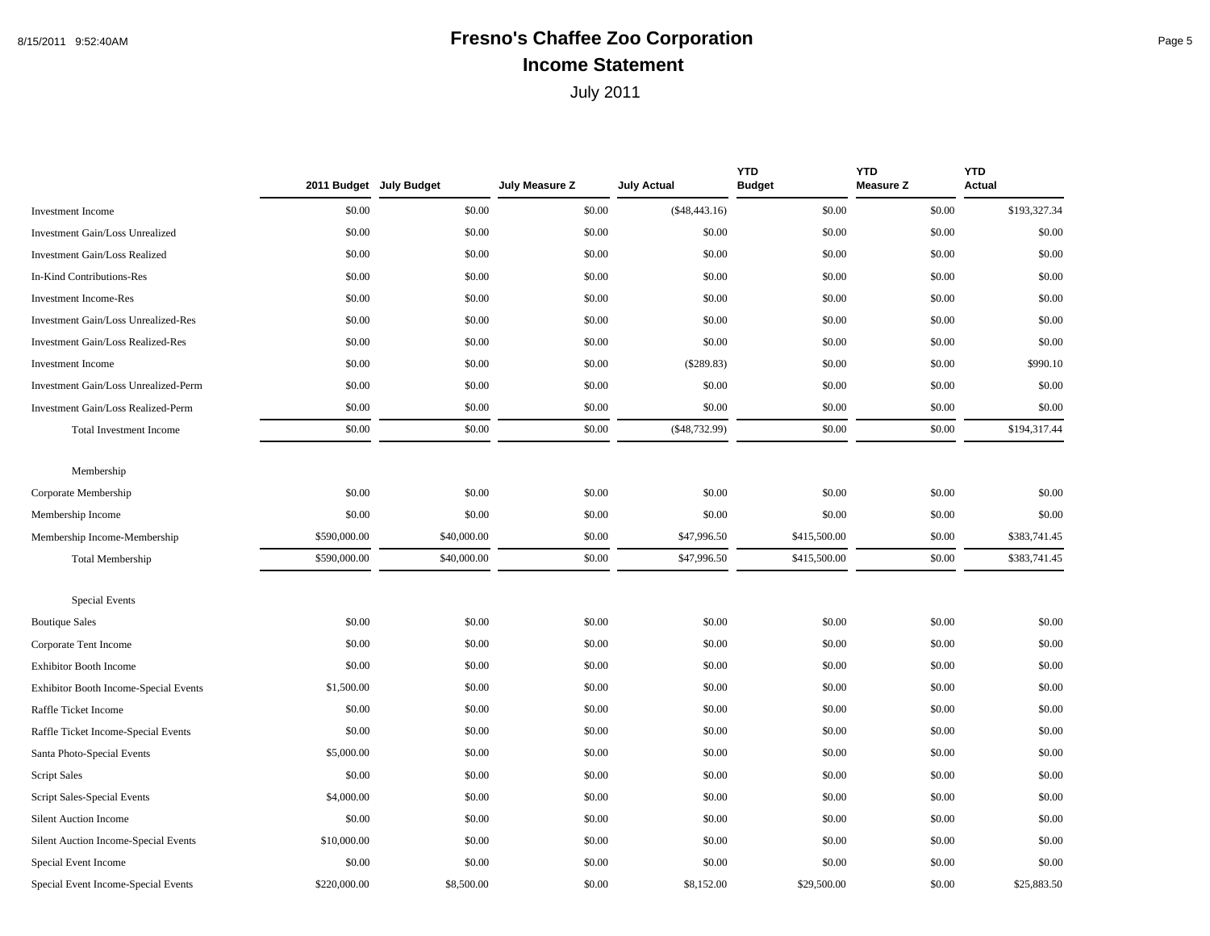# Fresno's Chaffee Zoo Corporation

## Income Statement

July 2011

| | 2011 Budget | July Budget | July Measure Z | July Actual | YTD Budget | YTD Measure Z | YTD Actual |
|---|---|---|---|---|---|---|---|
| Investment Income | $0.00 | $0.00 | $0.00 | ($48,443.16) | $0.00 | $0.00 | $193,327.34 |
| Investment Gain/Loss Unrealized | $0.00 | $0.00 | $0.00 | $0.00 | $0.00 | $0.00 | $0.00 |
| Investment Gain/Loss Realized | $0.00 | $0.00 | $0.00 | $0.00 | $0.00 | $0.00 | $0.00 |
| In-Kind Contributions-Res | $0.00 | $0.00 | $0.00 | $0.00 | $0.00 | $0.00 | $0.00 |
| Investment Income-Res | $0.00 | $0.00 | $0.00 | $0.00 | $0.00 | $0.00 | $0.00 |
| Investment Gain/Loss Unrealized-Res | $0.00 | $0.00 | $0.00 | $0.00 | $0.00 | $0.00 | $0.00 |
| Investment Gain/Loss Realized-Res | $0.00 | $0.00 | $0.00 | $0.00 | $0.00 | $0.00 | $0.00 |
| Investment Income | $0.00 | $0.00 | $0.00 | ($289.83) | $0.00 | $0.00 | $990.10 |
| Investment Gain/Loss Unrealized-Perm | $0.00 | $0.00 | $0.00 | $0.00 | $0.00 | $0.00 | $0.00 |
| Investment Gain/Loss Realized-Perm | $0.00 | $0.00 | $0.00 | $0.00 | $0.00 | $0.00 | $0.00 |
| Total Investment Income | $0.00 | $0.00 | $0.00 | ($48,732.99) | $0.00 | $0.00 | $194,317.44 |
| Membership | | | | | | | |
| Corporate Membership | $0.00 | $0.00 | $0.00 | $0.00 | $0.00 | $0.00 | $0.00 |
| Membership Income | $0.00 | $0.00 | $0.00 | $0.00 | $0.00 | $0.00 | $0.00 |
| Membership Income-Membership | $590,000.00 | $40,000.00 | $0.00 | $47,996.50 | $415,500.00 | $0.00 | $383,741.45 |
| Total Membership | $590,000.00 | $40,000.00 | $0.00 | $47,996.50 | $415,500.00 | $0.00 | $383,741.45 |
| Special Events | | | | | | | |
| Boutique Sales | $0.00 | $0.00 | $0.00 | $0.00 | $0.00 | $0.00 | $0.00 |
| Corporate Tent Income | $0.00 | $0.00 | $0.00 | $0.00 | $0.00 | $0.00 | $0.00 |
| Exhibitor Booth Income | $0.00 | $0.00 | $0.00 | $0.00 | $0.00 | $0.00 | $0.00 |
| Exhibitor Booth Income-Special Events | $1,500.00 | $0.00 | $0.00 | $0.00 | $0.00 | $0.00 | $0.00 |
| Raffle Ticket Income | $0.00 | $0.00 | $0.00 | $0.00 | $0.00 | $0.00 | $0.00 |
| Raffle Ticket Income-Special Events | $0.00 | $0.00 | $0.00 | $0.00 | $0.00 | $0.00 | $0.00 |
| Santa Photo-Special Events | $5,000.00 | $0.00 | $0.00 | $0.00 | $0.00 | $0.00 | $0.00 |
| Script Sales | $0.00 | $0.00 | $0.00 | $0.00 | $0.00 | $0.00 | $0.00 |
| Script Sales-Special Events | $4,000.00 | $0.00 | $0.00 | $0.00 | $0.00 | $0.00 | $0.00 |
| Silent Auction Income | $0.00 | $0.00 | $0.00 | $0.00 | $0.00 | $0.00 | $0.00 |
| Silent Auction Income-Special Events | $10,000.00 | $0.00 | $0.00 | $0.00 | $0.00 | $0.00 | $0.00 |
| Special Event Income | $0.00 | $0.00 | $0.00 | $0.00 | $0.00 | $0.00 | $0.00 |
| Special Event Income-Special Events | $220,000.00 | $8,500.00 | $0.00 | $8,152.00 | $29,500.00 | $0.00 | $25,883.50 |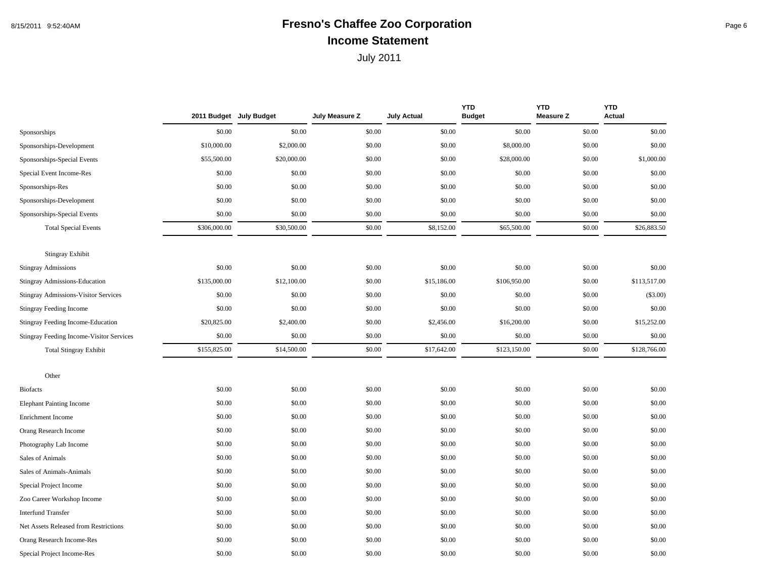# Fresno's Chaffee Zoo Corporation

## Income Statement

July 2011

| | 2011 Budget | July Budget | July Measure Z | July Actual | YTD Budget | YTD Measure Z | YTD Actual |
|---|---|---|---|---|---|---|---|
| Sponsorships | $0.00 | $0.00 | $0.00 | $0.00 | $0.00 | $0.00 | $0.00 |
| Sponsorships-Development | $10,000.00 | $2,000.00 | $0.00 | $0.00 | $8,000.00 | $0.00 | $0.00 |
| Sponsorships-Special Events | $55,500.00 | $20,000.00 | $0.00 | $0.00 | $28,000.00 | $0.00 | $1,000.00 |
| Special Event Income-Res | $0.00 | $0.00 | $0.00 | $0.00 | $0.00 | $0.00 | $0.00 |
| Sponsorships-Res | $0.00 | $0.00 | $0.00 | $0.00 | $0.00 | $0.00 | $0.00 |
| Sponsorships-Development | $0.00 | $0.00 | $0.00 | $0.00 | $0.00 | $0.00 | $0.00 |
| Sponsorships-Special Events | $0.00 | $0.00 | $0.00 | $0.00 | $0.00 | $0.00 | $0.00 |
| Total Special Events | $306,000.00 | $30,500.00 | $0.00 | $8,152.00 | $65,500.00 | $0.00 | $26,883.50 |
| **Stingray Exhibit** | | | | | | | |
| Stingray Admissions | $0.00 | $0.00 | $0.00 | $0.00 | $0.00 | $0.00 | $0.00 |
| Stingray Admissions-Education | $135,000.00 | $12,100.00 | $0.00 | $15,186.00 | $106,950.00 | $0.00 | $113,517.00 |
| Stingray Admissions-Visitor Services | $0.00 | $0.00 | $0.00 | $0.00 | $0.00 | $0.00 | ($3.00) |
| Stingray Feeding Income | $0.00 | $0.00 | $0.00 | $0.00 | $0.00 | $0.00 | $0.00 |
| Stingray Feeding Income-Education | $20,825.00 | $2,400.00 | $0.00 | $2,456.00 | $16,200.00 | $0.00 | $15,252.00 |
| Stingray Feeding Income-Visitor Services | $0.00 | $0.00 | $0.00 | $0.00 | $0.00 | $0.00 | $0.00 |
| Total Stingray Exhibit | $155,825.00 | $14,500.00 | $0.00 | $17,642.00 | $123,150.00 | $0.00 | $128,766.00 |
| **Other** | | | | | | | |
| Biofacts | $0.00 | $0.00 | $0.00 | $0.00 | $0.00 | $0.00 | $0.00 |
| Elephant Painting Income | $0.00 | $0.00 | $0.00 | $0.00 | $0.00 | $0.00 | $0.00 |
| Enrichment Income | $0.00 | $0.00 | $0.00 | $0.00 | $0.00 | $0.00 | $0.00 |
| Orang Research Income | $0.00 | $0.00 | $0.00 | $0.00 | $0.00 | $0.00 | $0.00 |
| Photography Lab Income | $0.00 | $0.00 | $0.00 | $0.00 | $0.00 | $0.00 | $0.00 |
| Sales of Animals | $0.00 | $0.00 | $0.00 | $0.00 | $0.00 | $0.00 | $0.00 |
| Sales of Animals-Animals | $0.00 | $0.00 | $0.00 | $0.00 | $0.00 | $0.00 | $0.00 |
| Special Project Income | $0.00 | $0.00 | $0.00 | $0.00 | $0.00 | $0.00 | $0.00 |
| Zoo Career Workshop Income | $0.00 | $0.00 | $0.00 | $0.00 | $0.00 | $0.00 | $0.00 |
| Interfund Transfer | $0.00 | $0.00 | $0.00 | $0.00 | $0.00 | $0.00 | $0.00 |
| Net Assets Released from Restrictions | $0.00 | $0.00 | $0.00 | $0.00 | $0.00 | $0.00 | $0.00 |
| Orang Research Income-Res | $0.00 | $0.00 | $0.00 | $0.00 | $0.00 | $0.00 | $0.00 |
| Special Project Income-Res | $0.00 | $0.00 | $0.00 | $0.00 | $0.00 | $0.00 | $0.00 |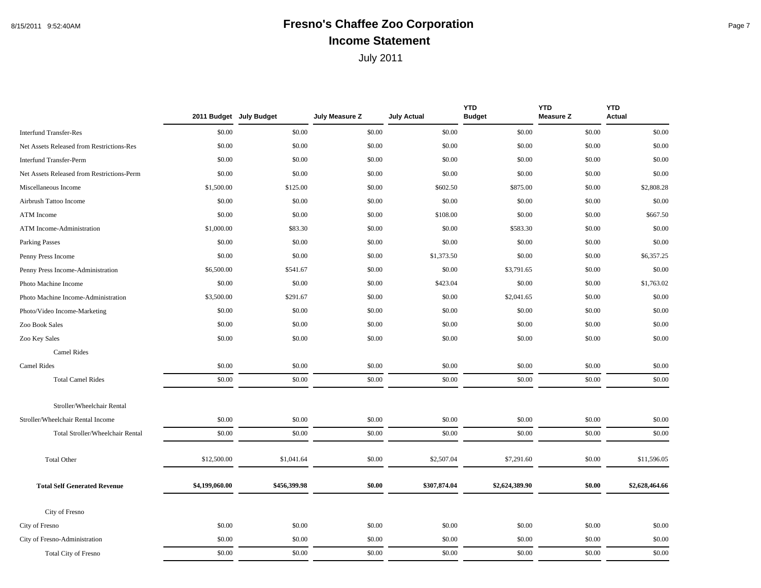# Fresno's Chaffee Zoo Corporation

## Income Statement

July 2011

| | 2011 Budget | July Budget | July Measure Z | July Actual | YTD Budget | YTD Measure Z | YTD Actual |
|---|---|---|---|---|---|---|---|
| Interfund Transfer-Res | $0.00 | $0.00 | $0.00 | $0.00 | $0.00 | $0.00 | $0.00 |
| Net Assets Released from Restrictions-Res | $0.00 | $0.00 | $0.00 | $0.00 | $0.00 | $0.00 | $0.00 |
| Interfund Transfer-Perm | $0.00 | $0.00 | $0.00 | $0.00 | $0.00 | $0.00 | $0.00 |
| Net Assets Released from Restrictions-Perm | $0.00 | $0.00 | $0.00 | $0.00 | $0.00 | $0.00 | $0.00 |
| Miscellaneous Income | $1,500.00 | $125.00 | $0.00 | $602.50 | $875.00 | $0.00 | $2,808.28 |
| Airbrush Tattoo Income | $0.00 | $0.00 | $0.00 | $0.00 | $0.00 | $0.00 | $0.00 |
| ATM Income | $0.00 | $0.00 | $0.00 | $108.00 | $0.00 | $0.00 | $667.50 |
| ATM Income-Administration | $1,000.00 | $83.30 | $0.00 | $0.00 | $583.30 | $0.00 | $0.00 |
| Parking Passes | $0.00 | $0.00 | $0.00 | $0.00 | $0.00 | $0.00 | $0.00 |
| Penny Press Income | $0.00 | $0.00 | $0.00 | $1,373.50 | $0.00 | $0.00 | $6,357.25 |
| Penny Press Income-Administration | $6,500.00 | $541.67 | $0.00 | $0.00 | $3,791.65 | $0.00 | $0.00 |
| Photo Machine Income | $0.00 | $0.00 | $0.00 | $423.04 | $0.00 | $0.00 | $1,763.02 |
| Photo Machine Income-Administration | $3,500.00 | $291.67 | $0.00 | $0.00 | $2,041.65 | $0.00 | $0.00 |
| Photo/Video Income-Marketing | $0.00 | $0.00 | $0.00 | $0.00 | $0.00 | $0.00 | $0.00 |
| Zoo Book Sales | $0.00 | $0.00 | $0.00 | $0.00 | $0.00 | $0.00 | $0.00 |
| Zoo Key Sales | $0.00 | $0.00 | $0.00 | $0.00 | $0.00 | $0.00 | $0.00 |
| Camel Rides | | | | | | | |
| Camel Rides | $0.00 | $0.00 | $0.00 | $0.00 | $0.00 | $0.00 | $0.00 |
| Total Camel Rides | $0.00 | $0.00 | $0.00 | $0.00 | $0.00 | $0.00 | $0.00 |
| Stroller/Wheelchair Rental | | | | | | | |
| Stroller/Wheelchair Rental Income | $0.00 | $0.00 | $0.00 | $0.00 | $0.00 | $0.00 | $0.00 |
| Total Stroller/Wheelchair Rental | $0.00 | $0.00 | $0.00 | $0.00 | $0.00 | $0.00 | $0.00 |
| Total Other | $12,500.00 | $1,041.64 | $0.00 | $2,507.04 | $7,291.60 | $0.00 | $11,596.05 |
| **Total Self Generated Revenue** | **$4,199,060.00** | **$456,399.98** | **$0.00** | **$307,874.04** | **$2,624,389.90** | **$0.00** | **$2,628,464.66** |
| City of Fresno | | | | | | | |
| City of Fresno | $0.00 | $0.00 | $0.00 | $0.00 | $0.00 | $0.00 | $0.00 |
| City of Fresno-Administration | $0.00 | $0.00 | $0.00 | $0.00 | $0.00 | $0.00 | $0.00 |
| Total City of Fresno | $0.00 | $0.00 | $0.00 | $0.00 | $0.00 | $0.00 | $0.00 |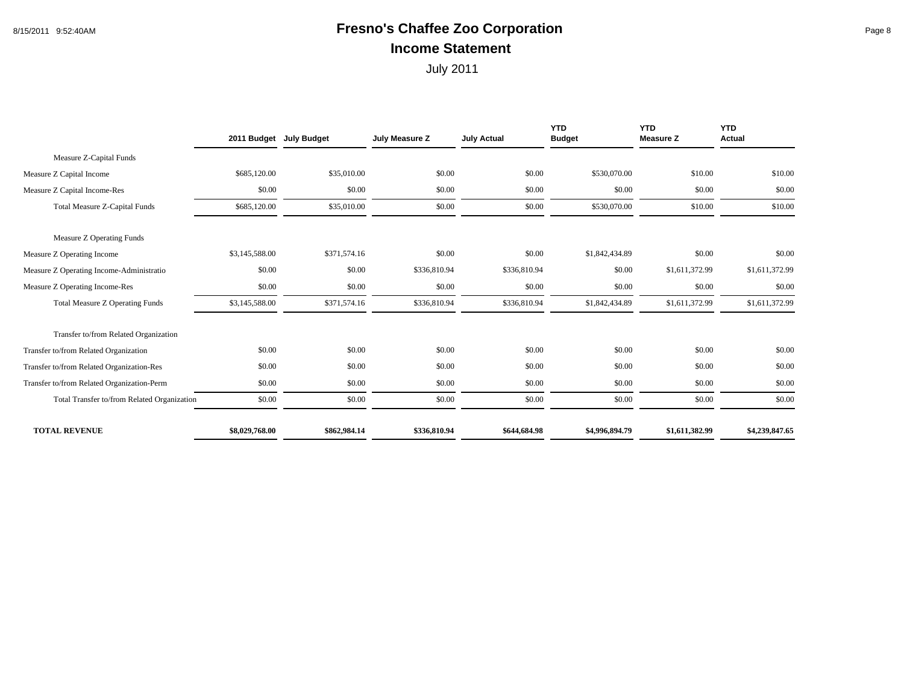# Fresno's Chaffee Zoo Corporation

## Income Statement

July 2011

| | 2011 Budget | July Budget | July Measure Z | July Actual | YTD Budget | YTD Measure Z | YTD Actual |
|---|---|---|---|---|---|---|---|
| Measure Z-Capital Funds | | | | | | | |
| Measure Z Capital Income | $685,120.00 | $35,010.00 | $0.00 | $0.00 | $530,070.00 | $10.00 | $10.00 |
| Measure Z Capital Income-Res | $0.00 | $0.00 | $0.00 | $0.00 | $0.00 | $0.00 | $0.00 |
| Total Measure Z-Capital Funds | $685,120.00 | $35,010.00 | $0.00 | $0.00 | $530,070.00 | $10.00 | $10.00 |
| Measure Z Operating Funds | | | | | | | |
| Measure Z Operating Income | $3,145,588.00 | $371,574.16 | $0.00 | $0.00 | $1,842,434.89 | $0.00 | $0.00 |
| Measure Z Operating Income-Administratio | $0.00 | $0.00 | $336,810.94 | $336,810.94 | $0.00 | $1,611,372.99 | $1,611,372.99 |
| Measure Z Operating Income-Res | $0.00 | $0.00 | $0.00 | $0.00 | $0.00 | $0.00 | $0.00 |
| Total Measure Z Operating Funds | $3,145,588.00 | $371,574.16 | $336,810.94 | $336,810.94 | $1,842,434.89 | $1,611,372.99 | $1,611,372.99 |
| Transfer to/from Related Organization | | | | | | | |
| Transfer to/from Related Organization | $0.00 | $0.00 | $0.00 | $0.00 | $0.00 | $0.00 | $0.00 |
| Transfer to/from Related Organization-Res | $0.00 | $0.00 | $0.00 | $0.00 | $0.00 | $0.00 | $0.00 |
| Transfer to/from Related Organization-Perm | $0.00 | $0.00 | $0.00 | $0.00 | $0.00 | $0.00 | $0.00 |
| Total Transfer to/from Related Organization | $0.00 | $0.00 | $0.00 | $0.00 | $0.00 | $0.00 | $0.00 |
| **TOTAL REVENUE** | **$8,029,768.00** | **$862,984.14** | **$336,810.94** | **$644,684.98** | **$4,996,894.79** | **$1,611,382.99** | **$4,239,847.65** |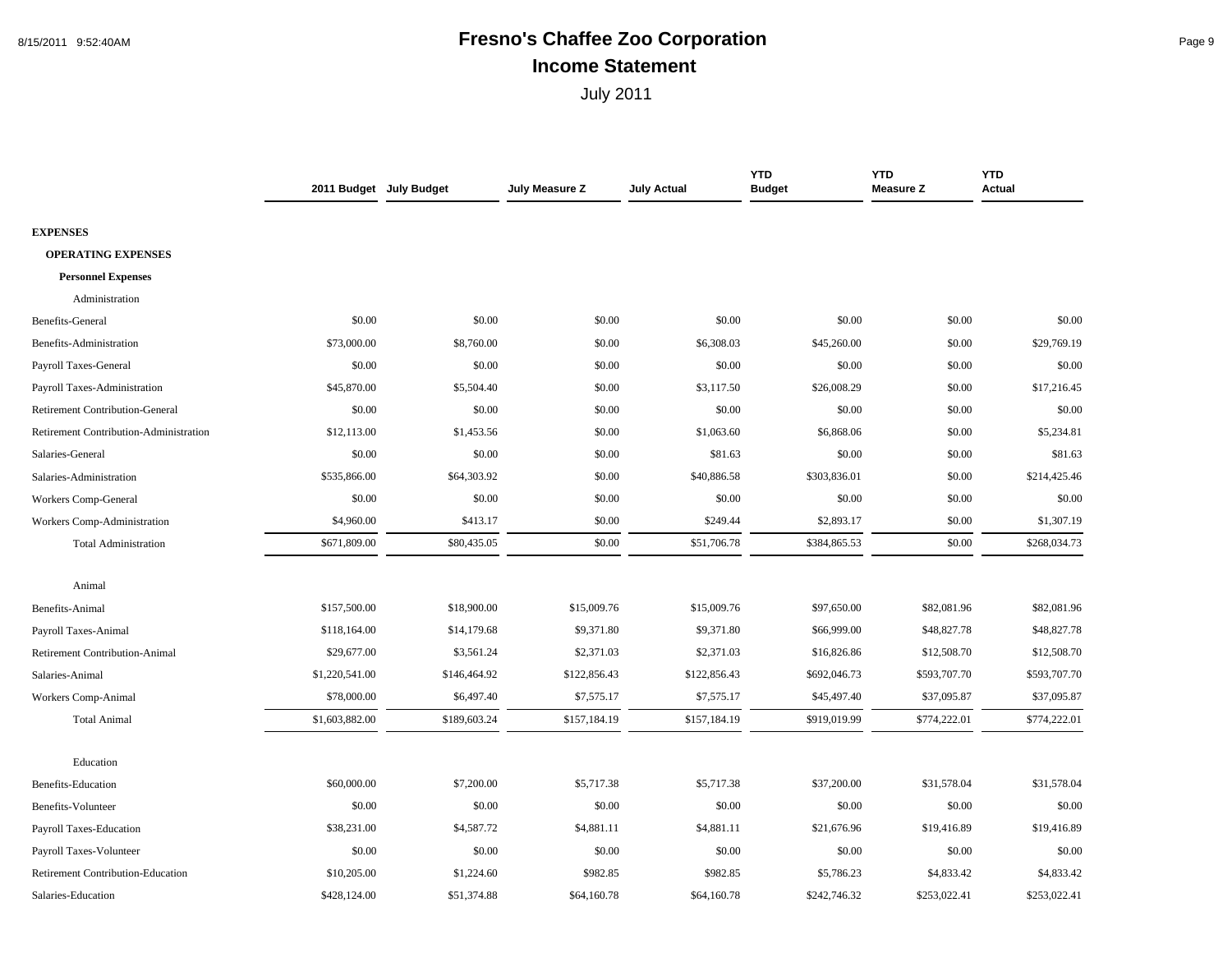# Fresno's Chaffee Zoo Corporation

## Income Statement

July 2011

| | 2011 Budget | July Budget | July Measure Z | July Actual | YTD Budget | YTD Measure Z | YTD Actual |
|---|---|---|---|---|---|---|---|
| **EXPENSES** | | | | | | | |
| **OPERATING EXPENSES** | | | | | | | |
| **Personnel Expenses** | | | | | | | |
| Administration | | | | | | | |
| Benefits-General | $0.00 | $0.00 | $0.00 | $0.00 | $0.00 | $0.00 | $0.00 |
| Benefits-Administration | $73,000.00 | $8,760.00 | $0.00 | $6,308.03 | $45,260.00 | $0.00 | $29,769.19 |
| Payroll Taxes-General | $0.00 | $0.00 | $0.00 | $0.00 | $0.00 | $0.00 | $0.00 |
| Payroll Taxes-Administration | $45,870.00 | $5,504.40 | $0.00 | $3,117.50 | $26,008.29 | $0.00 | $17,216.45 |
| Retirement Contribution-General | $0.00 | $0.00 | $0.00 | $0.00 | $0.00 | $0.00 | $0.00 |
| Retirement Contribution-Administration | $12,113.00 | $1,453.56 | $0.00 | $1,063.60 | $6,868.06 | $0.00 | $5,234.81 |
| Salaries-General | $0.00 | $0.00 | $0.00 | $81.63 | $0.00 | $0.00 | $81.63 |
| Salaries-Administration | $535,866.00 | $64,303.92 | $0.00 | $40,886.58 | $303,836.01 | $0.00 | $214,425.46 |
| Workers Comp-General | $0.00 | $0.00 | $0.00 | $0.00 | $0.00 | $0.00 | $0.00 |
| Workers Comp-Administration | $4,960.00 | $413.17 | $0.00 | $249.44 | $2,893.17 | $0.00 | $1,307.19 |
| Total Administration | $671,809.00 | $80,435.05 | $0.00 | $51,706.78 | $384,865.53 | $0.00 | $268,034.73 |
| Animal | | | | | | | |
| Benefits-Animal | $157,500.00 | $18,900.00 | $15,009.76 | $15,009.76 | $97,650.00 | $82,081.96 | $82,081.96 |
| Payroll Taxes-Animal | $118,164.00 | $14,179.68 | $9,371.80 | $9,371.80 | $66,999.00 | $48,827.78 | $48,827.78 |
| Retirement Contribution-Animal | $29,677.00 | $3,561.24 | $2,371.03 | $2,371.03 | $16,826.86 | $12,508.70 | $12,508.70 |
| Salaries-Animal | $1,220,541.00 | $146,464.92 | $122,856.43 | $122,856.43 | $692,046.73 | $593,707.70 | $593,707.70 |
| Workers Comp-Animal | $78,000.00 | $6,497.40 | $7,575.17 | $7,575.17 | $45,497.40 | $37,095.87 | $37,095.87 |
| Total Animal | $1,603,882.00 | $189,603.24 | $157,184.19 | $157,184.19 | $919,019.99 | $774,222.01 | $774,222.01 |
| Education | | | | | | | |
| Benefits-Education | $60,000.00 | $7,200.00 | $5,717.38 | $5,717.38 | $37,200.00 | $31,578.04 | $31,578.04 |
| Benefits-Volunteer | $0.00 | $0.00 | $0.00 | $0.00 | $0.00 | $0.00 | $0.00 |
| Payroll Taxes-Education | $38,231.00 | $4,587.72 | $4,881.11 | $4,881.11 | $21,676.96 | $19,416.89 | $19,416.89 |
| Payroll Taxes-Volunteer | $0.00 | $0.00 | $0.00 | $0.00 | $0.00 | $0.00 | $0.00 |
| Retirement Contribution-Education | $10,205.00 | $1,224.60 | $982.85 | $982.85 | $5,786.23 | $4,833.42 | $4,833.42 |
| Salaries-Education | $428,124.00 | $51,374.88 | $64,160.78 | $64,160.78 | $242,746.32 | $253,022.41 | $253,022.41 |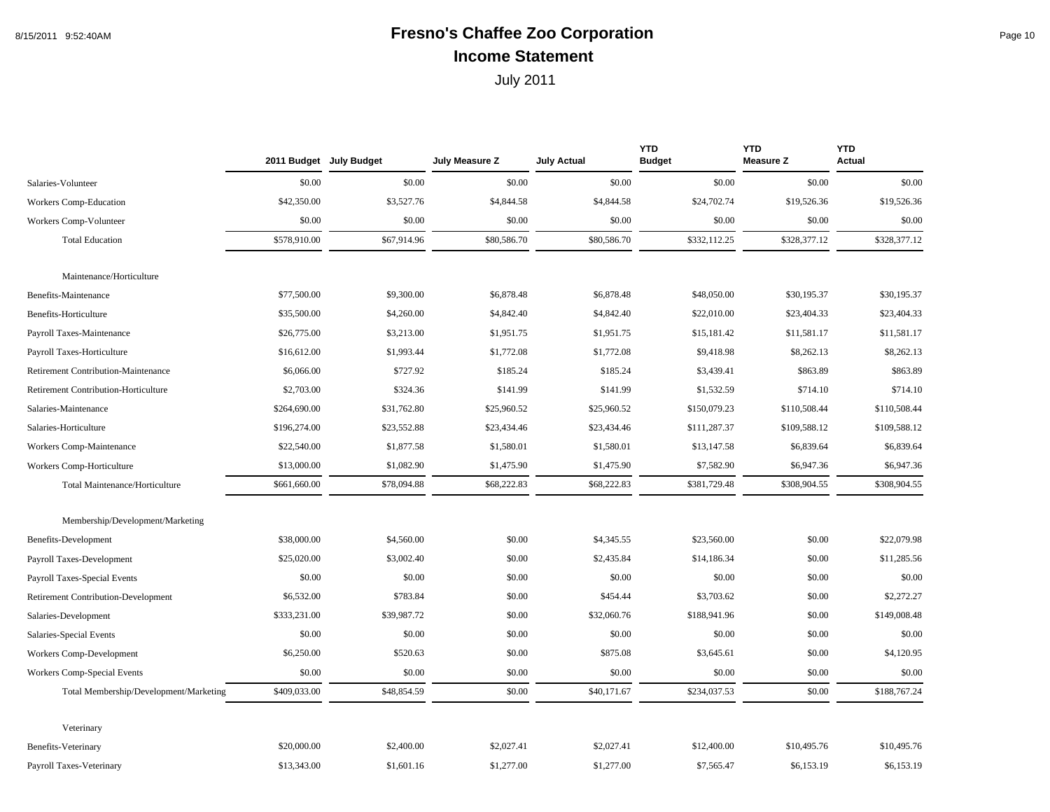# Fresno's Chaffee Zoo Corporation

## Income Statement

July 2011

| | 2011 Budget | July Budget | July Measure Z | July Actual | YTD Budget | YTD Measure Z | YTD Actual |
|---|---|---|---|---|---|---|---|
| Salaries-Volunteer | $0.00 | $0.00 | $0.00 | $0.00 | $0.00 | $0.00 | $0.00 |
| Workers Comp-Education | $42,350.00 | $3,527.76 | $4,844.58 | $4,844.58 | $24,702.74 | $19,526.36 | $19,526.36 |
| Workers Comp-Volunteer | $0.00 | $0.00 | $0.00 | $0.00 | $0.00 | $0.00 | $0.00 |
| Total Education | $578,910.00 | $67,914.96 | $80,586.70 | $80,586.70 | $332,112.25 | $328,377.12 | $328,377.12 |
| Maintenance/Horticulture | | | | | | | |
| Benefits-Maintenance | $77,500.00 | $9,300.00 | $6,878.48 | $6,878.48 | $48,050.00 | $30,195.37 | $30,195.37 |
| Benefits-Horticulture | $35,500.00 | $4,260.00 | $4,842.40 | $4,842.40 | $22,010.00 | $23,404.33 | $23,404.33 |
| Payroll Taxes-Maintenance | $26,775.00 | $3,213.00 | $1,951.75 | $1,951.75 | $15,181.42 | $11,581.17 | $11,581.17 |
| Payroll Taxes-Horticulture | $16,612.00 | $1,993.44 | $1,772.08 | $1,772.08 | $9,418.98 | $8,262.13 | $8,262.13 |
| Retirement Contribution-Maintenance | $6,066.00 | $727.92 | $185.24 | $185.24 | $3,439.41 | $863.89 | $863.89 |
| Retirement Contribution-Horticulture | $2,703.00 | $324.36 | $141.99 | $141.99 | $1,532.59 | $714.10 | $714.10 |
| Salaries-Maintenance | $264,690.00 | $31,762.80 | $25,960.52 | $25,960.52 | $150,079.23 | $110,508.44 | $110,508.44 |
| Salaries-Horticulture | $196,274.00 | $23,552.88 | $23,434.46 | $23,434.46 | $111,287.37 | $109,588.12 | $109,588.12 |
| Workers Comp-Maintenance | $22,540.00 | $1,877.58 | $1,580.01 | $1,580.01 | $13,147.58 | $6,839.64 | $6,839.64 |
| Workers Comp-Horticulture | $13,000.00 | $1,082.90 | $1,475.90 | $1,475.90 | $7,582.90 | $6,947.36 | $6,947.36 |
| Total Maintenance/Horticulture | $661,660.00 | $78,094.88 | $68,222.83 | $68,222.83 | $381,729.48 | $308,904.55 | $308,904.55 |
| Membership/Development/Marketing | | | | | | | |
| Benefits-Development | $38,000.00 | $4,560.00 | $0.00 | $4,345.55 | $23,560.00 | $0.00 | $22,079.98 |
| Payroll Taxes-Development | $25,020.00 | $3,002.40 | $0.00 | $2,435.84 | $14,186.34 | $0.00 | $11,285.56 |
| Payroll Taxes-Special Events | $0.00 | $0.00 | $0.00 | $0.00 | $0.00 | $0.00 | $0.00 |
| Retirement Contribution-Development | $6,532.00 | $783.84 | $0.00 | $454.44 | $3,703.62 | $0.00 | $2,272.27 |
| Salaries-Development | $333,231.00 | $39,987.72 | $0.00 | $32,060.76 | $188,941.96 | $0.00 | $149,008.48 |
| Salaries-Special Events | $0.00 | $0.00 | $0.00 | $0.00 | $0.00 | $0.00 | $0.00 |
| Workers Comp-Development | $6,250.00 | $520.63 | $0.00 | $875.08 | $3,645.61 | $0.00 | $4,120.95 |
| Workers Comp-Special Events | $0.00 | $0.00 | $0.00 | $0.00 | $0.00 | $0.00 | $0.00 |
| Total Membership/Development/Marketing | $409,033.00 | $48,854.59 | $0.00 | $40,171.67 | $234,037.53 | $0.00 | $188,767.24 |
| Veterinary | | | | | | | |
| Benefits-Veterinary | $20,000.00 | $2,400.00 | $2,027.41 | $2,027.41 | $12,400.00 | $10,495.76 | $10,495.76 |
| Payroll Taxes-Veterinary | $13,343.00 | $1,601.16 | $1,277.00 | $1,277.00 | $7,565.47 | $6,153.19 | $6,153.19 |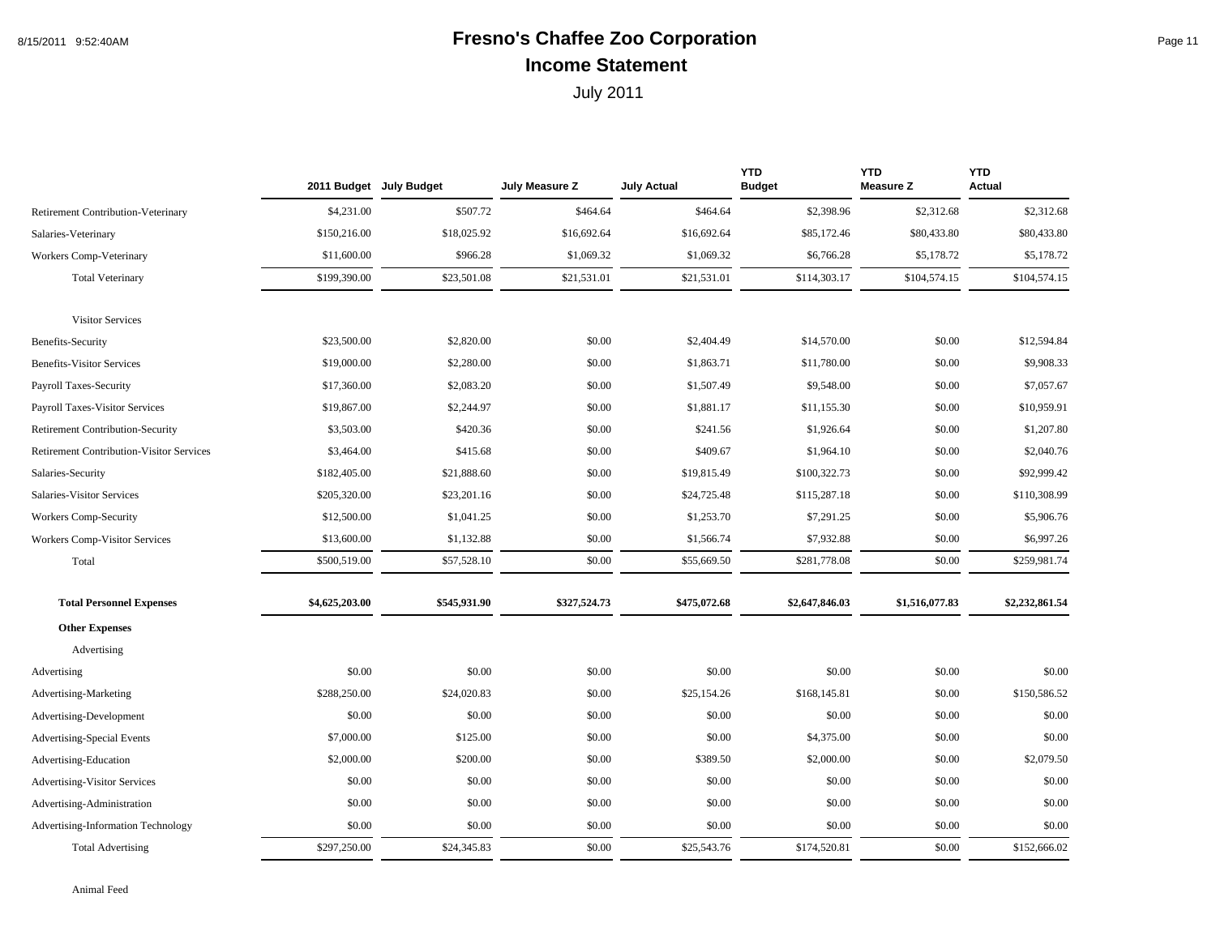# Fresno's Chaffee Zoo Corporation

## Income Statement

July 2011

| | 2011 Budget | July Budget | July Measure Z | July Actual | YTD Budget | YTD Measure Z | YTD Actual |
|---|---|---|---|---|---|---|---|
| Retirement Contribution-Veterinary | $4,231.00 | $507.72 | $464.64 | $464.64 | $2,398.96 | $2,312.68 | $2,312.68 |
| Salaries-Veterinary | $150,216.00 | $18,025.92 | $16,692.64 | $16,692.64 | $85,172.46 | $80,433.80 | $80,433.80 |
| Workers Comp-Veterinary | $11,600.00 | $966.28 | $1,069.32 | $1,069.32 | $6,766.28 | $5,178.72 | $5,178.72 |
| Total Veterinary | $199,390.00 | $23,501.08 | $21,531.01 | $21,531.01 | $114,303.17 | $104,574.15 | $104,574.15 |
| Visitor Services | | | | | | | |
| Benefits-Security | $23,500.00 | $2,820.00 | $0.00 | $2,404.49 | $14,570.00 | $0.00 | $12,594.84 |
| Benefits-Visitor Services | $19,000.00 | $2,280.00 | $0.00 | $1,863.71 | $11,780.00 | $0.00 | $9,908.33 |
| Payroll Taxes-Security | $17,360.00 | $2,083.20 | $0.00 | $1,507.49 | $9,548.00 | $0.00 | $7,057.67 |
| Payroll Taxes-Visitor Services | $19,867.00 | $2,244.97 | $0.00 | $1,881.17 | $11,155.30 | $0.00 | $10,959.91 |
| Retirement Contribution-Security | $3,503.00 | $420.36 | $0.00 | $241.56 | $1,926.64 | $0.00 | $1,207.80 |
| Retirement Contribution-Visitor Services | $3,464.00 | $415.68 | $0.00 | $409.67 | $1,964.10 | $0.00 | $2,040.76 |
| Salaries-Security | $182,405.00 | $21,888.60 | $0.00 | $19,815.49 | $100,322.73 | $0.00 | $92,999.42 |
| Salaries-Visitor Services | $205,320.00 | $23,201.16 | $0.00 | $24,725.48 | $115,287.18 | $0.00 | $110,308.99 |
| Workers Comp-Security | $12,500.00 | $1,041.25 | $0.00 | $1,253.70 | $7,291.25 | $0.00 | $5,906.76 |
| Workers Comp-Visitor Services | $13,600.00 | $1,132.88 | $0.00 | $1,566.74 | $7,932.88 | $0.00 | $6,997.26 |
| Total | $500,519.00 | $57,528.10 | $0.00 | $55,669.50 | $281,778.08 | $0.00 | $259,981.74 |
| **Total Personnel Expenses** | **$4,625,203.00** | **$545,931.90** | **$327,524.73** | **$475,072.68** | **$2,647,846.03** | **$1,516,077.83** | **$2,232,861.54** |
| **Other Expenses** | | | | | | | |
| Advertising | | | | | | | |
| Advertising | $0.00 | $0.00 | $0.00 | $0.00 | $0.00 | $0.00 | $0.00 |
| Advertising-Marketing | $288,250.00 | $24,020.83 | $0.00 | $25,154.26 | $168,145.81 | $0.00 | $150,586.52 |
| Advertising-Development | $0.00 | $0.00 | $0.00 | $0.00 | $0.00 | $0.00 | $0.00 |
| Advertising-Special Events | $7,000.00 | $125.00 | $0.00 | $0.00 | $4,375.00 | $0.00 | $0.00 |
| Advertising-Education | $2,000.00 | $200.00 | $0.00 | $389.50 | $2,000.00 | $0.00 | $2,079.50 |
| Advertising-Visitor Services | $0.00 | $0.00 | $0.00 | $0.00 | $0.00 | $0.00 | $0.00 |
| Advertising-Administration | $0.00 | $0.00 | $0.00 | $0.00 | $0.00 | $0.00 | $0.00 |
| Advertising-Information Technology | $0.00 | $0.00 | $0.00 | $0.00 | $0.00 | $0.00 | $0.00 |
| Total Advertising | $297,250.00 | $24,345.83 | $0.00 | $25,543.76 | $174,520.81 | $0.00 | $152,666.02 |
| Animal Feed | | | | | | | |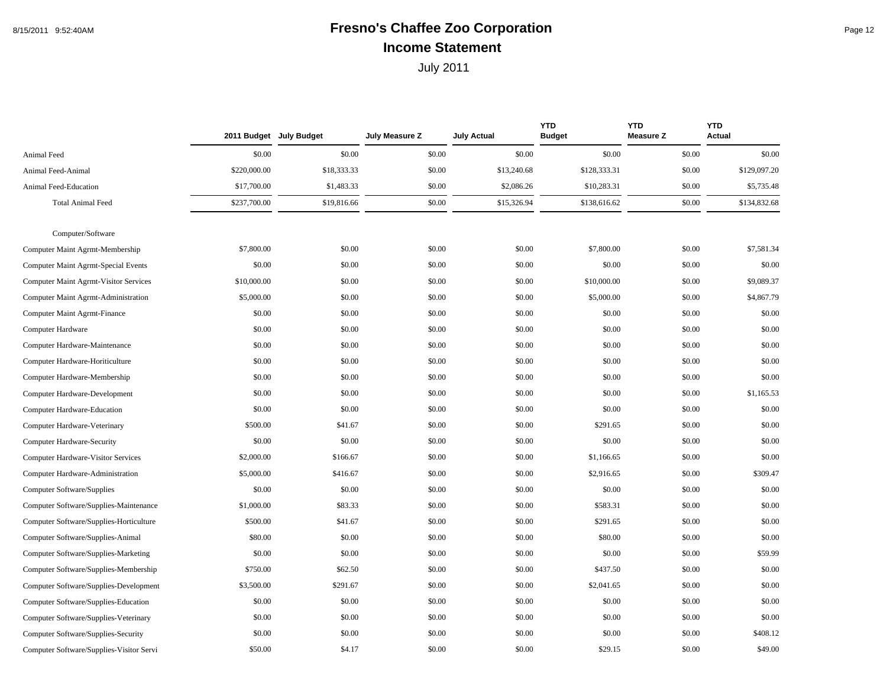# Fresno's Chaffee Zoo Corporation

## Income Statement

July 2011

| | 2011 Budget | July Budget | July Measure Z | July Actual | YTD Budget | YTD Measure Z | YTD Actual |
|---|---|---|---|---|---|---|---|
| Animal Feed | $0.00 | $0.00 | $0.00 | $0.00 | $0.00 | $0.00 | $0.00 |
| Animal Feed-Animal | $220,000.00 | $18,333.33 | $0.00 | $13,240.68 | $128,333.31 | $0.00 | $129,097.20 |
| Animal Feed-Education | $17,700.00 | $1,483.33 | $0.00 | $2,086.26 | $10,283.31 | $0.00 | $5,735.48 |
| Total Animal Feed | $237,700.00 | $19,816.66 | $0.00 | $15,326.94 | $138,616.62 | $0.00 | $134,832.68 |
| Computer/Software | | | | | | | |
| Computer Maint Agrmt-Membership | $7,800.00 | $0.00 | $0.00 | $0.00 | $7,800.00 | $0.00 | $7,581.34 |
| Computer Maint Agrmt-Special Events | $0.00 | $0.00 | $0.00 | $0.00 | $0.00 | $0.00 | $0.00 |
| Computer Maint Agrmt-Visitor Services | $10,000.00 | $0.00 | $0.00 | $0.00 | $10,000.00 | $0.00 | $9,089.37 |
| Computer Maint Agrmt-Administration | $5,000.00 | $0.00 | $0.00 | $0.00 | $5,000.00 | $0.00 | $4,867.79 |
| Computer Maint Agrmt-Finance | $0.00 | $0.00 | $0.00 | $0.00 | $0.00 | $0.00 | $0.00 |
| Computer Hardware | $0.00 | $0.00 | $0.00 | $0.00 | $0.00 | $0.00 | $0.00 |
| Computer Hardware-Maintenance | $0.00 | $0.00 | $0.00 | $0.00 | $0.00 | $0.00 | $0.00 |
| Computer Hardware-Horiticulture | $0.00 | $0.00 | $0.00 | $0.00 | $0.00 | $0.00 | $0.00 |
| Computer Hardware-Membership | $0.00 | $0.00 | $0.00 | $0.00 | $0.00 | $0.00 | $0.00 |
| Computer Hardware-Development | $0.00 | $0.00 | $0.00 | $0.00 | $0.00 | $0.00 | $1,165.53 |
| Computer Hardware-Education | $0.00 | $0.00 | $0.00 | $0.00 | $0.00 | $0.00 | $0.00 |
| Computer Hardware-Veterinary | $500.00 | $41.67 | $0.00 | $0.00 | $291.65 | $0.00 | $0.00 |
| Computer Hardware-Security | $0.00 | $0.00 | $0.00 | $0.00 | $0.00 | $0.00 | $0.00 |
| Computer Hardware-Visitor Services | $2,000.00 | $166.67 | $0.00 | $0.00 | $1,166.65 | $0.00 | $0.00 |
| Computer Hardware-Administration | $5,000.00 | $416.67 | $0.00 | $0.00 | $2,916.65 | $0.00 | $309.47 |
| Computer Software/Supplies | $0.00 | $0.00 | $0.00 | $0.00 | $0.00 | $0.00 | $0.00 |
| Computer Software/Supplies-Maintenance | $1,000.00 | $83.33 | $0.00 | $0.00 | $583.31 | $0.00 | $0.00 |
| Computer Software/Supplies-Horticulture | $500.00 | $41.67 | $0.00 | $0.00 | $291.65 | $0.00 | $0.00 |
| Computer Software/Supplies-Animal | $80.00 | $0.00 | $0.00 | $0.00 | $80.00 | $0.00 | $0.00 |
| Computer Software/Supplies-Marketing | $0.00 | $0.00 | $0.00 | $0.00 | $0.00 | $0.00 | $59.99 |
| Computer Software/Supplies-Membership | $750.00 | $62.50 | $0.00 | $0.00 | $437.50 | $0.00 | $0.00 |
| Computer Software/Supplies-Development | $3,500.00 | $291.67 | $0.00 | $0.00 | $2,041.65 | $0.00 | $0.00 |
| Computer Software/Supplies-Education | $0.00 | $0.00 | $0.00 | $0.00 | $0.00 | $0.00 | $0.00 |
| Computer Software/Supplies-Veterinary | $0.00 | $0.00 | $0.00 | $0.00 | $0.00 | $0.00 | $0.00 |
| Computer Software/Supplies-Security | $0.00 | $0.00 | $0.00 | $0.00 | $0.00 | $0.00 | $408.12 |
| Computer Software/Supplies-Visitor Servi | $50.00 | $4.17 | $0.00 | $0.00 | $29.15 | $0.00 | $49.00 |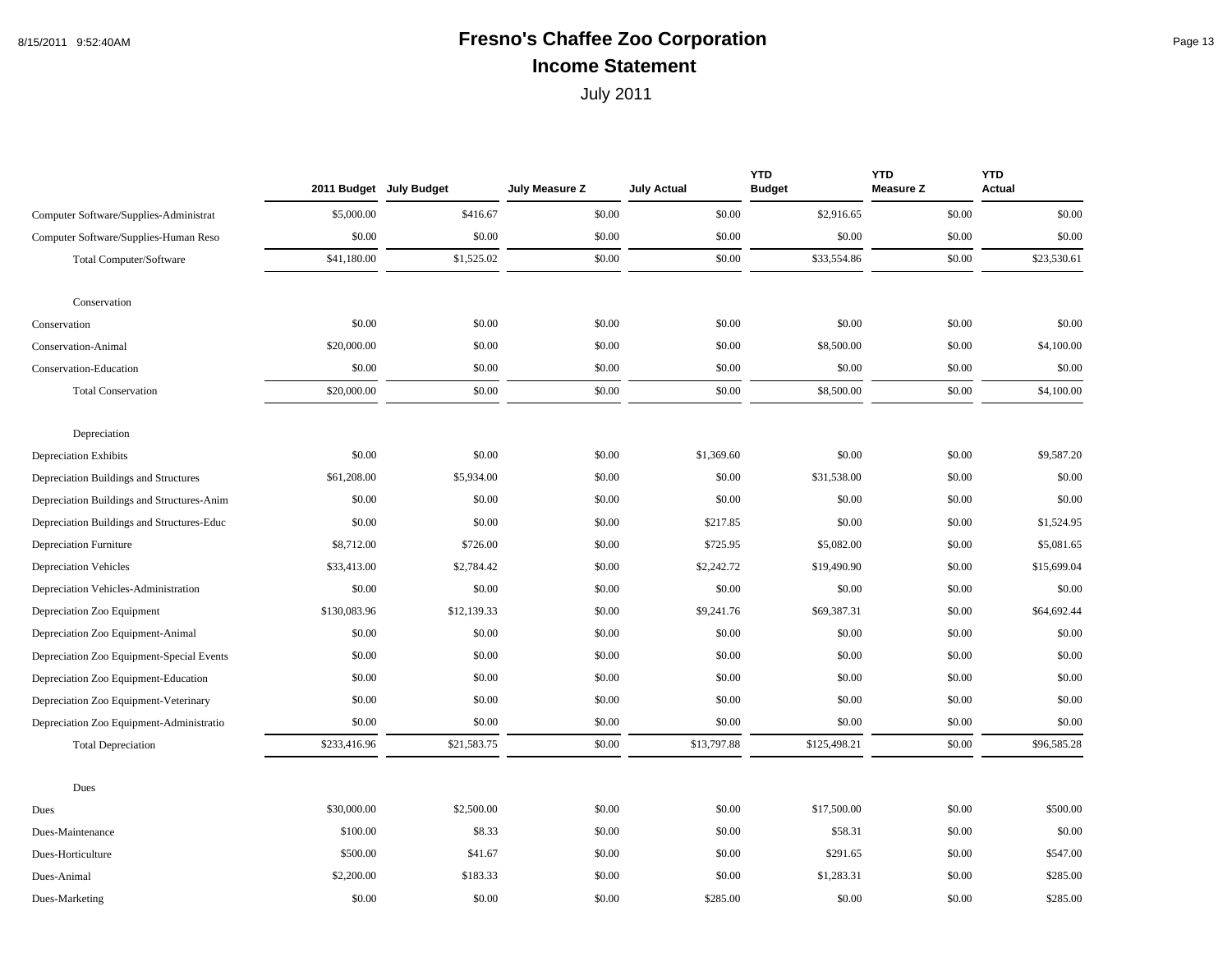# Fresno's Chaffee Zoo Corporation

## Income Statement

July 2011

| | 2011 Budget | July Budget | July Measure Z | July Actual | YTD Budget | YTD Measure Z | YTD Actual |
|---|---|---|---|---|---|---|---|
| Computer Software/Supplies-Administrat | $5,000.00 | $416.67 | $0.00 | $0.00 | $2,916.65 | $0.00 | $0.00 |
| Computer Software/Supplies-Human Reso | $0.00 | $0.00 | $0.00 | $0.00 | $0.00 | $0.00 | $0.00 |
| Total Computer/Software | $41,180.00 | $1,525.02 | $0.00 | $0.00 | $33,554.86 | $0.00 | $23,530.61 |
| Conservation | | | | | | | |
| Conservation | $0.00 | $0.00 | $0.00 | $0.00 | $0.00 | $0.00 | $0.00 |
| Conservation-Animal | $20,000.00 | $0.00 | $0.00 | $0.00 | $8,500.00 | $0.00 | $4,100.00 |
| Conservation-Education | $0.00 | $0.00 | $0.00 | $0.00 | $0.00 | $0.00 | $0.00 |
| Total Conservation | $20,000.00 | $0.00 | $0.00 | $0.00 | $8,500.00 | $0.00 | $4,100.00 |
| Depreciation | | | | | | | |
| Depreciation Exhibits | $0.00 | $0.00 | $0.00 | $1,369.60 | $0.00 | $0.00 | $9,587.20 |
| Depreciation Buildings and Structures | $61,208.00 | $5,934.00 | $0.00 | $0.00 | $31,538.00 | $0.00 | $0.00 |
| Depreciation Buildings and Structures-Anim | $0.00 | $0.00 | $0.00 | $0.00 | $0.00 | $0.00 | $0.00 |
| Depreciation Buildings and Structures-Educ | $0.00 | $0.00 | $0.00 | $217.85 | $0.00 | $0.00 | $1,524.95 |
| Depreciation Furniture | $8,712.00 | $726.00 | $0.00 | $725.95 | $5,082.00 | $0.00 | $5,081.65 |
| Depreciation Vehicles | $33,413.00 | $2,784.42 | $0.00 | $2,242.72 | $19,490.90 | $0.00 | $15,699.04 |
| Depreciation Vehicles-Administration | $0.00 | $0.00 | $0.00 | $0.00 | $0.00 | $0.00 | $0.00 |
| Depreciation Zoo Equipment | $130,083.96 | $12,139.33 | $0.00 | $9,241.76 | $69,387.31 | $0.00 | $64,692.44 |
| Depreciation Zoo Equipment-Animal | $0.00 | $0.00 | $0.00 | $0.00 | $0.00 | $0.00 | $0.00 |
| Depreciation Zoo Equipment-Special Events | $0.00 | $0.00 | $0.00 | $0.00 | $0.00 | $0.00 | $0.00 |
| Depreciation Zoo Equipment-Education | $0.00 | $0.00 | $0.00 | $0.00 | $0.00 | $0.00 | $0.00 |
| Depreciation Zoo Equipment-Veterinary | $0.00 | $0.00 | $0.00 | $0.00 | $0.00 | $0.00 | $0.00 |
| Depreciation Zoo Equipment-Administratio | $0.00 | $0.00 | $0.00 | $0.00 | $0.00 | $0.00 | $0.00 |
| Total Depreciation | $233,416.96 | $21,583.75 | $0.00 | $13,797.88 | $125,498.21 | $0.00 | $96,585.28 |
| Dues | | | | | | | |
| Dues | $30,000.00 | $2,500.00 | $0.00 | $0.00 | $17,500.00 | $0.00 | $500.00 |
| Dues-Maintenance | $100.00 | $8.33 | $0.00 | $0.00 | $58.31 | $0.00 | $0.00 |
| Dues-Horticulture | $500.00 | $41.67 | $0.00 | $0.00 | $291.65 | $0.00 | $547.00 |
| Dues-Animal | $2,200.00 | $183.33 | $0.00 | $0.00 | $1,283.31 | $0.00 | $285.00 |
| Dues-Marketing | $0.00 | $0.00 | $0.00 | $285.00 | $0.00 | $0.00 | $285.00 |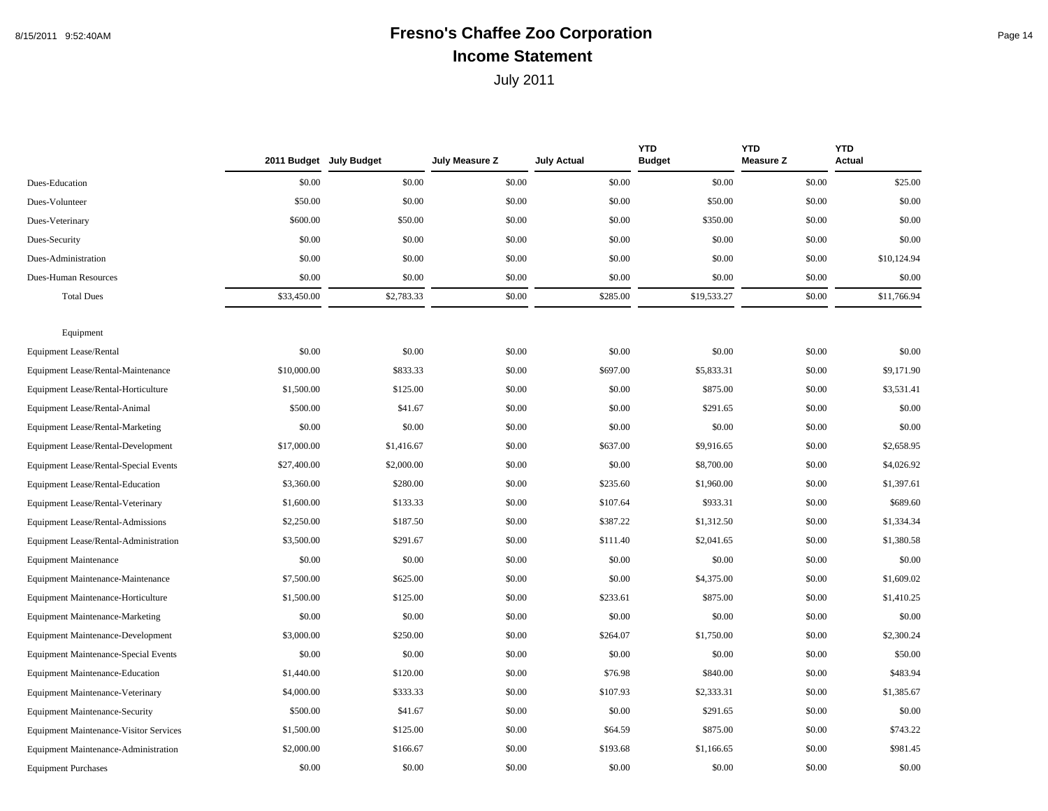# Fresno's Chaffee Zoo Corporation

## Income Statement

July 2011

| | 2011 Budget | July Budget | July Measure Z | July Actual | YTD Budget | YTD Measure Z | YTD Actual |
|---|---|---|---|---|---|---|---|
| Dues-Education | $0.00 | $0.00 | $0.00 | $0.00 | $0.00 | $0.00 | $25.00 |
| Dues-Volunteer | $50.00 | $0.00 | $0.00 | $0.00 | $50.00 | $0.00 | $0.00 |
| Dues-Veterinary | $600.00 | $50.00 | $0.00 | $0.00 | $350.00 | $0.00 | $0.00 |
| Dues-Security | $0.00 | $0.00 | $0.00 | $0.00 | $0.00 | $0.00 | $0.00 |
| Dues-Administration | $0.00 | $0.00 | $0.00 | $0.00 | $0.00 | $0.00 | $10,124.94 |
| Dues-Human Resources | $0.00 | $0.00 | $0.00 | $0.00 | $0.00 | $0.00 | $0.00 |
| Total Dues | $33,450.00 | $2,783.33 | $0.00 | $285.00 | $19,533.27 | $0.00 | $11,766.94 |
| Equipment | | | | | | | |
| Equipment Lease/Rental | $0.00 | $0.00 | $0.00 | $0.00 | $0.00 | $0.00 | $0.00 |
| Equipment Lease/Rental-Maintenance | $10,000.00 | $833.33 | $0.00 | $697.00 | $5,833.31 | $0.00 | $9,171.90 |
| Equipment Lease/Rental-Horticulture | $1,500.00 | $125.00 | $0.00 | $0.00 | $875.00 | $0.00 | $3,531.41 |
| Equipment Lease/Rental-Animal | $500.00 | $41.67 | $0.00 | $0.00 | $291.65 | $0.00 | $0.00 |
| Equipment Lease/Rental-Marketing | $0.00 | $0.00 | $0.00 | $0.00 | $0.00 | $0.00 | $0.00 |
| Equipment Lease/Rental-Development | $17,000.00 | $1,416.67 | $0.00 | $637.00 | $9,916.65 | $0.00 | $2,658.95 |
| Equipment Lease/Rental-Special Events | $27,400.00 | $2,000.00 | $0.00 | $0.00 | $8,700.00 | $0.00 | $4,026.92 |
| Equipment Lease/Rental-Education | $3,360.00 | $280.00 | $0.00 | $235.60 | $1,960.00 | $0.00 | $1,397.61 |
| Equipment Lease/Rental-Veterinary | $1,600.00 | $133.33 | $0.00 | $107.64 | $933.31 | $0.00 | $689.60 |
| Equipment Lease/Rental-Admissions | $2,250.00 | $187.50 | $0.00 | $387.22 | $1,312.50 | $0.00 | $1,334.34 |
| Equipment Lease/Rental-Administration | $3,500.00 | $291.67 | $0.00 | $111.40 | $2,041.65 | $0.00 | $1,380.58 |
| Equipment Maintenance | $0.00 | $0.00 | $0.00 | $0.00 | $0.00 | $0.00 | $0.00 |
| Equipment Maintenance-Maintenance | $7,500.00 | $625.00 | $0.00 | $0.00 | $4,375.00 | $0.00 | $1,609.02 |
| Equipment Maintenance-Horticulture | $1,500.00 | $125.00 | $0.00 | $233.61 | $875.00 | $0.00 | $1,410.25 |
| Equipment Maintenance-Marketing | $0.00 | $0.00 | $0.00 | $0.00 | $0.00 | $0.00 | $0.00 |
| Equipment Maintenance-Development | $3,000.00 | $250.00 | $0.00 | $264.07 | $1,750.00 | $0.00 | $2,300.24 |
| Equipment Maintenance-Special Events | $0.00 | $0.00 | $0.00 | $0.00 | $0.00 | $0.00 | $50.00 |
| Equipment Maintenance-Education | $1,440.00 | $120.00 | $0.00 | $76.98 | $840.00 | $0.00 | $483.94 |
| Equipment Maintenance-Veterinary | $4,000.00 | $333.33 | $0.00 | $107.93 | $2,333.31 | $0.00 | $1,385.67 |
| Equipment Maintenance-Security | $500.00 | $41.67 | $0.00 | $0.00 | $291.65 | $0.00 | $0.00 |
| Equipment Maintenance-Visitor Services | $1,500.00 | $125.00 | $0.00 | $64.59 | $875.00 | $0.00 | $743.22 |
| Equipment Maintenance-Administration | $2,000.00 | $166.67 | $0.00 | $193.68 | $1,166.65 | $0.00 | $981.45 |
| Equipment Purchases | $0.00 | $0.00 | $0.00 | $0.00 | $0.00 | $0.00 | $0.00 |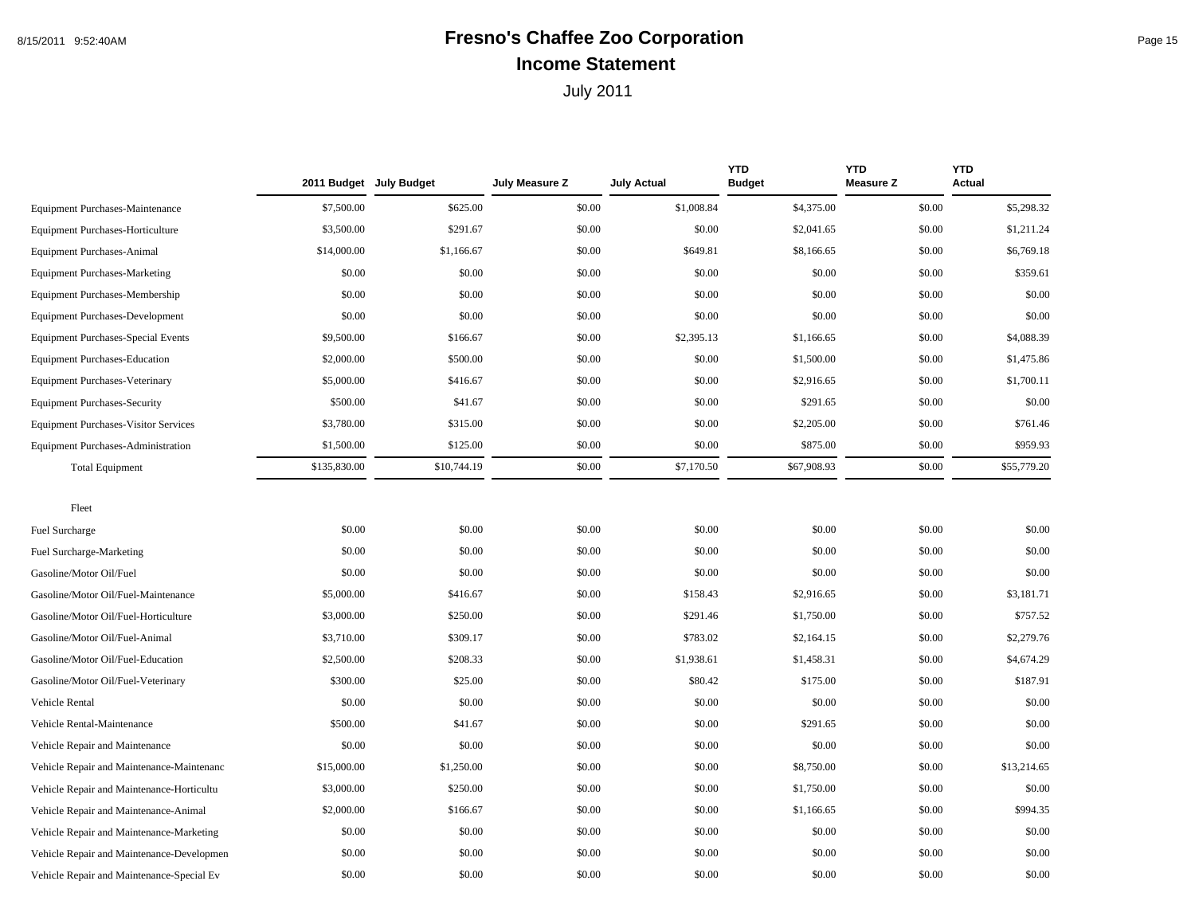# Fresno's Chaffee Zoo Corporation

## Income Statement

July 2011

| | 2011 Budget | July Budget | July Measure Z | July Actual | YTD Budget | YTD Measure Z | YTD Actual |
|---|---|---|---|---|---|---|---|
| Equipment Purchases-Maintenance | $7,500.00 | $625.00 | $0.00 | $1,008.84 | $4,375.00 | $0.00 | $5,298.32 |
| Equipment Purchases-Horticulture | $3,500.00 | $291.67 | $0.00 | $0.00 | $2,041.65 | $0.00 | $1,211.24 |
| Equipment Purchases-Animal | $14,000.00 | $1,166.67 | $0.00 | $649.81 | $8,166.65 | $0.00 | $6,769.18 |
| Equipment Purchases-Marketing | $0.00 | $0.00 | $0.00 | $0.00 | $0.00 | $0.00 | $359.61 |
| Equipment Purchases-Membership | $0.00 | $0.00 | $0.00 | $0.00 | $0.00 | $0.00 | $0.00 |
| Equipment Purchases-Development | $0.00 | $0.00 | $0.00 | $0.00 | $0.00 | $0.00 | $0.00 |
| Equipment Purchases-Special Events | $9,500.00 | $166.67 | $0.00 | $2,395.13 | $1,166.65 | $0.00 | $4,088.39 |
| Equipment Purchases-Education | $2,000.00 | $500.00 | $0.00 | $0.00 | $1,500.00 | $0.00 | $1,475.86 |
| Equipment Purchases-Veterinary | $5,000.00 | $416.67 | $0.00 | $0.00 | $2,916.65 | $0.00 | $1,700.11 |
| Equipment Purchases-Security | $500.00 | $41.67 | $0.00 | $0.00 | $291.65 | $0.00 | $0.00 |
| Equipment Purchases-Visitor Services | $3,780.00 | $315.00 | $0.00 | $0.00 | $2,205.00 | $0.00 | $761.46 |
| Equipment Purchases-Administration | $1,500.00 | $125.00 | $0.00 | $0.00 | $875.00 | $0.00 | $959.93 |
| Total Equipment | $135,830.00 | $10,744.19 | $0.00 | $7,170.50 | $67,908.93 | $0.00 | $55,779.20 |
| Fleet | | | | | | | |
| Fuel Surcharge | $0.00 | $0.00 | $0.00 | $0.00 | $0.00 | $0.00 | $0.00 |
| Fuel Surcharge-Marketing | $0.00 | $0.00 | $0.00 | $0.00 | $0.00 | $0.00 | $0.00 |
| Gasoline/Motor Oil/Fuel | $0.00 | $0.00 | $0.00 | $0.00 | $0.00 | $0.00 | $0.00 |
| Gasoline/Motor Oil/Fuel-Maintenance | $5,000.00 | $416.67 | $0.00 | $158.43 | $2,916.65 | $0.00 | $3,181.71 |
| Gasoline/Motor Oil/Fuel-Horticulture | $3,000.00 | $250.00 | $0.00 | $291.46 | $1,750.00 | $0.00 | $757.52 |
| Gasoline/Motor Oil/Fuel-Animal | $3,710.00 | $309.17 | $0.00 | $783.02 | $2,164.15 | $0.00 | $2,279.76 |
| Gasoline/Motor Oil/Fuel-Education | $2,500.00 | $208.33 | $0.00 | $1,938.61 | $1,458.31 | $0.00 | $4,674.29 |
| Gasoline/Motor Oil/Fuel-Veterinary | $300.00 | $25.00 | $0.00 | $80.42 | $175.00 | $0.00 | $187.91 |
| Vehicle Rental | $0.00 | $0.00 | $0.00 | $0.00 | $0.00 | $0.00 | $0.00 |
| Vehicle Rental-Maintenance | $500.00 | $41.67 | $0.00 | $0.00 | $291.65 | $0.00 | $0.00 |
| Vehicle Repair and Maintenance | $0.00 | $0.00 | $0.00 | $0.00 | $0.00 | $0.00 | $0.00 |
| Vehicle Repair and Maintenance-Maintenanc | $15,000.00 | $1,250.00 | $0.00 | $0.00 | $8,750.00 | $0.00 | $13,214.65 |
| Vehicle Repair and Maintenance-Horticultu | $3,000.00 | $250.00 | $0.00 | $0.00 | $1,750.00 | $0.00 | $0.00 |
| Vehicle Repair and Maintenance-Animal | $2,000.00 | $166.67 | $0.00 | $0.00 | $1,166.65 | $0.00 | $994.35 |
| Vehicle Repair and Maintenance-Marketing | $0.00 | $0.00 | $0.00 | $0.00 | $0.00 | $0.00 | $0.00 |
| Vehicle Repair and Maintenance-Developmen | $0.00 | $0.00 | $0.00 | $0.00 | $0.00 | $0.00 | $0.00 |
| Vehicle Repair and Maintenance-Special Ev | $0.00 | $0.00 | $0.00 | $0.00 | $0.00 | $0.00 | $0.00 |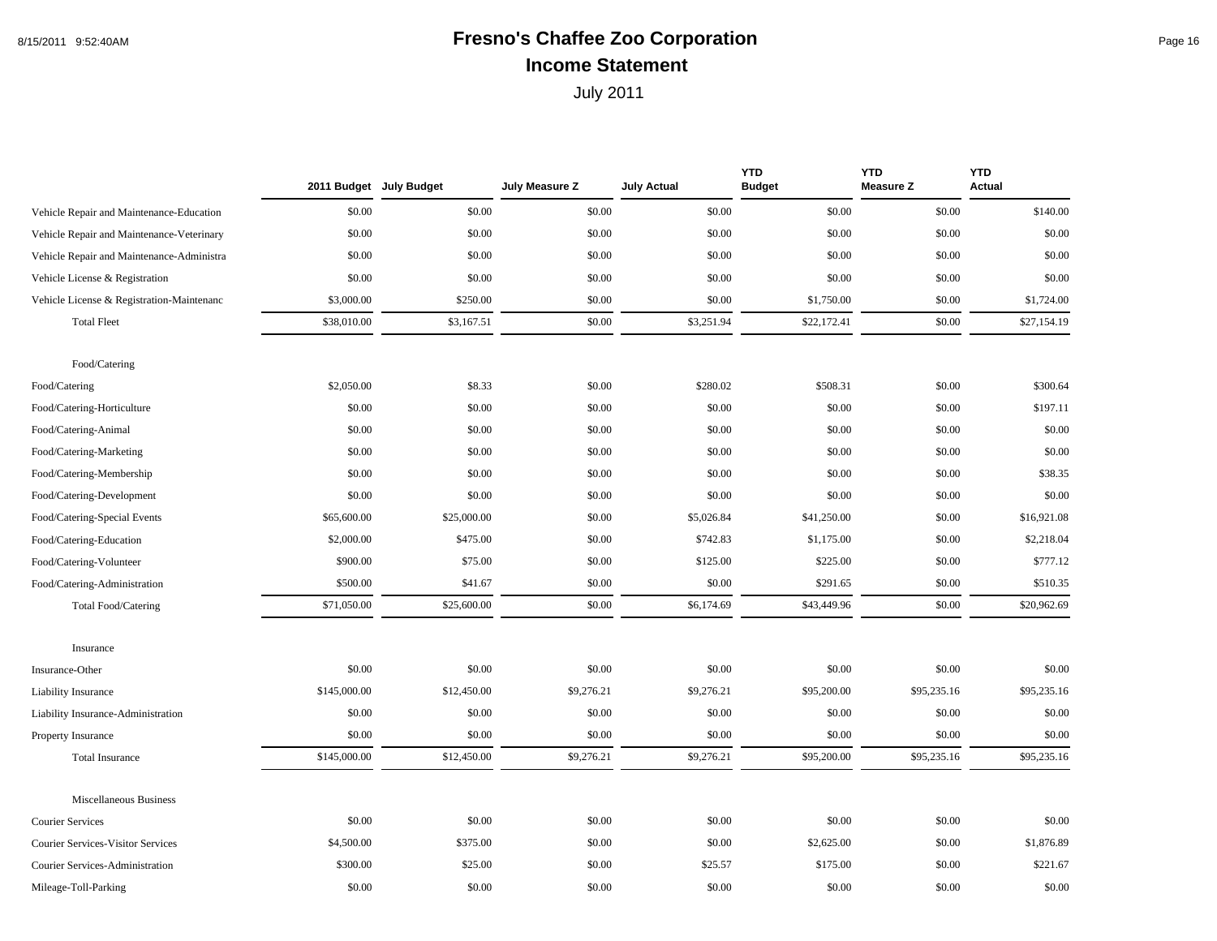# Fresno's Chaffee Zoo Corporation

## Income Statement

July 2011

| | 2011 Budget | July Budget | July Measure Z | July Actual | YTD Budget | YTD Measure Z | YTD Actual |
|---|---|---|---|---|---|---|---|
| Vehicle Repair and Maintenance-Education | $0.00 | $0.00 | $0.00 | $0.00 | $0.00 | $0.00 | $140.00 |
| Vehicle Repair and Maintenance-Veterinary | $0.00 | $0.00 | $0.00 | $0.00 | $0.00 | $0.00 | $0.00 |
| Vehicle Repair and Maintenance-Administra | $0.00 | $0.00 | $0.00 | $0.00 | $0.00 | $0.00 | $0.00 |
| Vehicle License & Registration | $0.00 | $0.00 | $0.00 | $0.00 | $0.00 | $0.00 | $0.00 |
| Vehicle License & Registration-Maintenanc | $3,000.00 | $250.00 | $0.00 | $0.00 | $1,750.00 | $0.00 | $1,724.00 |
| Total Fleet | $38,010.00 | $3,167.51 | $0.00 | $3,251.94 | $22,172.41 | $0.00 | $27,154.19 |
| Food/Catering | | | | | | | |
| Food/Catering | $2,050.00 | $8.33 | $0.00 | $280.02 | $508.31 | $0.00 | $300.64 |
| Food/Catering-Horticulture | $0.00 | $0.00 | $0.00 | $0.00 | $0.00 | $0.00 | $197.11 |
| Food/Catering-Animal | $0.00 | $0.00 | $0.00 | $0.00 | $0.00 | $0.00 | $0.00 |
| Food/Catering-Marketing | $0.00 | $0.00 | $0.00 | $0.00 | $0.00 | $0.00 | $0.00 |
| Food/Catering-Membership | $0.00 | $0.00 | $0.00 | $0.00 | $0.00 | $0.00 | $38.35 |
| Food/Catering-Development | $0.00 | $0.00 | $0.00 | $0.00 | $0.00 | $0.00 | $0.00 |
| Food/Catering-Special Events | $65,600.00 | $25,000.00 | $0.00 | $5,026.84 | $41,250.00 | $0.00 | $16,921.08 |
| Food/Catering-Education | $2,000.00 | $475.00 | $0.00 | $742.83 | $1,175.00 | $0.00 | $2,218.04 |
| Food/Catering-Volunteer | $900.00 | $75.00 | $0.00 | $125.00 | $225.00 | $0.00 | $777.12 |
| Food/Catering-Administration | $500.00 | $41.67 | $0.00 | $0.00 | $291.65 | $0.00 | $510.35 |
| Total Food/Catering | $71,050.00 | $25,600.00 | $0.00 | $6,174.69 | $43,449.96 | $0.00 | $20,962.69 |
| Insurance | | | | | | | |
| Insurance-Other | $0.00 | $0.00 | $0.00 | $0.00 | $0.00 | $0.00 | $0.00 |
| Liability Insurance | $145,000.00 | $12,450.00 | $9,276.21 | $9,276.21 | $95,200.00 | $95,235.16 | $95,235.16 |
| Liability Insurance-Administration | $0.00 | $0.00 | $0.00 | $0.00 | $0.00 | $0.00 | $0.00 |
| Property Insurance | $0.00 | $0.00 | $0.00 | $0.00 | $0.00 | $0.00 | $0.00 |
| Total Insurance | $145,000.00 | $12,450.00 | $9,276.21 | $9,276.21 | $95,200.00 | $95,235.16 | $95,235.16 |
| Miscellaneous Business | | | | | | | |
| Courier Services | $0.00 | $0.00 | $0.00 | $0.00 | $0.00 | $0.00 | $0.00 |
| Courier Services-Visitor Services | $4,500.00 | $375.00 | $0.00 | $0.00 | $2,625.00 | $0.00 | $1,876.89 |
| Courier Services-Administration | $300.00 | $25.00 | $0.00 | $25.57 | $175.00 | $0.00 | $221.67 |
| Mileage-Toll-Parking | $0.00 | $0.00 | $0.00 | $0.00 | $0.00 | $0.00 | $0.00 |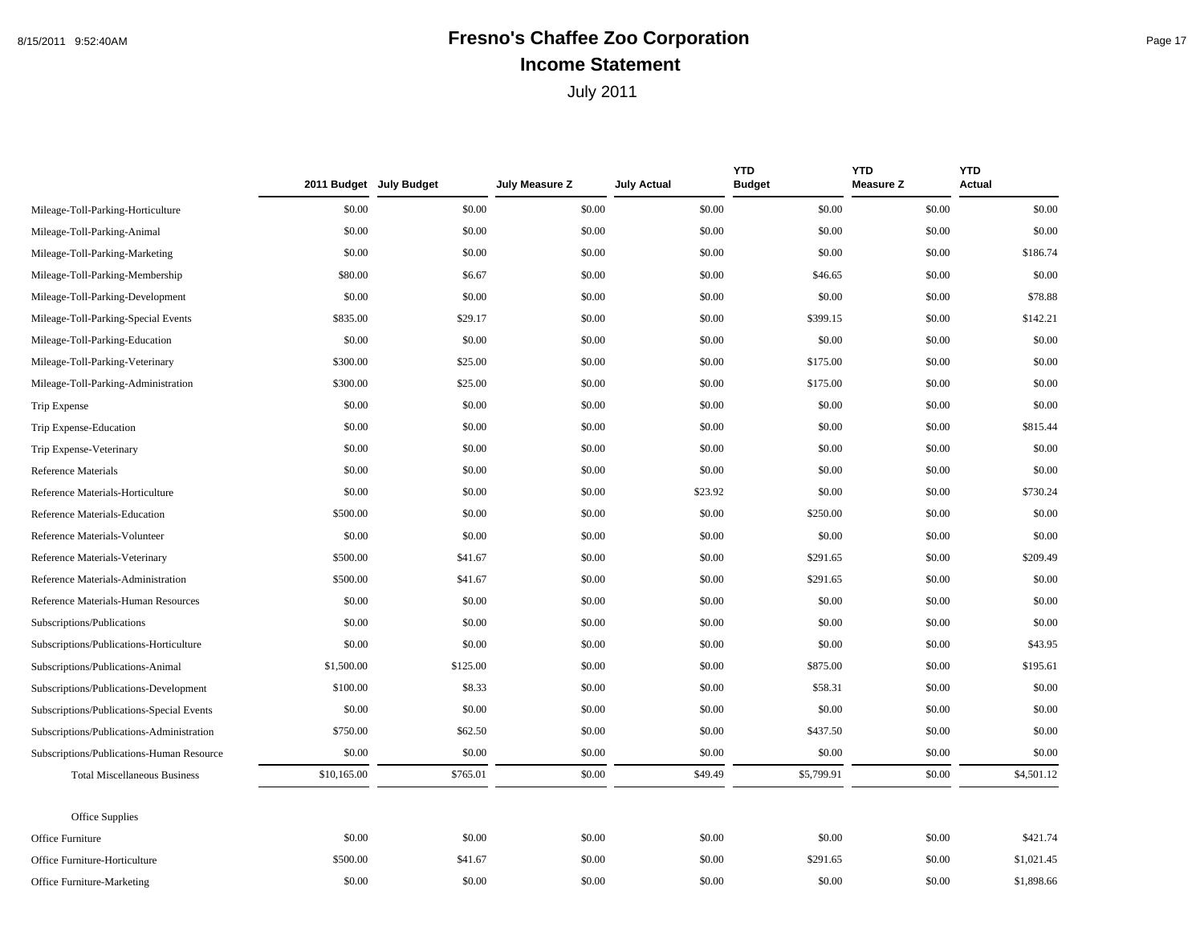# Fresno's Chaffee Zoo Corporation

## Income Statement

July 2011

| | 2011 Budget | July Budget | July Measure Z | July Actual | YTD Budget | YTD Measure Z | YTD Actual |
|---|---|---|---|---|---|---|---|
| Mileage-Toll-Parking-Horticulture | $0.00 | $0.00 | $0.00 | $0.00 | $0.00 | $0.00 | $0.00 |
| Mileage-Toll-Parking-Animal | $0.00 | $0.00 | $0.00 | $0.00 | $0.00 | $0.00 | $0.00 |
| Mileage-Toll-Parking-Marketing | $0.00 | $0.00 | $0.00 | $0.00 | $0.00 | $0.00 | $186.74 |
| Mileage-Toll-Parking-Membership | $80.00 | $6.67 | $0.00 | $0.00 | $46.65 | $0.00 | $0.00 |
| Mileage-Toll-Parking-Development | $0.00 | $0.00 | $0.00 | $0.00 | $0.00 | $0.00 | $78.88 |
| Mileage-Toll-Parking-Special Events | $835.00 | $29.17 | $0.00 | $0.00 | $399.15 | $0.00 | $142.21 |
| Mileage-Toll-Parking-Education | $0.00 | $0.00 | $0.00 | $0.00 | $0.00 | $0.00 | $0.00 |
| Mileage-Toll-Parking-Veterinary | $300.00 | $25.00 | $0.00 | $0.00 | $175.00 | $0.00 | $0.00 |
| Mileage-Toll-Parking-Administration | $300.00 | $25.00 | $0.00 | $0.00 | $175.00 | $0.00 | $0.00 |
| Trip Expense | $0.00 | $0.00 | $0.00 | $0.00 | $0.00 | $0.00 | $0.00 |
| Trip Expense-Education | $0.00 | $0.00 | $0.00 | $0.00 | $0.00 | $0.00 | $815.44 |
| Trip Expense-Veterinary | $0.00 | $0.00 | $0.00 | $0.00 | $0.00 | $0.00 | $0.00 |
| Reference Materials | $0.00 | $0.00 | $0.00 | $0.00 | $0.00 | $0.00 | $0.00 |
| Reference Materials-Horticulture | $0.00 | $0.00 | $0.00 | $23.92 | $0.00 | $0.00 | $730.24 |
| Reference Materials-Education | $500.00 | $0.00 | $0.00 | $0.00 | $250.00 | $0.00 | $0.00 |
| Reference Materials-Volunteer | $0.00 | $0.00 | $0.00 | $0.00 | $0.00 | $0.00 | $0.00 |
| Reference Materials-Veterinary | $500.00 | $41.67 | $0.00 | $0.00 | $291.65 | $0.00 | $209.49 |
| Reference Materials-Administration | $500.00 | $41.67 | $0.00 | $0.00 | $291.65 | $0.00 | $0.00 |
| Reference Materials-Human Resources | $0.00 | $0.00 | $0.00 | $0.00 | $0.00 | $0.00 | $0.00 |
| Subscriptions/Publications | $0.00 | $0.00 | $0.00 | $0.00 | $0.00 | $0.00 | $0.00 |
| Subscriptions/Publications-Horticulture | $0.00 | $0.00 | $0.00 | $0.00 | $0.00 | $0.00 | $43.95 |
| Subscriptions/Publications-Animal | $1,500.00 | $125.00 | $0.00 | $0.00 | $875.00 | $0.00 | $195.61 |
| Subscriptions/Publications-Development | $100.00 | $8.33 | $0.00 | $0.00 | $58.31 | $0.00 | $0.00 |
| Subscriptions/Publications-Special Events | $0.00 | $0.00 | $0.00 | $0.00 | $0.00 | $0.00 | $0.00 |
| Subscriptions/Publications-Administration | $750.00 | $62.50 | $0.00 | $0.00 | $437.50 | $0.00 | $0.00 |
| Subscriptions/Publications-Human Resource | $0.00 | $0.00 | $0.00 | $0.00 | $0.00 | $0.00 | $0.00 |
| Total Miscellaneous Business | $10,165.00 | $765.01 | $0.00 | $49.49 | $5,799.91 | $0.00 | $4,501.12 |
| Office Supplies | | | | | | | |
| Office Furniture | $0.00 | $0.00 | $0.00 | $0.00 | $0.00 | $0.00 | $421.74 |
| Office Furniture-Horticulture | $500.00 | $41.67 | $0.00 | $0.00 | $291.65 | $0.00 | $1,021.45 |
| Office Furniture-Marketing | $0.00 | $0.00 | $0.00 | $0.00 | $0.00 | $0.00 | $1,898.66 |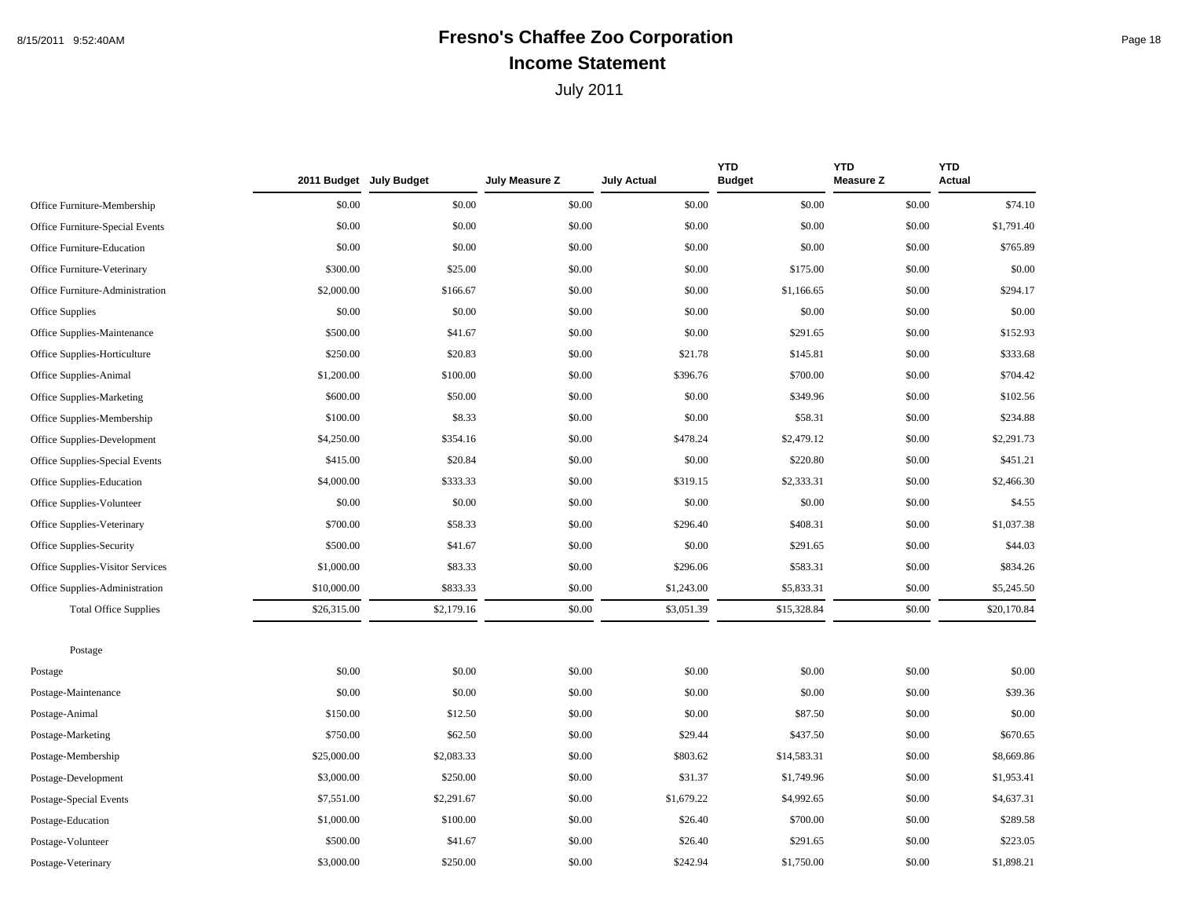# Fresno's Chaffee Zoo Corporation

## Income Statement

July 2011

| | 2011 Budget | July Budget | July Measure Z | July Actual | YTD Budget | YTD Measure Z | YTD Actual |
|---|---|---|---|---|---|---|---|
| Office Furniture-Membership | $0.00 | $0.00 | $0.00 | $0.00 | $0.00 | $0.00 | $74.10 |
| Office Furniture-Special Events | $0.00 | $0.00 | $0.00 | $0.00 | $0.00 | $0.00 | $1,791.40 |
| Office Furniture-Education | $0.00 | $0.00 | $0.00 | $0.00 | $0.00 | $0.00 | $765.89 |
| Office Furniture-Veterinary | $300.00 | $25.00 | $0.00 | $0.00 | $175.00 | $0.00 | $0.00 |
| Office Furniture-Administration | $2,000.00 | $166.67 | $0.00 | $0.00 | $1,166.65 | $0.00 | $294.17 |
| Office Supplies | $0.00 | $0.00 | $0.00 | $0.00 | $0.00 | $0.00 | $0.00 |
| Office Supplies-Maintenance | $500.00 | $41.67 | $0.00 | $0.00 | $291.65 | $0.00 | $152.93 |
| Office Supplies-Horticulture | $250.00 | $20.83 | $0.00 | $21.78 | $145.81 | $0.00 | $333.68 |
| Office Supplies-Animal | $1,200.00 | $100.00 | $0.00 | $396.76 | $700.00 | $0.00 | $704.42 |
| Office Supplies-Marketing | $600.00 | $50.00 | $0.00 | $0.00 | $349.96 | $0.00 | $102.56 |
| Office Supplies-Membership | $100.00 | $8.33 | $0.00 | $0.00 | $58.31 | $0.00 | $234.88 |
| Office Supplies-Development | $4,250.00 | $354.16 | $0.00 | $478.24 | $2,479.12 | $0.00 | $2,291.73 |
| Office Supplies-Special Events | $415.00 | $20.84 | $0.00 | $0.00 | $220.80 | $0.00 | $451.21 |
| Office Supplies-Education | $4,000.00 | $333.33 | $0.00 | $319.15 | $2,333.31 | $0.00 | $2,466.30 |
| Office Supplies-Volunteer | $0.00 | $0.00 | $0.00 | $0.00 | $0.00 | $0.00 | $4.55 |
| Office Supplies-Veterinary | $700.00 | $58.33 | $0.00 | $296.40 | $408.31 | $0.00 | $1,037.38 |
| Office Supplies-Security | $500.00 | $41.67 | $0.00 | $0.00 | $291.65 | $0.00 | $44.03 |
| Office Supplies-Visitor Services | $1,000.00 | $83.33 | $0.00 | $296.06 | $583.31 | $0.00 | $834.26 |
| Office Supplies-Administration | $10,000.00 | $833.33 | $0.00 | $1,243.00 | $5,833.31 | $0.00 | $5,245.50 |
| Total Office Supplies | $26,315.00 | $2,179.16 | $0.00 | $3,051.39 | $15,328.84 | $0.00 | $20,170.84 |
| Postage | | | | | | | |
| Postage | $0.00 | $0.00 | $0.00 | $0.00 | $0.00 | $0.00 | $0.00 |
| Postage-Maintenance | $0.00 | $0.00 | $0.00 | $0.00 | $0.00 | $0.00 | $39.36 |
| Postage-Animal | $150.00 | $12.50 | $0.00 | $0.00 | $87.50 | $0.00 | $0.00 |
| Postage-Marketing | $750.00 | $62.50 | $0.00 | $29.44 | $437.50 | $0.00 | $670.65 |
| Postage-Membership | $25,000.00 | $2,083.33 | $0.00 | $803.62 | $14,583.31 | $0.00 | $8,669.86 |
| Postage-Development | $3,000.00 | $250.00 | $0.00 | $31.37 | $1,749.96 | $0.00 | $1,953.41 |
| Postage-Special Events | $7,551.00 | $2,291.67 | $0.00 | $1,679.22 | $4,992.65 | $0.00 | $4,637.31 |
| Postage-Education | $1,000.00 | $100.00 | $0.00 | $26.40 | $700.00 | $0.00 | $289.58 |
| Postage-Volunteer | $500.00 | $41.67 | $0.00 | $26.40 | $291.65 | $0.00 | $223.05 |
| Postage-Veterinary | $3,000.00 | $250.00 | $0.00 | $242.94 | $1,750.00 | $0.00 | $1,898.21 |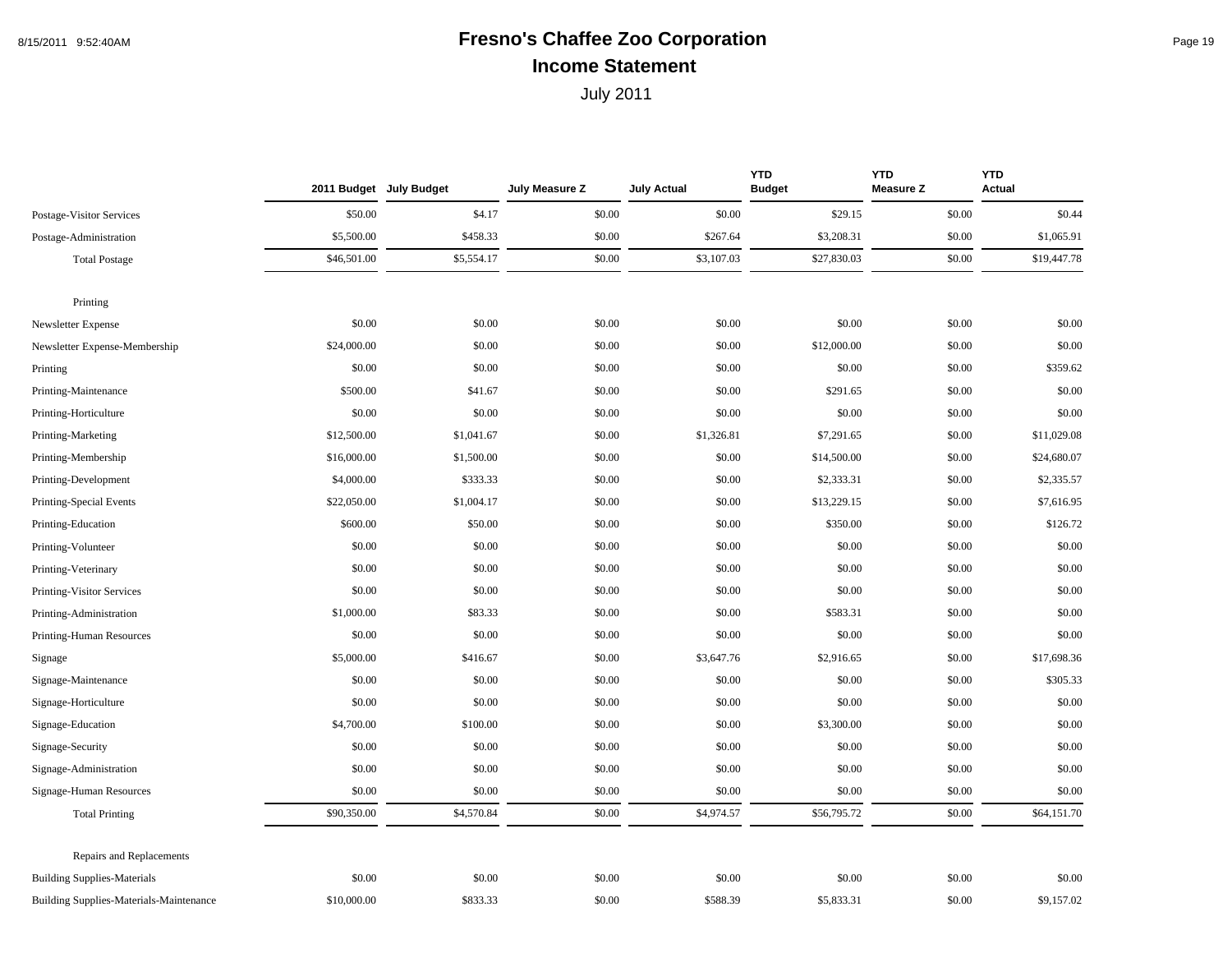# Fresno's Chaffee Zoo Corporation

## Income Statement

July 2011

| | 2011 Budget | July Budget | July Measure Z | July Actual | YTD Budget | YTD Measure Z | YTD Actual |
|---|---|---|---|---|---|---|---|
| Postage-Visitor Services | $50.00 | $4.17 | $0.00 | $0.00 | $29.15 | $0.00 | $0.44 |
| Postage-Administration | $5,500.00 | $458.33 | $0.00 | $267.64 | $3,208.31 | $0.00 | $1,065.91 |
| Total Postage | $46,501.00 | $5,554.17 | $0.00 | $3,107.03 | $27,830.03 | $0.00 | $19,447.78 |
| Printing | | | | | | | |
| Newsletter Expense | $0.00 | $0.00 | $0.00 | $0.00 | $0.00 | $0.00 | $0.00 |
| Newsletter Expense-Membership | $24,000.00 | $0.00 | $0.00 | $0.00 | $12,000.00 | $0.00 | $0.00 |
| Printing | $0.00 | $0.00 | $0.00 | $0.00 | $0.00 | $0.00 | $359.62 |
| Printing-Maintenance | $500.00 | $41.67 | $0.00 | $0.00 | $291.65 | $0.00 | $0.00 |
| Printing-Horticulture | $0.00 | $0.00 | $0.00 | $0.00 | $0.00 | $0.00 | $0.00 |
| Printing-Marketing | $12,500.00 | $1,041.67 | $0.00 | $1,326.81 | $7,291.65 | $0.00 | $11,029.08 |
| Printing-Membership | $16,000.00 | $1,500.00 | $0.00 | $0.00 | $14,500.00 | $0.00 | $24,680.07 |
| Printing-Development | $4,000.00 | $333.33 | $0.00 | $0.00 | $2,333.31 | $0.00 | $2,335.57 |
| Printing-Special Events | $22,050.00 | $1,004.17 | $0.00 | $0.00 | $13,229.15 | $0.00 | $7,616.95 |
| Printing-Education | $600.00 | $50.00 | $0.00 | $0.00 | $350.00 | $0.00 | $126.72 |
| Printing-Volunteer | $0.00 | $0.00 | $0.00 | $0.00 | $0.00 | $0.00 | $0.00 |
| Printing-Veterinary | $0.00 | $0.00 | $0.00 | $0.00 | $0.00 | $0.00 | $0.00 |
| Printing-Visitor Services | $0.00 | $0.00 | $0.00 | $0.00 | $0.00 | $0.00 | $0.00 |
| Printing-Administration | $1,000.00 | $83.33 | $0.00 | $0.00 | $583.31 | $0.00 | $0.00 |
| Printing-Human Resources | $0.00 | $0.00 | $0.00 | $0.00 | $0.00 | $0.00 | $0.00 |
| Signage | $5,000.00 | $416.67 | $0.00 | $3,647.76 | $2,916.65 | $0.00 | $17,698.36 |
| Signage-Maintenance | $0.00 | $0.00 | $0.00 | $0.00 | $0.00 | $0.00 | $305.33 |
| Signage-Horticulture | $0.00 | $0.00 | $0.00 | $0.00 | $0.00 | $0.00 | $0.00 |
| Signage-Education | $4,700.00 | $100.00 | $0.00 | $0.00 | $3,300.00 | $0.00 | $0.00 |
| Signage-Security | $0.00 | $0.00 | $0.00 | $0.00 | $0.00 | $0.00 | $0.00 |
| Signage-Administration | $0.00 | $0.00 | $0.00 | $0.00 | $0.00 | $0.00 | $0.00 |
| Signage-Human Resources | $0.00 | $0.00 | $0.00 | $0.00 | $0.00 | $0.00 | $0.00 |
| Total Printing | $90,350.00 | $4,570.84 | $0.00 | $4,974.57 | $56,795.72 | $0.00 | $64,151.70 |
| Repairs and Replacements | | | | | | | |
| Building Supplies-Materials | $0.00 | $0.00 | $0.00 | $0.00 | $0.00 | $0.00 | $0.00 |
| Building Supplies-Materials-Maintenance | $10,000.00 | $833.33 | $0.00 | $588.39 | $5,833.31 | $0.00 | $9,157.02 |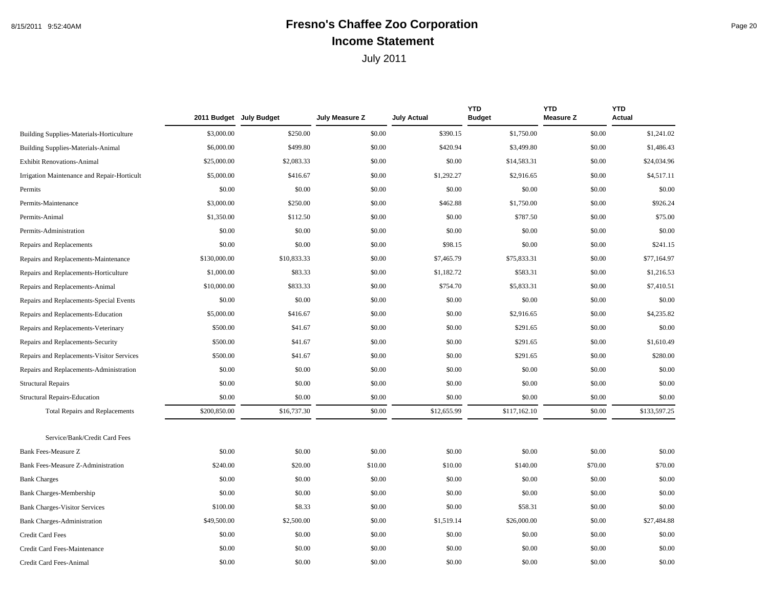# Fresno's Chaffee Zoo Corporation

## Income Statement

July 2011

| | 2011 Budget | July Budget | July Measure Z | July Actual | YTD Budget | YTD Measure Z | YTD Actual |
|---|---|---|---|---|---|---|---|
| Building Supplies-Materials-Horticulture | $3,000.00 | $250.00 | $0.00 | $390.15 | $1,750.00 | $0.00 | $1,241.02 |
| Building Supplies-Materials-Animal | $6,000.00 | $499.80 | $0.00 | $420.94 | $3,499.80 | $0.00 | $1,486.43 |
| Exhibit Renovations-Animal | $25,000.00 | $2,083.33 | $0.00 | $0.00 | $14,583.31 | $0.00 | $24,034.96 |
| Irrigation Maintenance and Repair-Horticult | $5,000.00 | $416.67 | $0.00 | $1,292.27 | $2,916.65 | $0.00 | $4,517.11 |
| Permits | $0.00 | $0.00 | $0.00 | $0.00 | $0.00 | $0.00 | $0.00 |
| Permits-Maintenance | $3,000.00 | $250.00 | $0.00 | $462.88 | $1,750.00 | $0.00 | $926.24 |
| Permits-Animal | $1,350.00 | $112.50 | $0.00 | $0.00 | $787.50 | $0.00 | $75.00 |
| Permits-Administration | $0.00 | $0.00 | $0.00 | $0.00 | $0.00 | $0.00 | $0.00 |
| Repairs and Replacements | $0.00 | $0.00 | $0.00 | $98.15 | $0.00 | $0.00 | $241.15 |
| Repairs and Replacements-Maintenance | $130,000.00 | $10,833.33 | $0.00 | $7,465.79 | $75,833.31 | $0.00 | $77,164.97 |
| Repairs and Replacements-Horticulture | $1,000.00 | $83.33 | $0.00 | $1,182.72 | $583.31 | $0.00 | $1,216.53 |
| Repairs and Replacements-Animal | $10,000.00 | $833.33 | $0.00 | $754.70 | $5,833.31 | $0.00 | $7,410.51 |
| Repairs and Replacements-Special Events | $0.00 | $0.00 | $0.00 | $0.00 | $0.00 | $0.00 | $0.00 |
| Repairs and Replacements-Education | $5,000.00 | $416.67 | $0.00 | $0.00 | $2,916.65 | $0.00 | $4,235.82 |
| Repairs and Replacements-Veterinary | $500.00 | $41.67 | $0.00 | $0.00 | $291.65 | $0.00 | $0.00 |
| Repairs and Replacements-Security | $500.00 | $41.67 | $0.00 | $0.00 | $291.65 | $0.00 | $1,610.49 |
| Repairs and Replacements-Visitor Services | $500.00 | $41.67 | $0.00 | $0.00 | $291.65 | $0.00 | $280.00 |
| Repairs and Replacements-Administration | $0.00 | $0.00 | $0.00 | $0.00 | $0.00 | $0.00 | $0.00 |
| Structural Repairs | $0.00 | $0.00 | $0.00 | $0.00 | $0.00 | $0.00 | $0.00 |
| Structural Repairs-Education | $0.00 | $0.00 | $0.00 | $0.00 | $0.00 | $0.00 | $0.00 |
| Total Repairs and Replacements | $200,850.00 | $16,737.30 | $0.00 | $12,655.99 | $117,162.10 | $0.00 | $133,597.25 |
| Service/Bank/Credit Card Fees | | | | | | | |
| Bank Fees-Measure Z | $0.00 | $0.00 | $0.00 | $0.00 | $0.00 | $0.00 | $0.00 |
| Bank Fees-Measure Z-Administration | $240.00 | $20.00 | $10.00 | $10.00 | $140.00 | $70.00 | $70.00 |
| Bank Charges | $0.00 | $0.00 | $0.00 | $0.00 | $0.00 | $0.00 | $0.00 |
| Bank Charges-Membership | $0.00 | $0.00 | $0.00 | $0.00 | $0.00 | $0.00 | $0.00 |
| Bank Charges-Visitor Services | $100.00 | $8.33 | $0.00 | $0.00 | $58.31 | $0.00 | $0.00 |
| Bank Charges-Administration | $49,500.00 | $2,500.00 | $0.00 | $1,519.14 | $26,000.00 | $0.00 | $27,484.88 |
| Credit Card Fees | $0.00 | $0.00 | $0.00 | $0.00 | $0.00 | $0.00 | $0.00 |
| Credit Card Fees-Maintenance | $0.00 | $0.00 | $0.00 | $0.00 | $0.00 | $0.00 | $0.00 |
| Credit Card Fees-Animal | $0.00 | $0.00 | $0.00 | $0.00 | $0.00 | $0.00 | $0.00 |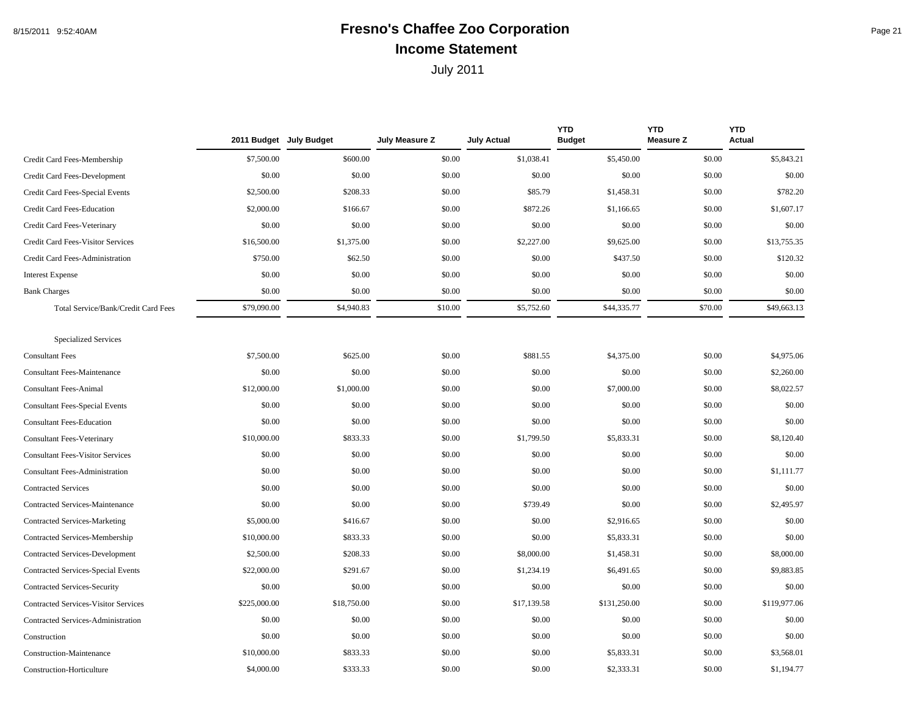# Fresno's Chaffee Zoo Corporation

## Income Statement

July 2011

| | 2011 Budget | July Budget | July Measure Z | July Actual | YTD Budget | YTD Measure Z | YTD Actual |
|---|---|---|---|---|---|---|---|
| Credit Card Fees-Membership | $7,500.00 | $600.00 | $0.00 | $1,038.41 | $5,450.00 | $0.00 | $5,843.21 |
| Credit Card Fees-Development | $0.00 | $0.00 | $0.00 | $0.00 | $0.00 | $0.00 | $0.00 |
| Credit Card Fees-Special Events | $2,500.00 | $208.33 | $0.00 | $85.79 | $1,458.31 | $0.00 | $782.20 |
| Credit Card Fees-Education | $2,000.00 | $166.67 | $0.00 | $872.26 | $1,166.65 | $0.00 | $1,607.17 |
| Credit Card Fees-Veterinary | $0.00 | $0.00 | $0.00 | $0.00 | $0.00 | $0.00 | $0.00 |
| Credit Card Fees-Visitor Services | $16,500.00 | $1,375.00 | $0.00 | $2,227.00 | $9,625.00 | $0.00 | $13,755.35 |
| Credit Card Fees-Administration | $750.00 | $62.50 | $0.00 | $0.00 | $437.50 | $0.00 | $120.32 |
| Interest Expense | $0.00 | $0.00 | $0.00 | $0.00 | $0.00 | $0.00 | $0.00 |
| Bank Charges | $0.00 | $0.00 | $0.00 | $0.00 | $0.00 | $0.00 | $0.00 |
| Total Service/Bank/Credit Card Fees | $79,090.00 | $4,940.83 | $10.00 | $5,752.60 | $44,335.77 | $70.00 | $49,663.13 |
| | | | | | | | |
| Specialized Services | | | | | | | |
| Consultant Fees | $7,500.00 | $625.00 | $0.00 | $881.55 | $4,375.00 | $0.00 | $4,975.06 |
| Consultant Fees-Maintenance | $0.00 | $0.00 | $0.00 | $0.00 | $0.00 | $0.00 | $2,260.00 |
| Consultant Fees-Animal | $12,000.00 | $1,000.00 | $0.00 | $0.00 | $7,000.00 | $0.00 | $8,022.57 |
| Consultant Fees-Special Events | $0.00 | $0.00 | $0.00 | $0.00 | $0.00 | $0.00 | $0.00 |
| Consultant Fees-Education | $0.00 | $0.00 | $0.00 | $0.00 | $0.00 | $0.00 | $0.00 |
| Consultant Fees-Veterinary | $10,000.00 | $833.33 | $0.00 | $1,799.50 | $5,833.31 | $0.00 | $8,120.40 |
| Consultant Fees-Visitor Services | $0.00 | $0.00 | $0.00 | $0.00 | $0.00 | $0.00 | $0.00 |
| Consultant Fees-Administration | $0.00 | $0.00 | $0.00 | $0.00 | $0.00 | $0.00 | $1,111.77 |
| Contracted Services | $0.00 | $0.00 | $0.00 | $0.00 | $0.00 | $0.00 | $0.00 |
| Contracted Services-Maintenance | $0.00 | $0.00 | $0.00 | $739.49 | $0.00 | $0.00 | $2,495.97 |
| Contracted Services-Marketing | $5,000.00 | $416.67 | $0.00 | $0.00 | $2,916.65 | $0.00 | $0.00 |
| Contracted Services-Membership | $10,000.00 | $833.33 | $0.00 | $0.00 | $5,833.31 | $0.00 | $0.00 |
| Contracted Services-Development | $2,500.00 | $208.33 | $0.00 | $8,000.00 | $1,458.31 | $0.00 | $8,000.00 |
| Contracted Services-Special Events | $22,000.00 | $291.67 | $0.00 | $1,234.19 | $6,491.65 | $0.00 | $9,883.85 |
| Contracted Services-Security | $0.00 | $0.00 | $0.00 | $0.00 | $0.00 | $0.00 | $0.00 |
| Contracted Services-Visitor Services | $225,000.00 | $18,750.00 | $0.00 | $17,139.58 | $131,250.00 | $0.00 | $119,977.06 |
| Contracted Services-Administration | $0.00 | $0.00 | $0.00 | $0.00 | $0.00 | $0.00 | $0.00 |
| Construction | $0.00 | $0.00 | $0.00 | $0.00 | $0.00 | $0.00 | $0.00 |
| Construction-Maintenance | $10,000.00 | $833.33 | $0.00 | $0.00 | $5,833.31 | $0.00 | $3,568.01 |
| Construction-Horticulture | $4,000.00 | $333.33 | $0.00 | $0.00 | $2,333.31 | $0.00 | $1,194.77 |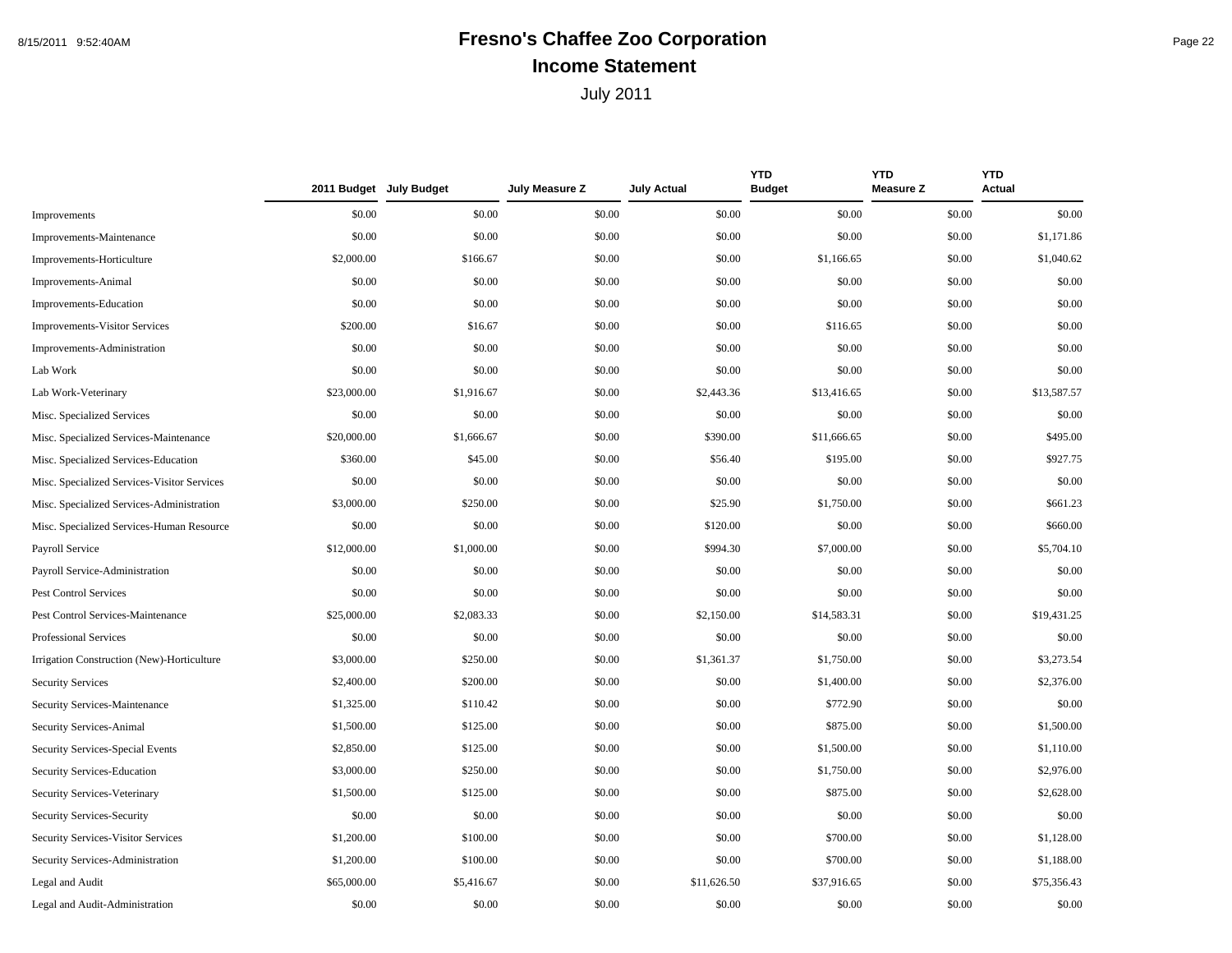# Fresno's Chaffee Zoo Corporation

## Income Statement

July 2011

| | 2011 Budget | July Budget | July Measure Z | July Actual | YTD Budget | YTD Measure Z | YTD Actual |
|---|---|---|---|---|---|---|---|
| Improvements | $0.00 | $0.00 | $0.00 | $0.00 | $0.00 | $0.00 | $0.00 |
| Improvements-Maintenance | $0.00 | $0.00 | $0.00 | $0.00 | $0.00 | $0.00 | $1,171.86 |
| Improvements-Horticulture | $2,000.00 | $166.67 | $0.00 | $0.00 | $1,166.65 | $0.00 | $1,040.62 |
| Improvements-Animal | $0.00 | $0.00 | $0.00 | $0.00 | $0.00 | $0.00 | $0.00 |
| Improvements-Education | $0.00 | $0.00 | $0.00 | $0.00 | $0.00 | $0.00 | $0.00 |
| Improvements-Visitor Services | $200.00 | $16.67 | $0.00 | $0.00 | $116.65 | $0.00 | $0.00 |
| Improvements-Administration | $0.00 | $0.00 | $0.00 | $0.00 | $0.00 | $0.00 | $0.00 |
| Lab Work | $0.00 | $0.00 | $0.00 | $0.00 | $0.00 | $0.00 | $0.00 |
| Lab Work-Veterinary | $23,000.00 | $1,916.67 | $0.00 | $2,443.36 | $13,416.65 | $0.00 | $13,587.57 |
| Misc. Specialized Services | $0.00 | $0.00 | $0.00 | $0.00 | $0.00 | $0.00 | $0.00 |
| Misc. Specialized Services-Maintenance | $20,000.00 | $1,666.67 | $0.00 | $390.00 | $11,666.65 | $0.00 | $495.00 |
| Misc. Specialized Services-Education | $360.00 | $45.00 | $0.00 | $56.40 | $195.00 | $0.00 | $927.75 |
| Misc. Specialized Services-Visitor Services | $0.00 | $0.00 | $0.00 | $0.00 | $0.00 | $0.00 | $0.00 |
| Misc. Specialized Services-Administration | $3,000.00 | $250.00 | $0.00 | $25.90 | $1,750.00 | $0.00 | $661.23 |
| Misc. Specialized Services-Human Resource | $0.00 | $0.00 | $0.00 | $120.00 | $0.00 | $0.00 | $660.00 |
| Payroll Service | $12,000.00 | $1,000.00 | $0.00 | $994.30 | $7,000.00 | $0.00 | $5,704.10 |
| Payroll Service-Administration | $0.00 | $0.00 | $0.00 | $0.00 | $0.00 | $0.00 | $0.00 |
| Pest Control Services | $0.00 | $0.00 | $0.00 | $0.00 | $0.00 | $0.00 | $0.00 |
| Pest Control Services-Maintenance | $25,000.00 | $2,083.33 | $0.00 | $2,150.00 | $14,583.31 | $0.00 | $19,431.25 |
| Professional Services | $0.00 | $0.00 | $0.00 | $0.00 | $0.00 | $0.00 | $0.00 |
| Irrigation Construction (New)-Horticulture | $3,000.00 | $250.00 | $0.00 | $1,361.37 | $1,750.00 | $0.00 | $3,273.54 |
| Security Services | $2,400.00 | $200.00 | $0.00 | $0.00 | $1,400.00 | $0.00 | $2,376.00 |
| Security Services-Maintenance | $1,325.00 | $110.42 | $0.00 | $0.00 | $772.90 | $0.00 | $0.00 |
| Security Services-Animal | $1,500.00 | $125.00 | $0.00 | $0.00 | $875.00 | $0.00 | $1,500.00 |
| Security Services-Special Events | $2,850.00 | $125.00 | $0.00 | $0.00 | $1,500.00 | $0.00 | $1,110.00 |
| Security Services-Education | $3,000.00 | $250.00 | $0.00 | $0.00 | $1,750.00 | $0.00 | $2,976.00 |
| Security Services-Veterinary | $1,500.00 | $125.00 | $0.00 | $0.00 | $875.00 | $0.00 | $2,628.00 |
| Security Services-Security | $0.00 | $0.00 | $0.00 | $0.00 | $0.00 | $0.00 | $0.00 |
| Security Services-Visitor Services | $1,200.00 | $100.00 | $0.00 | $0.00 | $700.00 | $0.00 | $1,128.00 |
| Security Services-Administration | $1,200.00 | $100.00 | $0.00 | $0.00 | $700.00 | $0.00 | $1,188.00 |
| Legal and Audit | $65,000.00 | $5,416.67 | $0.00 | $11,626.50 | $37,916.65 | $0.00 | $75,356.43 |
| Legal and Audit-Administration | $0.00 | $0.00 | $0.00 | $0.00 | $0.00 | $0.00 | $0.00 |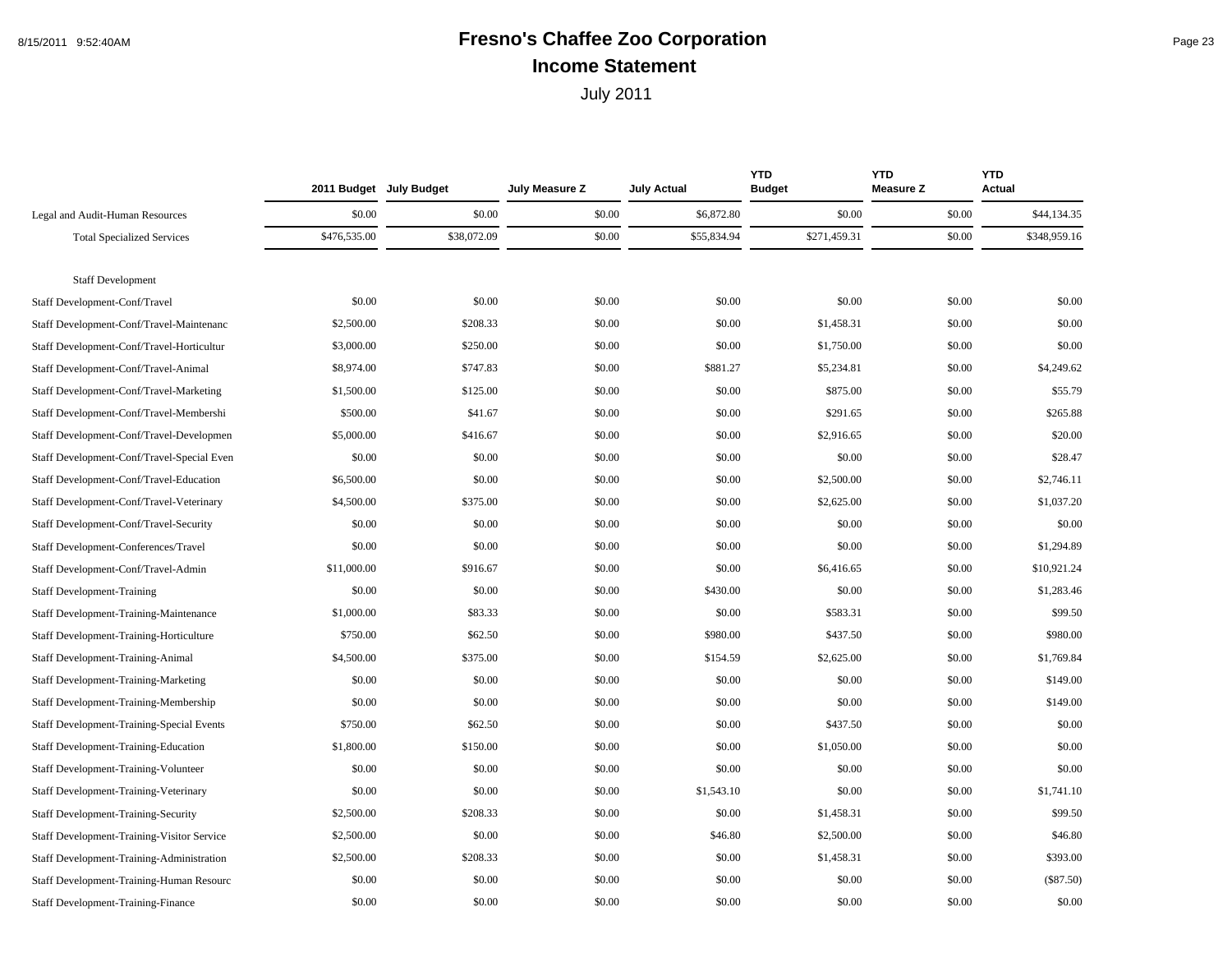# Fresno's Chaffee Zoo Corporation

## Income Statement

July 2011

| | 2011 Budget | July Budget | July Measure Z | July Actual | YTD Budget | YTD Measure Z | YTD Actual |
|---|---|---|---|---|---|---|---|
| Legal and Audit-Human Resources | $0.00 | $0.00 | $0.00 | $6,872.80 | $0.00 | $0.00 | $44,134.35 |
| Total Specialized Services | $476,535.00 | $38,072.09 | $0.00 | $55,834.94 | $271,459.31 | $0.00 | $348,959.16 |
| Staff Development | | | | | | | |
| Staff Development-Conf/Travel | $0.00 | $0.00 | $0.00 | $0.00 | $0.00 | $0.00 | $0.00 |
| Staff Development-Conf/Travel-Maintenanc | $2,500.00 | $208.33 | $0.00 | $0.00 | $1,458.31 | $0.00 | $0.00 |
| Staff Development-Conf/Travel-Horticultur | $3,000.00 | $250.00 | $0.00 | $0.00 | $1,750.00 | $0.00 | $0.00 |
| Staff Development-Conf/Travel-Animal | $8,974.00 | $747.83 | $0.00 | $881.27 | $5,234.81 | $0.00 | $4,249.62 |
| Staff Development-Conf/Travel-Marketing | $1,500.00 | $125.00 | $0.00 | $0.00 | $875.00 | $0.00 | $55.79 |
| Staff Development-Conf/Travel-Membershi | $500.00 | $41.67 | $0.00 | $0.00 | $291.65 | $0.00 | $265.88 |
| Staff Development-Conf/Travel-Developmen | $5,000.00 | $416.67 | $0.00 | $0.00 | $2,916.65 | $0.00 | $20.00 |
| Staff Development-Conf/Travel-Special Even | $0.00 | $0.00 | $0.00 | $0.00 | $0.00 | $0.00 | $28.47 |
| Staff Development-Conf/Travel-Education | $6,500.00 | $0.00 | $0.00 | $0.00 | $2,500.00 | $0.00 | $2,746.11 |
| Staff Development-Conf/Travel-Veterinary | $4,500.00 | $375.00 | $0.00 | $0.00 | $2,625.00 | $0.00 | $1,037.20 |
| Staff Development-Conf/Travel-Security | $0.00 | $0.00 | $0.00 | $0.00 | $0.00 | $0.00 | $0.00 |
| Staff Development-Conferences/Travel | $0.00 | $0.00 | $0.00 | $0.00 | $0.00 | $0.00 | $1,294.89 |
| Staff Development-Conf/Travel-Admin | $11,000.00 | $916.67 | $0.00 | $0.00 | $6,416.65 | $0.00 | $10,921.24 |
| Staff Development-Training | $0.00 | $0.00 | $0.00 | $430.00 | $0.00 | $0.00 | $1,283.46 |
| Staff Development-Training-Maintenance | $1,000.00 | $83.33 | $0.00 | $0.00 | $583.31 | $0.00 | $99.50 |
| Staff Development-Training-Horticulture | $750.00 | $62.50 | $0.00 | $980.00 | $437.50 | $0.00 | $980.00 |
| Staff Development-Training-Animal | $4,500.00 | $375.00 | $0.00 | $154.59 | $2,625.00 | $0.00 | $1,769.84 |
| Staff Development-Training-Marketing | $0.00 | $0.00 | $0.00 | $0.00 | $0.00 | $0.00 | $149.00 |
| Staff Development-Training-Membership | $0.00 | $0.00 | $0.00 | $0.00 | $0.00 | $0.00 | $149.00 |
| Staff Development-Training-Special Events | $750.00 | $62.50 | $0.00 | $0.00 | $437.50 | $0.00 | $0.00 |
| Staff Development-Training-Education | $1,800.00 | $150.00 | $0.00 | $0.00 | $1,050.00 | $0.00 | $0.00 |
| Staff Development-Training-Volunteer | $0.00 | $0.00 | $0.00 | $0.00 | $0.00 | $0.00 | $0.00 |
| Staff Development-Training-Veterinary | $0.00 | $0.00 | $0.00 | $1,543.10 | $0.00 | $0.00 | $1,741.10 |
| Staff Development-Training-Security | $2,500.00 | $208.33 | $0.00 | $0.00 | $1,458.31 | $0.00 | $99.50 |
| Staff Development-Training-Visitor Service | $2,500.00 | $0.00 | $0.00 | $46.80 | $2,500.00 | $0.00 | $46.80 |
| Staff Development-Training-Administration | $2,500.00 | $208.33 | $0.00 | $0.00 | $1,458.31 | $0.00 | $393.00 |
| Staff Development-Training-Human Resourc | $0.00 | $0.00 | $0.00 | $0.00 | $0.00 | $0.00 | ($87.50) |
| Staff Development-Training-Finance | $0.00 | $0.00 | $0.00 | $0.00 | $0.00 | $0.00 | $0.00 |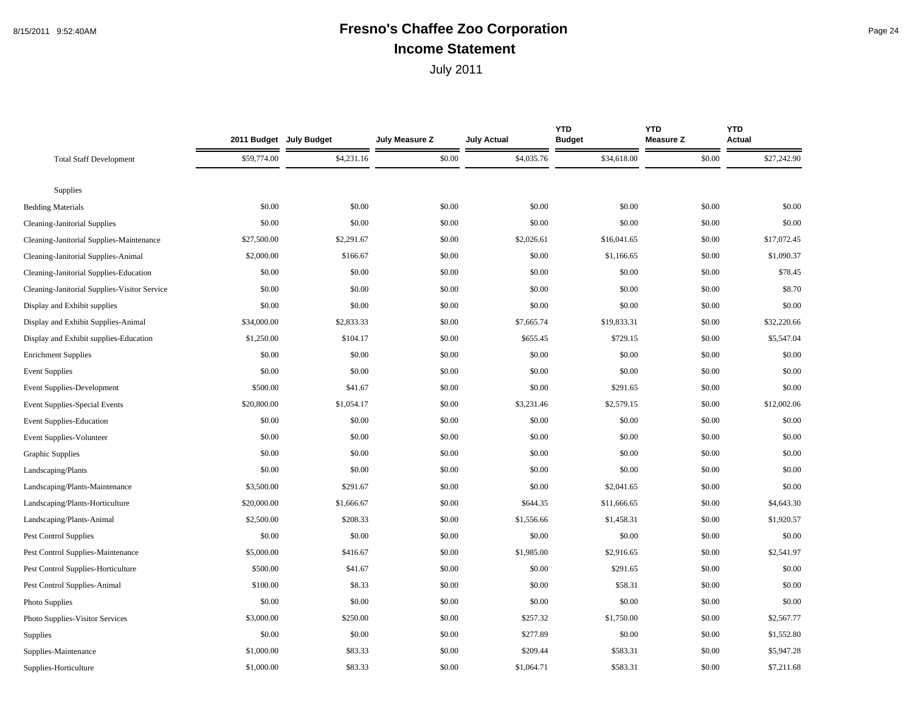# Fresno's Chaffee Zoo Corporation

## Income Statement

July 2011

| | 2011 Budget | July Budget | July Measure Z | July Actual | YTD Budget | YTD Measure Z | YTD Actual |
|---|---|---|---|---|---|---|---|
| Total Staff Development | $59,774.00 | $4,231.16 | $0.00 | $4,035.76 | $34,618.00 | $0.00 | $27,242.90 |
| Supplies | | | | | | | |
| Bedding Materials | $0.00 | $0.00 | $0.00 | $0.00 | $0.00 | $0.00 | $0.00 |
| Cleaning-Janitorial Supplies | $0.00 | $0.00 | $0.00 | $0.00 | $0.00 | $0.00 | $0.00 |
| Cleaning-Janitorial Supplies-Maintenance | $27,500.00 | $2,291.67 | $0.00 | $2,026.61 | $16,041.65 | $0.00 | $17,072.45 |
| Cleaning-Janitorial Supplies-Animal | $2,000.00 | $166.67 | $0.00 | $0.00 | $1,166.65 | $0.00 | $1,090.37 |
| Cleaning-Janitorial Supplies-Education | $0.00 | $0.00 | $0.00 | $0.00 | $0.00 | $0.00 | $78.45 |
| Cleaning-Janitorial Supplies-Visitor Service | $0.00 | $0.00 | $0.00 | $0.00 | $0.00 | $0.00 | $8.70 |
| Display and Exhibit supplies | $0.00 | $0.00 | $0.00 | $0.00 | $0.00 | $0.00 | $0.00 |
| Display and Exhibit Supplies-Animal | $34,000.00 | $2,833.33 | $0.00 | $7,665.74 | $19,833.31 | $0.00 | $32,220.66 |
| Display and Exhibit supplies-Education | $1,250.00 | $104.17 | $0.00 | $655.45 | $729.15 | $0.00 | $5,547.04 |
| Enrichment Supplies | $0.00 | $0.00 | $0.00 | $0.00 | $0.00 | $0.00 | $0.00 |
| Event Supplies | $0.00 | $0.00 | $0.00 | $0.00 | $0.00 | $0.00 | $0.00 |
| Event Supplies-Development | $500.00 | $41.67 | $0.00 | $0.00 | $291.65 | $0.00 | $0.00 |
| Event Supplies-Special Events | $20,800.00 | $1,054.17 | $0.00 | $3,231.46 | $2,579.15 | $0.00 | $12,002.06 |
| Event Supplies-Education | $0.00 | $0.00 | $0.00 | $0.00 | $0.00 | $0.00 | $0.00 |
| Event Supplies-Volunteer | $0.00 | $0.00 | $0.00 | $0.00 | $0.00 | $0.00 | $0.00 |
| Graphic Supplies | $0.00 | $0.00 | $0.00 | $0.00 | $0.00 | $0.00 | $0.00 |
| Landscaping/Plants | $0.00 | $0.00 | $0.00 | $0.00 | $0.00 | $0.00 | $0.00 |
| Landscaping/Plants-Maintenance | $3,500.00 | $291.67 | $0.00 | $0.00 | $2,041.65 | $0.00 | $0.00 |
| Landscaping/Plants-Horticulture | $20,000.00 | $1,666.67 | $0.00 | $644.35 | $11,666.65 | $0.00 | $4,643.30 |
| Landscaping/Plants-Animal | $2,500.00 | $208.33 | $0.00 | $1,556.66 | $1,458.31 | $0.00 | $1,920.57 |
| Pest Control Supplies | $0.00 | $0.00 | $0.00 | $0.00 | $0.00 | $0.00 | $0.00 |
| Pest Control Supplies-Maintenance | $5,000.00 | $416.67 | $0.00 | $1,985.00 | $2,916.65 | $0.00 | $2,541.97 |
| Pest Control Supplies-Horticulture | $500.00 | $41.67 | $0.00 | $0.00 | $291.65 | $0.00 | $0.00 |
| Pest Control Supplies-Animal | $100.00 | $8.33 | $0.00 | $0.00 | $58.31 | $0.00 | $0.00 |
| Photo Supplies | $0.00 | $0.00 | $0.00 | $0.00 | $0.00 | $0.00 | $0.00 |
| Photo Supplies-Visitor Services | $3,000.00 | $250.00 | $0.00 | $257.32 | $1,750.00 | $0.00 | $2,567.77 |
| Supplies | $0.00 | $0.00 | $0.00 | $277.89 | $0.00 | $0.00 | $1,552.80 |
| Supplies-Maintenance | $1,000.00 | $83.33 | $0.00 | $209.44 | $583.31 | $0.00 | $5,947.28 |
| Supplies-Horticulture | $1,000.00 | $83.33 | $0.00 | $1,064.71 | $583.31 | $0.00 | $7,211.68 |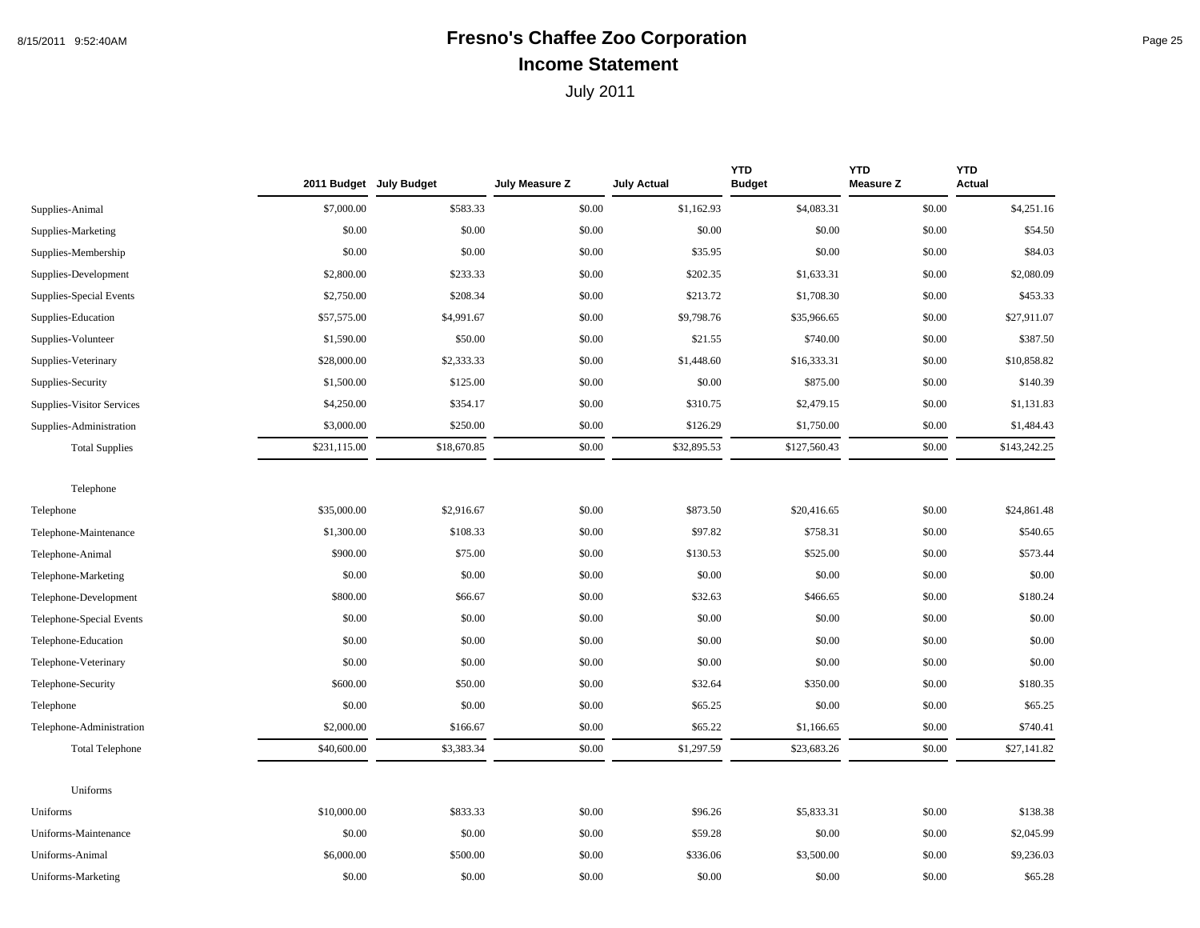# Fresno's Chaffee Zoo Corporation

## Income Statement

July 2011

| | 2011 Budget | July Budget | July Measure Z | July Actual | YTD Budget | YTD Measure Z | YTD Actual |
|---|---|---|---|---|---|---|---|
| Supplies-Animal | $7,000.00 | $583.33 | $0.00 | $1,162.93 | $4,083.31 | $0.00 | $4,251.16 |
| Supplies-Marketing | $0.00 | $0.00 | $0.00 | $0.00 | $0.00 | $0.00 | $54.50 |
| Supplies-Membership | $0.00 | $0.00 | $0.00 | $35.95 | $0.00 | $0.00 | $84.03 |
| Supplies-Development | $2,800.00 | $233.33 | $0.00 | $202.35 | $1,633.31 | $0.00 | $2,080.09 |
| Supplies-Special Events | $2,750.00 | $208.34 | $0.00 | $213.72 | $1,708.30 | $0.00 | $453.33 |
| Supplies-Education | $57,575.00 | $4,991.67 | $0.00 | $9,798.76 | $35,966.65 | $0.00 | $27,911.07 |
| Supplies-Volunteer | $1,590.00 | $50.00 | $0.00 | $21.55 | $740.00 | $0.00 | $387.50 |
| Supplies-Veterinary | $28,000.00 | $2,333.33 | $0.00 | $1,448.60 | $16,333.31 | $0.00 | $10,858.82 |
| Supplies-Security | $1,500.00 | $125.00 | $0.00 | $0.00 | $875.00 | $0.00 | $140.39 |
| Supplies-Visitor Services | $4,250.00 | $354.17 | $0.00 | $310.75 | $2,479.15 | $0.00 | $1,131.83 |
| Supplies-Administration | $3,000.00 | $250.00 | $0.00 | $126.29 | $1,750.00 | $0.00 | $1,484.43 |
| Total Supplies | $231,115.00 | $18,670.85 | $0.00 | $32,895.53 | $127,560.43 | $0.00 | $143,242.25 |
| Telephone | | | | | | | |
| Telephone | $35,000.00 | $2,916.67 | $0.00 | $873.50 | $20,416.65 | $0.00 | $24,861.48 |
| Telephone-Maintenance | $1,300.00 | $108.33 | $0.00 | $97.82 | $758.31 | $0.00 | $540.65 |
| Telephone-Animal | $900.00 | $75.00 | $0.00 | $130.53 | $525.00 | $0.00 | $573.44 |
| Telephone-Marketing | $0.00 | $0.00 | $0.00 | $0.00 | $0.00 | $0.00 | $0.00 |
| Telephone-Development | $800.00 | $66.67 | $0.00 | $32.63 | $466.65 | $0.00 | $180.24 |
| Telephone-Special Events | $0.00 | $0.00 | $0.00 | $0.00 | $0.00 | $0.00 | $0.00 |
| Telephone-Education | $0.00 | $0.00 | $0.00 | $0.00 | $0.00 | $0.00 | $0.00 |
| Telephone-Veterinary | $0.00 | $0.00 | $0.00 | $0.00 | $0.00 | $0.00 | $0.00 |
| Telephone-Security | $600.00 | $50.00 | $0.00 | $32.64 | $350.00 | $0.00 | $180.35 |
| Telephone | $0.00 | $0.00 | $0.00 | $65.25 | $0.00 | $0.00 | $65.25 |
| Telephone-Administration | $2,000.00 | $166.67 | $0.00 | $65.22 | $1,166.65 | $0.00 | $740.41 |
| Total Telephone | $40,600.00 | $3,383.34 | $0.00 | $1,297.59 | $23,683.26 | $0.00 | $27,141.82 |
| Uniforms | | | | | | | |
| Uniforms | $10,000.00 | $833.33 | $0.00 | $96.26 | $5,833.31 | $0.00 | $138.38 |
| Uniforms-Maintenance | $0.00 | $0.00 | $0.00 | $59.28 | $0.00 | $0.00 | $2,045.99 |
| Uniforms-Animal | $6,000.00 | $500.00 | $0.00 | $336.06 | $3,500.00 | $0.00 | $9,236.03 |
| Uniforms-Marketing | $0.00 | $0.00 | $0.00 | $0.00 | $0.00 | $0.00 | $65.28 |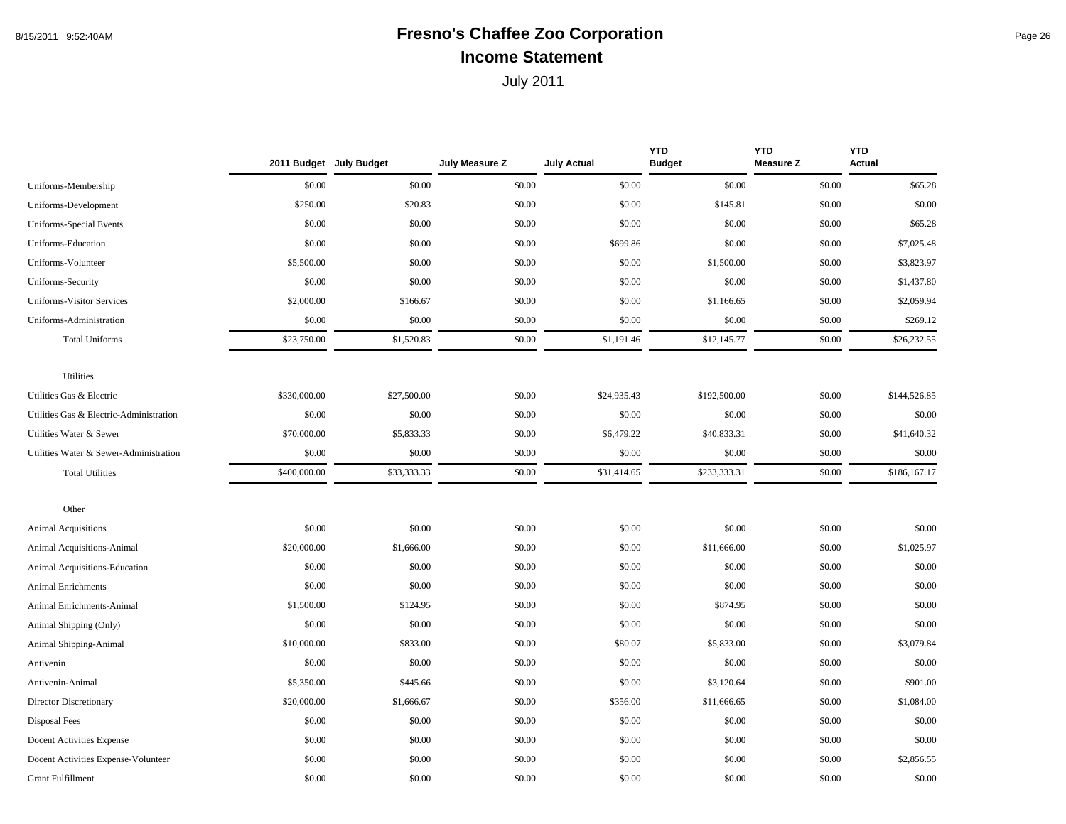# Fresno's Chaffee Zoo Corporation

## Income Statement

July 2011

| | 2011 Budget | July Budget | July Measure Z | July Actual | YTD Budget | YTD Measure Z | YTD Actual |
|---|---|---|---|---|---|---|---|
| Uniforms-Membership | $0.00 | $0.00 | $0.00 | $0.00 | $0.00 | $0.00 | $65.28 |
| Uniforms-Development | $250.00 | $20.83 | $0.00 | $0.00 | $145.81 | $0.00 | $0.00 |
| Uniforms-Special Events | $0.00 | $0.00 | $0.00 | $0.00 | $0.00 | $0.00 | $65.28 |
| Uniforms-Education | $0.00 | $0.00 | $0.00 | $699.86 | $0.00 | $0.00 | $7,025.48 |
| Uniforms-Volunteer | $5,500.00 | $0.00 | $0.00 | $0.00 | $1,500.00 | $0.00 | $3,823.97 |
| Uniforms-Security | $0.00 | $0.00 | $0.00 | $0.00 | $0.00 | $0.00 | $1,437.80 |
| Uniforms-Visitor Services | $2,000.00 | $166.67 | $0.00 | $0.00 | $1,166.65 | $0.00 | $2,059.94 |
| Uniforms-Administration | $0.00 | $0.00 | $0.00 | $0.00 | $0.00 | $0.00 | $269.12 |
| Total Uniforms | $23,750.00 | $1,520.83 | $0.00 | $1,191.46 | $12,145.77 | $0.00 | $26,232.55 |
| Utilities | | | | | | | |
| Utilities Gas & Electric | $330,000.00 | $27,500.00 | $0.00 | $24,935.43 | $192,500.00 | $0.00 | $144,526.85 |
| Utilities Gas & Electric-Administration | $0.00 | $0.00 | $0.00 | $0.00 | $0.00 | $0.00 | $0.00 |
| Utilities Water & Sewer | $70,000.00 | $5,833.33 | $0.00 | $6,479.22 | $40,833.31 | $0.00 | $41,640.32 |
| Utilities Water & Sewer-Administration | $0.00 | $0.00 | $0.00 | $0.00 | $0.00 | $0.00 | $0.00 |
| Total Utilities | $400,000.00 | $33,333.33 | $0.00 | $31,414.65 | $233,333.31 | $0.00 | $186,167.17 |
| Other | | | | | | | |
| Animal Acquisitions | $0.00 | $0.00 | $0.00 | $0.00 | $0.00 | $0.00 | $0.00 |
| Animal Acquisitions-Animal | $20,000.00 | $1,666.00 | $0.00 | $0.00 | $11,666.00 | $0.00 | $1,025.97 |
| Animal Acquisitions-Education | $0.00 | $0.00 | $0.00 | $0.00 | $0.00 | $0.00 | $0.00 |
| Animal Enrichments | $0.00 | $0.00 | $0.00 | $0.00 | $0.00 | $0.00 | $0.00 |
| Animal Enrichments-Animal | $1,500.00 | $124.95 | $0.00 | $0.00 | $874.95 | $0.00 | $0.00 |
| Animal Shipping (Only) | $0.00 | $0.00 | $0.00 | $0.00 | $0.00 | $0.00 | $0.00 |
| Animal Shipping-Animal | $10,000.00 | $833.00 | $0.00 | $80.07 | $5,833.00 | $0.00 | $3,079.84 |
| Antivenin | $0.00 | $0.00 | $0.00 | $0.00 | $0.00 | $0.00 | $0.00 |
| Antivenin-Animal | $5,350.00 | $445.66 | $0.00 | $0.00 | $3,120.64 | $0.00 | $901.00 |
| Director Discretionary | $20,000.00 | $1,666.67 | $0.00 | $356.00 | $11,666.65 | $0.00 | $1,084.00 |
| Disposal Fees | $0.00 | $0.00 | $0.00 | $0.00 | $0.00 | $0.00 | $0.00 |
| Docent Activities Expense | $0.00 | $0.00 | $0.00 | $0.00 | $0.00 | $0.00 | $0.00 |
| Docent Activities Expense-Volunteer | $0.00 | $0.00 | $0.00 | $0.00 | $0.00 | $0.00 | $2,856.55 |
| Grant Fulfillment | $0.00 | $0.00 | $0.00 | $0.00 | $0.00 | $0.00 | $0.00 |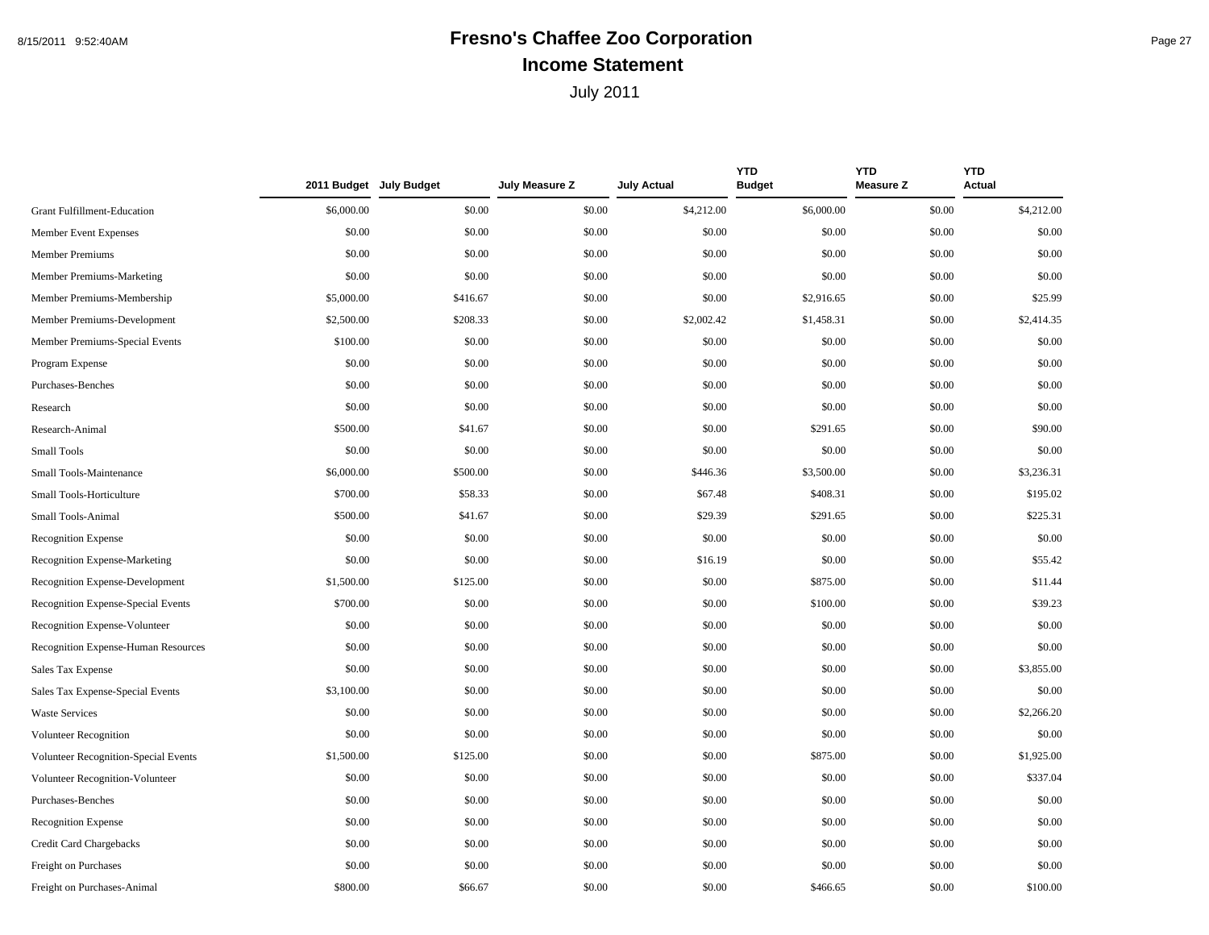# Fresno's Chaffee Zoo Corporation

## Income Statement

July 2011

| | 2011 Budget | July Budget | July Measure Z | July Actual | YTD Budget | YTD Measure Z | YTD Actual |
|---|---|---|---|---|---|---|---|
| Grant Fulfillment-Education | $6,000.00 | $0.00 | $0.00 | $4,212.00 | $6,000.00 | $0.00 | $4,212.00 |
| Member Event Expenses | $0.00 | $0.00 | $0.00 | $0.00 | $0.00 | $0.00 | $0.00 |
| Member Premiums | $0.00 | $0.00 | $0.00 | $0.00 | $0.00 | $0.00 | $0.00 |
| Member Premiums-Marketing | $0.00 | $0.00 | $0.00 | $0.00 | $0.00 | $0.00 | $0.00 |
| Member Premiums-Membership | $5,000.00 | $416.67 | $0.00 | $0.00 | $2,916.65 | $0.00 | $25.99 |
| Member Premiums-Development | $2,500.00 | $208.33 | $0.00 | $2,002.42 | $1,458.31 | $0.00 | $2,414.35 |
| Member Premiums-Special Events | $100.00 | $0.00 | $0.00 | $0.00 | $0.00 | $0.00 | $0.00 |
| Program Expense | $0.00 | $0.00 | $0.00 | $0.00 | $0.00 | $0.00 | $0.00 |
| Purchases-Benches | $0.00 | $0.00 | $0.00 | $0.00 | $0.00 | $0.00 | $0.00 |
| Research | $0.00 | $0.00 | $0.00 | $0.00 | $0.00 | $0.00 | $0.00 |
| Research-Animal | $500.00 | $41.67 | $0.00 | $0.00 | $291.65 | $0.00 | $90.00 |
| Small Tools | $0.00 | $0.00 | $0.00 | $0.00 | $0.00 | $0.00 | $0.00 |
| Small Tools-Maintenance | $6,000.00 | $500.00 | $0.00 | $446.36 | $3,500.00 | $0.00 | $3,236.31 |
| Small Tools-Horticulture | $700.00 | $58.33 | $0.00 | $67.48 | $408.31 | $0.00 | $195.02 |
| Small Tools-Animal | $500.00 | $41.67 | $0.00 | $29.39 | $291.65 | $0.00 | $225.31 |
| Recognition Expense | $0.00 | $0.00 | $0.00 | $0.00 | $0.00 | $0.00 | $0.00 |
| Recognition Expense-Marketing | $0.00 | $0.00 | $0.00 | $16.19 | $0.00 | $0.00 | $55.42 |
| Recognition Expense-Development | $1,500.00 | $125.00 | $0.00 | $0.00 | $875.00 | $0.00 | $11.44 |
| Recognition Expense-Special Events | $700.00 | $0.00 | $0.00 | $0.00 | $100.00 | $0.00 | $39.23 |
| Recognition Expense-Volunteer | $0.00 | $0.00 | $0.00 | $0.00 | $0.00 | $0.00 | $0.00 |
| Recognition Expense-Human Resources | $0.00 | $0.00 | $0.00 | $0.00 | $0.00 | $0.00 | $0.00 |
| Sales Tax Expense | $0.00 | $0.00 | $0.00 | $0.00 | $0.00 | $0.00 | $3,855.00 |
| Sales Tax Expense-Special Events | $3,100.00 | $0.00 | $0.00 | $0.00 | $0.00 | $0.00 | $0.00 |
| Waste Services | $0.00 | $0.00 | $0.00 | $0.00 | $0.00 | $0.00 | $2,266.20 |
| Volunteer Recognition | $0.00 | $0.00 | $0.00 | $0.00 | $0.00 | $0.00 | $0.00 |
| Volunteer Recognition-Special Events | $1,500.00 | $125.00 | $0.00 | $0.00 | $875.00 | $0.00 | $1,925.00 |
| Volunteer Recognition-Volunteer | $0.00 | $0.00 | $0.00 | $0.00 | $0.00 | $0.00 | $337.04 |
| Purchases-Benches | $0.00 | $0.00 | $0.00 | $0.00 | $0.00 | $0.00 | $0.00 |
| Recognition Expense | $0.00 | $0.00 | $0.00 | $0.00 | $0.00 | $0.00 | $0.00 |
| Credit Card Chargebacks | $0.00 | $0.00 | $0.00 | $0.00 | $0.00 | $0.00 | $0.00 |
| Freight on Purchases | $0.00 | $0.00 | $0.00 | $0.00 | $0.00 | $0.00 | $0.00 |
| Freight on Purchases-Animal | $800.00 | $66.67 | $0.00 | $0.00 | $466.65 | $0.00 | $100.00 |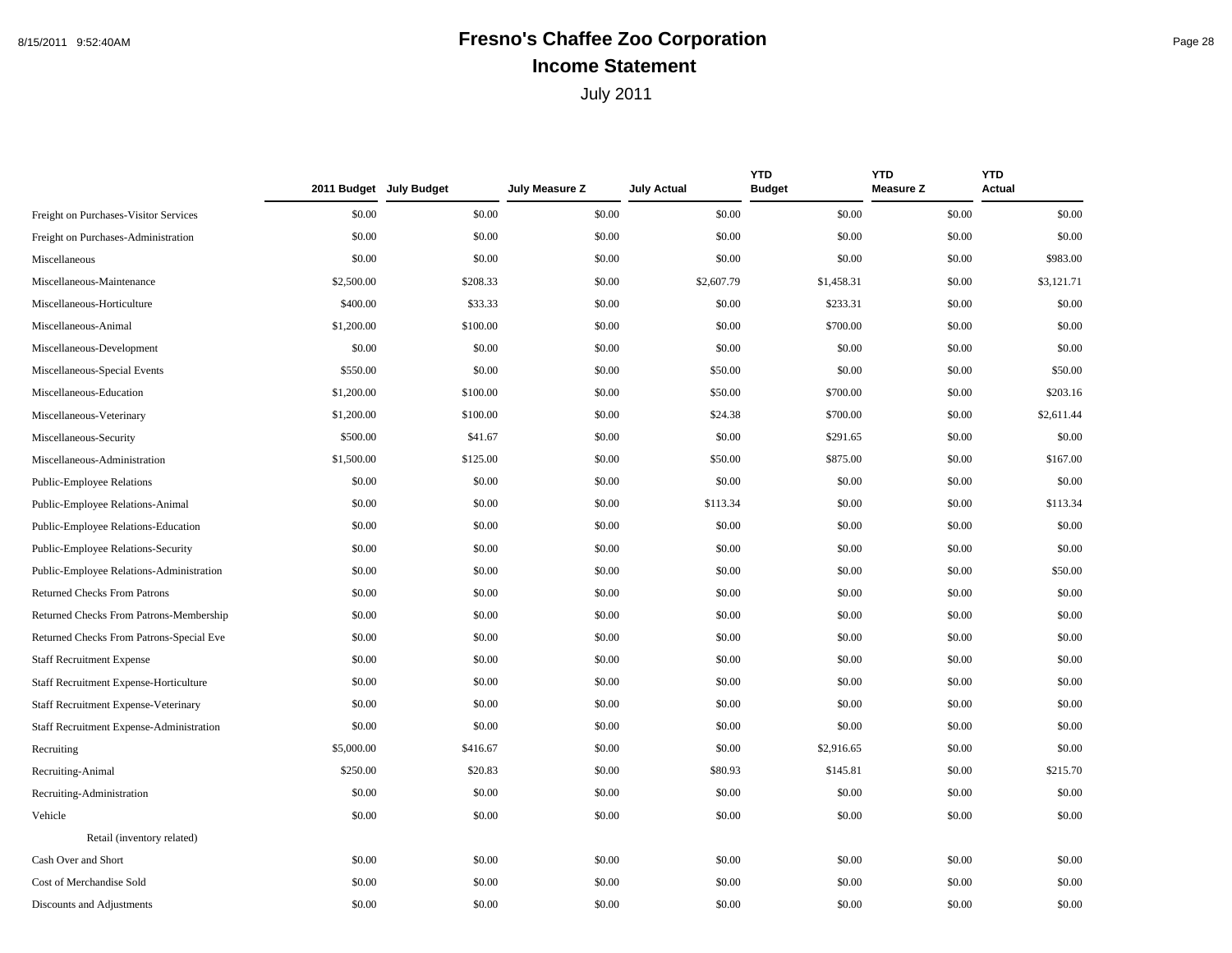# Fresno's Chaffee Zoo Corporation

## Income Statement

July 2011

| | 2011 Budget | July Budget | July Measure Z | July Actual | YTD Budget | YTD Measure Z | YTD Actual |
|---|---|---|---|---|---|---|---|
| Freight on Purchases-Visitor Services | $0.00 | $0.00 | $0.00 | $0.00 | $0.00 | $0.00 | $0.00 |
| Freight on Purchases-Administration | $0.00 | $0.00 | $0.00 | $0.00 | $0.00 | $0.00 | $0.00 |
| Miscellaneous | $0.00 | $0.00 | $0.00 | $0.00 | $0.00 | $0.00 | $983.00 |
| Miscellaneous-Maintenance | $2,500.00 | $208.33 | $0.00 | $2,607.79 | $1,458.31 | $0.00 | $3,121.71 |
| Miscellaneous-Horticulture | $400.00 | $33.33 | $0.00 | $0.00 | $233.31 | $0.00 | $0.00 |
| Miscellaneous-Animal | $1,200.00 | $100.00 | $0.00 | $0.00 | $700.00 | $0.00 | $0.00 |
| Miscellaneous-Development | $0.00 | $0.00 | $0.00 | $0.00 | $0.00 | $0.00 | $0.00 |
| Miscellaneous-Special Events | $550.00 | $0.00 | $0.00 | $50.00 | $0.00 | $0.00 | $50.00 |
| Miscellaneous-Education | $1,200.00 | $100.00 | $0.00 | $50.00 | $700.00 | $0.00 | $203.16 |
| Miscellaneous-Veterinary | $1,200.00 | $100.00 | $0.00 | $24.38 | $700.00 | $0.00 | $2,611.44 |
| Miscellaneous-Security | $500.00 | $41.67 | $0.00 | $0.00 | $291.65 | $0.00 | $0.00 |
| Miscellaneous-Administration | $1,500.00 | $125.00 | $0.00 | $50.00 | $875.00 | $0.00 | $167.00 |
| Public-Employee Relations | $0.00 | $0.00 | $0.00 | $0.00 | $0.00 | $0.00 | $0.00 |
| Public-Employee Relations-Animal | $0.00 | $0.00 | $0.00 | $113.34 | $0.00 | $0.00 | $113.34 |
| Public-Employee Relations-Education | $0.00 | $0.00 | $0.00 | $0.00 | $0.00 | $0.00 | $0.00 |
| Public-Employee Relations-Security | $0.00 | $0.00 | $0.00 | $0.00 | $0.00 | $0.00 | $0.00 |
| Public-Employee Relations-Administration | $0.00 | $0.00 | $0.00 | $0.00 | $0.00 | $0.00 | $50.00 |
| Returned Checks From Patrons | $0.00 | $0.00 | $0.00 | $0.00 | $0.00 | $0.00 | $0.00 |
| Returned Checks From Patrons-Membership | $0.00 | $0.00 | $0.00 | $0.00 | $0.00 | $0.00 | $0.00 |
| Returned Checks From Patrons-Special Eve | $0.00 | $0.00 | $0.00 | $0.00 | $0.00 | $0.00 | $0.00 |
| Staff Recruitment Expense | $0.00 | $0.00 | $0.00 | $0.00 | $0.00 | $0.00 | $0.00 |
| Staff Recruitment Expense-Horticulture | $0.00 | $0.00 | $0.00 | $0.00 | $0.00 | $0.00 | $0.00 |
| Staff Recruitment Expense-Veterinary | $0.00 | $0.00 | $0.00 | $0.00 | $0.00 | $0.00 | $0.00 |
| Staff Recruitment Expense-Administration | $0.00 | $0.00 | $0.00 | $0.00 | $0.00 | $0.00 | $0.00 |
| Recruiting | $5,000.00 | $416.67 | $0.00 | $0.00 | $2,916.65 | $0.00 | $0.00 |
| Recruiting-Animal | $250.00 | $20.83 | $0.00 | $80.93 | $145.81 | $0.00 | $215.70 |
| Recruiting-Administration | $0.00 | $0.00 | $0.00 | $0.00 | $0.00 | $0.00 | $0.00 |
| Vehicle | $0.00 | $0.00 | $0.00 | $0.00 | $0.00 | $0.00 | $0.00 |
| Retail (inventory related) | | | | | | | |
| Cash Over and Short | $0.00 | $0.00 | $0.00 | $0.00 | $0.00 | $0.00 | $0.00 |
| Cost of Merchandise Sold | $0.00 | $0.00 | $0.00 | $0.00 | $0.00 | $0.00 | $0.00 |
| Discounts and Adjustments | $0.00 | $0.00 | $0.00 | $0.00 | $0.00 | $0.00 | $0.00 |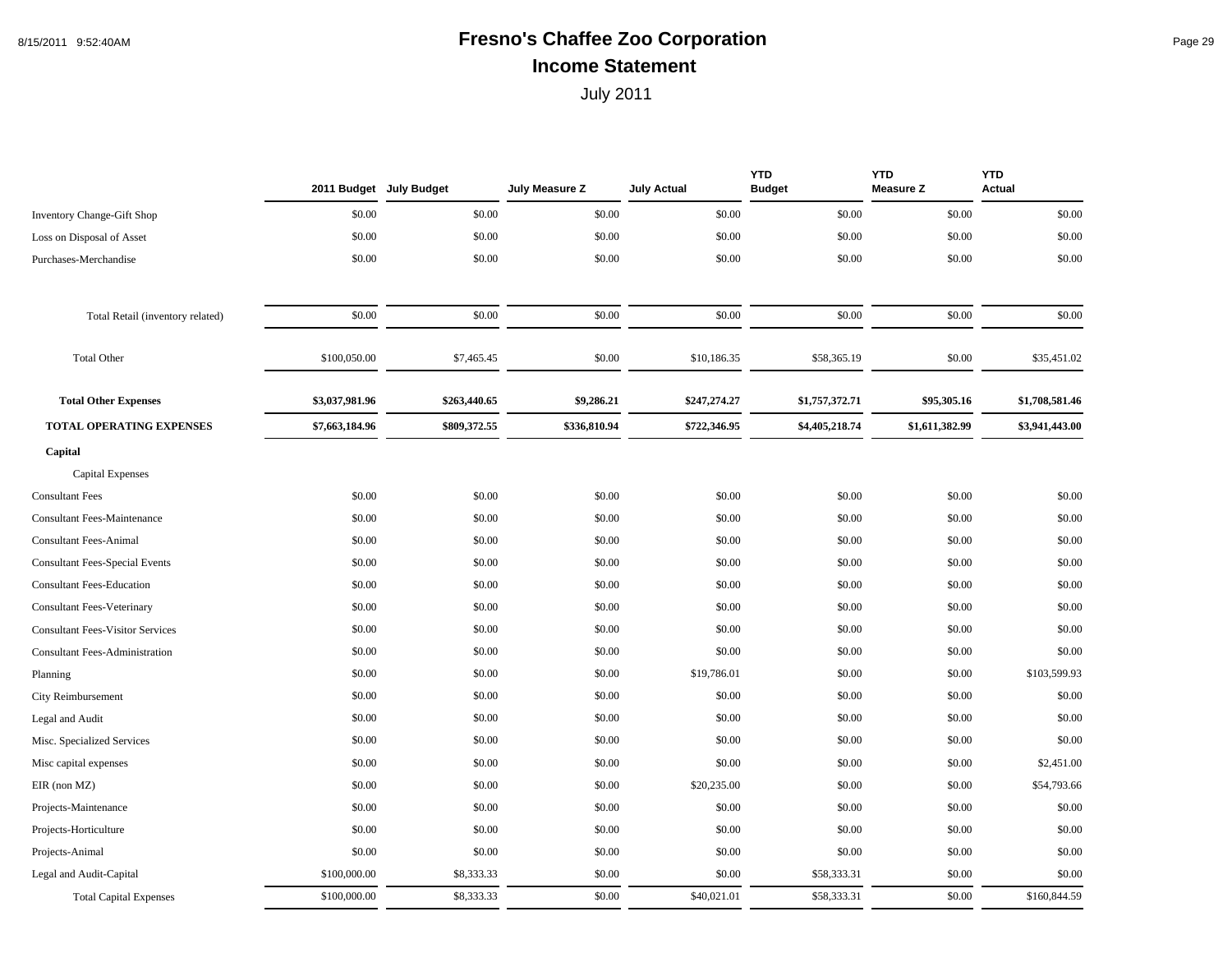# Fresno's Chaffee Zoo Corporation

## Income Statement

July 2011

| | 2011 Budget | July Budget | July Measure Z | July Actual | YTD Budget | YTD Measure Z | YTD Actual |
|---|---|---|---|---|---|---|---|
| Inventory Change-Gift Shop | $0.00 | $0.00 | $0.00 | $0.00 | $0.00 | $0.00 | $0.00 |
| Loss on Disposal of Asset | $0.00 | $0.00 | $0.00 | $0.00 | $0.00 | $0.00 | $0.00 |
| Purchases-Merchandise | $0.00 | $0.00 | $0.00 | $0.00 | $0.00 | $0.00 | $0.00 |
| Total Retail (inventory related) | $0.00 | $0.00 | $0.00 | $0.00 | $0.00 | $0.00 | $0.00 |
| Total Other | $100,050.00 | $7,465.45 | $0.00 | $10,186.35 | $58,365.19 | $0.00 | $35,451.02 |
| **Total Other Expenses** | **$3,037,981.96** | **$263,440.65** | **$9,286.21** | **$247,274.27** | **$1,757,372.71** | **$95,305.16** | **$1,708,581.46** |
| **TOTAL OPERATING EXPENSES** | **$7,663,184.96** | **$809,372.55** | **$336,810.94** | **$722,346.95** | **$4,405,218.74** | **$1,611,382.99** | **$3,941,443.00** |
| **Capital** | | | | | | | |
| Capital Expenses | | | | | | | |
| Consultant Fees | $0.00 | $0.00 | $0.00 | $0.00 | $0.00 | $0.00 | $0.00 |
| Consultant Fees-Maintenance | $0.00 | $0.00 | $0.00 | $0.00 | $0.00 | $0.00 | $0.00 |
| Consultant Fees-Animal | $0.00 | $0.00 | $0.00 | $0.00 | $0.00 | $0.00 | $0.00 |
| Consultant Fees-Special Events | $0.00 | $0.00 | $0.00 | $0.00 | $0.00 | $0.00 | $0.00 |
| Consultant Fees-Education | $0.00 | $0.00 | $0.00 | $0.00 | $0.00 | $0.00 | $0.00 |
| Consultant Fees-Veterinary | $0.00 | $0.00 | $0.00 | $0.00 | $0.00 | $0.00 | $0.00 |
| Consultant Fees-Visitor Services | $0.00 | $0.00 | $0.00 | $0.00 | $0.00 | $0.00 | $0.00 |
| Consultant Fees-Administration | $0.00 | $0.00 | $0.00 | $0.00 | $0.00 | $0.00 | $0.00 |
| Planning | $0.00 | $0.00 | $0.00 | $19,786.01 | $0.00 | $0.00 | $103,599.93 |
| City Reimbursement | $0.00 | $0.00 | $0.00 | $0.00 | $0.00 | $0.00 | $0.00 |
| Legal and Audit | $0.00 | $0.00 | $0.00 | $0.00 | $0.00 | $0.00 | $0.00 |
| Misc. Specialized Services | $0.00 | $0.00 | $0.00 | $0.00 | $0.00 | $0.00 | $0.00 |
| Misc capital expenses | $0.00 | $0.00 | $0.00 | $0.00 | $0.00 | $0.00 | $2,451.00 |
| EIR (non MZ) | $0.00 | $0.00 | $0.00 | $20,235.00 | $0.00 | $0.00 | $54,793.66 |
| Projects-Maintenance | $0.00 | $0.00 | $0.00 | $0.00 | $0.00 | $0.00 | $0.00 |
| Projects-Horticulture | $0.00 | $0.00 | $0.00 | $0.00 | $0.00 | $0.00 | $0.00 |
| Projects-Animal | $0.00 | $0.00 | $0.00 | $0.00 | $0.00 | $0.00 | $0.00 |
| Legal and Audit-Capital | $100,000.00 | $8,333.33 | $0.00 | $0.00 | $58,333.31 | $0.00 | $0.00 |
| Total Capital Expenses | $100,000.00 | $8,333.33 | $0.00 | $40,021.01 | $58,333.31 | $0.00 | $160,844.59 |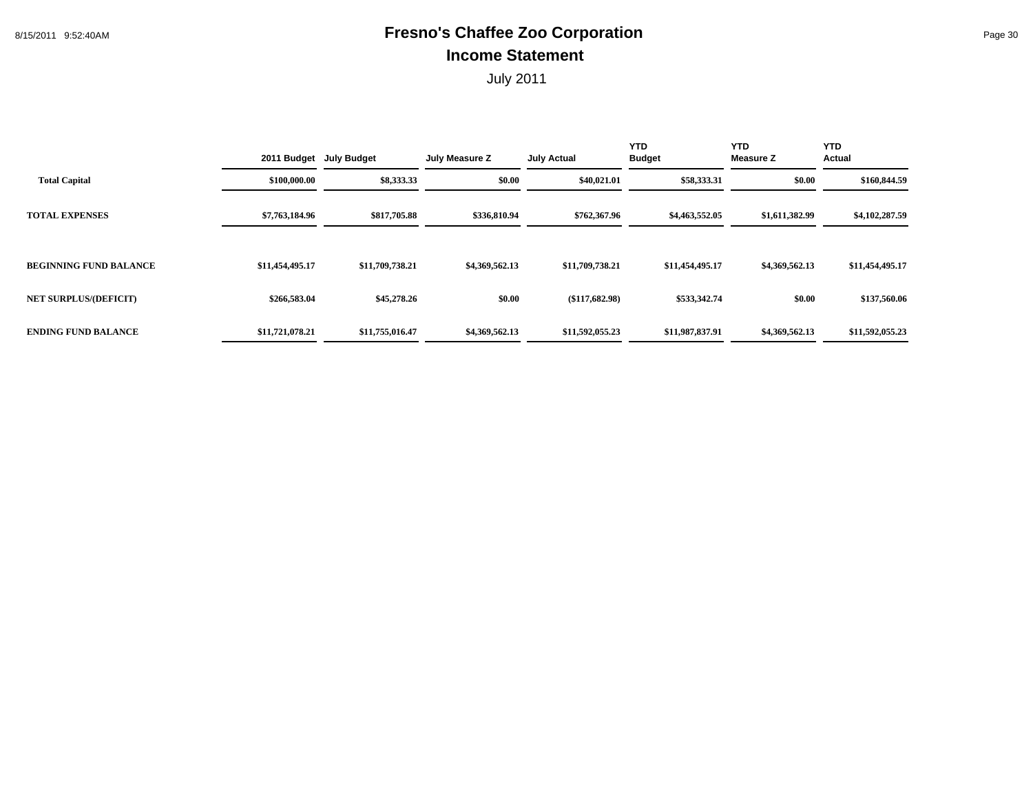# Fresno's Chaffee Zoo Corporation

## Income Statement

July 2011

| | 2011 Budget | July Budget | July Measure Z | July Actual | YTD Budget | YTD Measure Z | YTD Actual |
|---|---|---|---|---|---|---|---|
| **Total Capital** | **$100,000.00** | **$8,333.33** | **$0.00** | **$40,021.01** | **$58,333.31** | **$0.00** | **$160,844.59** |
| **TOTAL EXPENSES** | **$7,763,184.96** | **$817,705.88** | **$336,810.94** | **$762,367.96** | **$4,463,552.05** | **$1,611,382.99** | **$4,102,287.59** |
| **BEGINNING FUND BALANCE** | **$11,454,495.17** | **$11,709,738.21** | **$4,369,562.13** | **$11,709,738.21** | **$11,454,495.17** | **$4,369,562.13** | **$11,454,495.17** |
| **NET SURPLUS/(DEFICIT)** | **$266,583.04** | **$45,278.26** | **$0.00** | **($117,682.98)** | **$533,342.74** | **$0.00** | **$137,560.06** |
| **ENDING FUND BALANCE** | **$11,721,078.21** | **$11,755,016.47** | **$4,369,562.13** | **$11,592,055.23** | **$11,987,837.91** | **$4,369,562.13** | **$11,592,055.23** |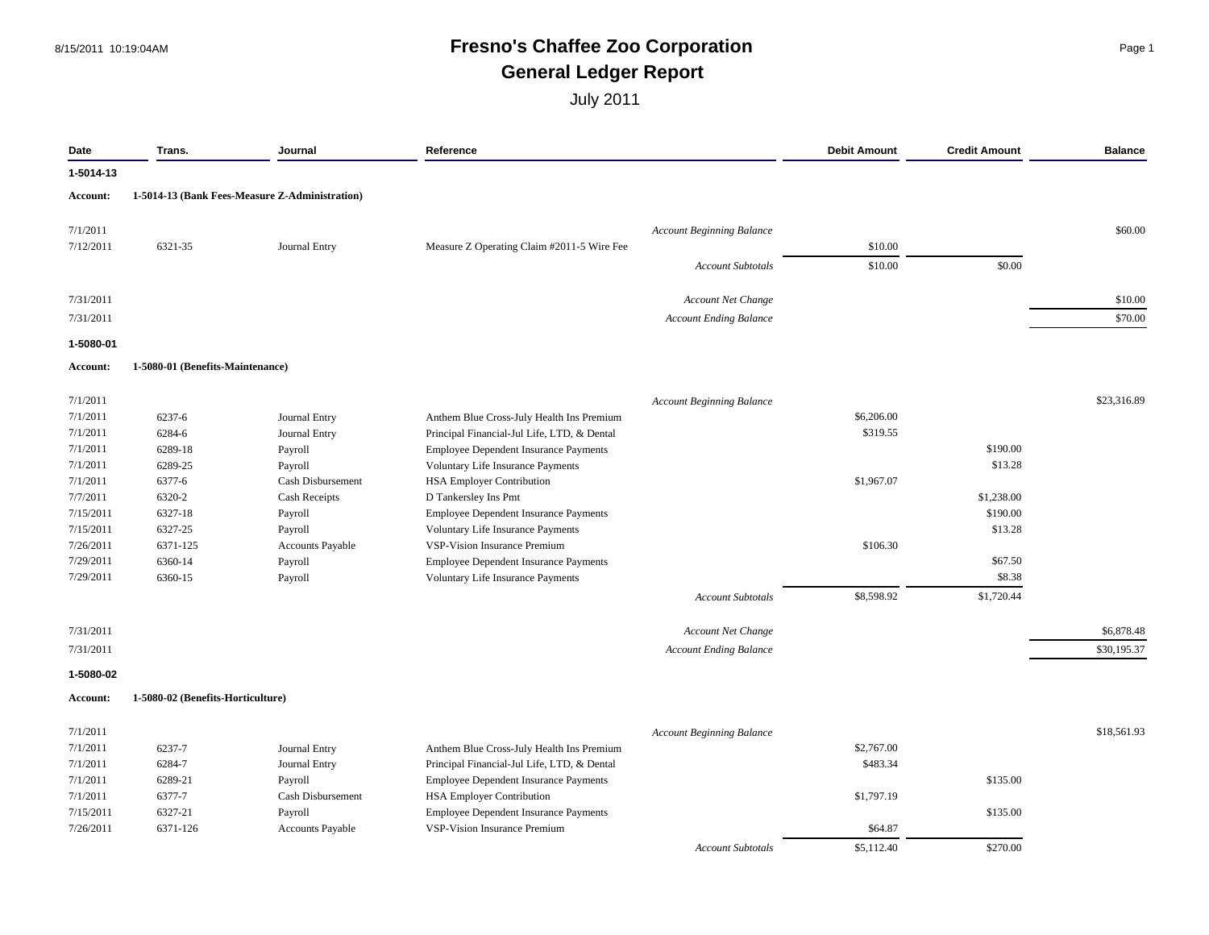# Fresno's Chaffee Zoo Corporation

## General Ledger Report

July 2011

| Date | Trans. | Journal | Reference | | Debit Amount | Credit Amount | Balance |
|---|---|---|---|---|---|---|---|
| **1-5014-13** | | | | | | | |
| **Account:** | **1-5014-13 (Bank Fees-Measure Z-Administration)** | | | | | | |
| 7/1/2011 | | | | *Account Beginning Balance* | | | $60.00 |
| 7/12/2011 | 6321-35 | Journal Entry | Measure Z Operating Claim #2011-5 Wire Fee | | $10.00 | | |
| | | | | *Account Subtotals* | $10.00 | $0.00 | |
| 7/31/2011 | | | | *Account Net Change* | | | $10.00 |
| 7/31/2011 | | | | *Account Ending Balance* | | | $70.00 |
| **1-5080-01** | | | | | | | |
| **Account:** | **1-5080-01 (Benefits-Maintenance)** | | | | | | |
| 7/1/2011 | | | | *Account Beginning Balance* | | | $23,316.89 |
| 7/1/2011 | 6237-6 | Journal Entry | Anthem Blue Cross-July Health Ins Premium | | $6,206.00 | | |
| 7/1/2011 | 6284-6 | Journal Entry | Principal Financial-Jul Life, LTD, & Dental | | $319.55 | | |
| 7/1/2011 | 6289-18 | Payroll | Employee Dependent Insurance Payments | | | $190.00 | |
| 7/1/2011 | 6289-25 | Payroll | Voluntary Life Insurance Payments | | | $13.28 | |
| 7/1/2011 | 6377-6 | Cash Disbursement | HSA Employer Contribution | | $1,967.07 | | |
| 7/7/2011 | 6320-2 | Cash Receipts | D Tankersley Ins Pmt | | | $1,238.00 | |
| 7/15/2011 | 6327-18 | Payroll | Employee Dependent Insurance Payments | | | $190.00 | |
| 7/15/2011 | 6327-25 | Payroll | Voluntary Life Insurance Payments | | | $13.28 | |
| 7/26/2011 | 6371-125 | Accounts Payable | VSP-Vision Insurance Premium | | $106.30 | | |
| 7/29/2011 | 6360-14 | Payroll | Employee Dependent Insurance Payments | | | $67.50 | |
| 7/29/2011 | 6360-15 | Payroll | Voluntary Life Insurance Payments | | | $8.38 | |
| | | | | *Account Subtotals* | $8,598.92 | $1,720.44 | |
| 7/31/2011 | | | | *Account Net Change* | | | $6,878.48 |
| 7/31/2011 | | | | *Account Ending Balance* | | | $30,195.37 |
| **1-5080-02** | | | | | | | |
| **Account:** | **1-5080-02 (Benefits-Horticulture)** | | | | | | |
| 7/1/2011 | | | | *Account Beginning Balance* | | | $18,561.93 |
| 7/1/2011 | 6237-7 | Journal Entry | Anthem Blue Cross-July Health Ins Premium | | $2,767.00 | | |
| 7/1/2011 | 6284-7 | Journal Entry | Principal Financial-Jul Life, LTD, & Dental | | $483.34 | | |
| 7/1/2011 | 6289-21 | Payroll | Employee Dependent Insurance Payments | | | $135.00 | |
| 7/1/2011 | 6377-7 | Cash Disbursement | HSA Employer Contribution | | $1,797.19 | | |
| 7/15/2011 | 6327-21 | Payroll | Employee Dependent Insurance Payments | | | $135.00 | |
| 7/26/2011 | 6371-126 | Accounts Payable | VSP-Vision Insurance Premium | | $64.87 | | |
| | | | | *Account Subtotals* | $5,112.40 | $270.00 | |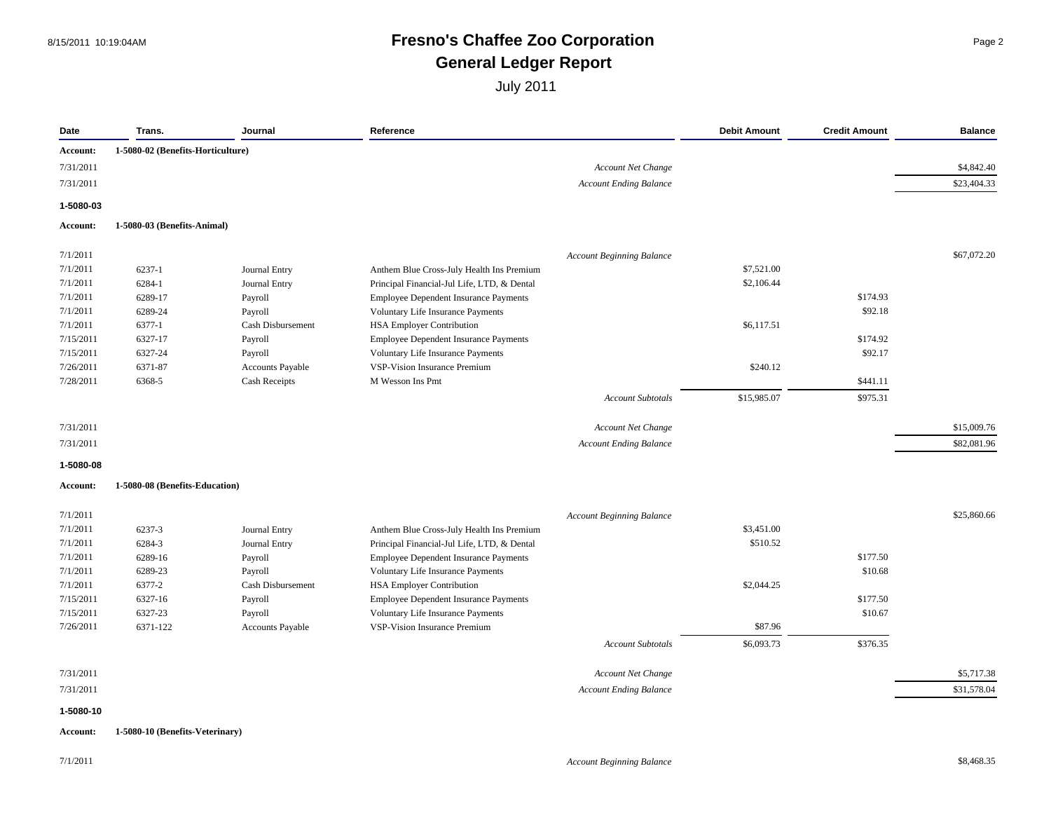# Fresno's Chaffee Zoo Corporation
## General Ledger Report
July 2011

| Date | Trans. | Journal | Reference | Debit Amount | Credit Amount | Balance |
|---|---|---|---|---|---|---|
| **Account:** | **1-5080-02 (Benefits-Horticulture)** | | | | | |
| 7/31/2011 | | | *Account Net Change* | | | $4,842.40 |
| 7/31/2011 | | | *Account Ending Balance* | | | $23,404.33 |
| **1-5080-03** | | | | | | |
| **Account:** | **1-5080-03 (Benefits-Animal)** | | | | | |
| 7/1/2011 | | | *Account Beginning Balance* | | | $67,072.20 |
| 7/1/2011 | 6237-1 | Journal Entry | Anthem Blue Cross-July Health Ins Premium | $7,521.00 | | |
| 7/1/2011 | 6284-1 | Journal Entry | Principal Financial-Jul Life, LTD, & Dental | $2,106.44 | | |
| 7/1/2011 | 6289-17 | Payroll | Employee Dependent Insurance Payments | | $174.93 | |
| 7/1/2011 | 6289-24 | Payroll | Voluntary Life Insurance Payments | | $92.18 | |
| 7/1/2011 | 6377-1 | Cash Disbursement | HSA Employer Contribution | $6,117.51 | | |
| 7/15/2011 | 6327-17 | Payroll | Employee Dependent Insurance Payments | | $174.92 | |
| 7/15/2011 | 6327-24 | Payroll | Voluntary Life Insurance Payments | | $92.17 | |
| 7/26/2011 | 6371-87 | Accounts Payable | VSP-Vision Insurance Premium | $240.12 | | |
| 7/28/2011 | 6368-5 | Cash Receipts | M Wesson Ins Pmt | | $441.11 | |
| | | | *Account Subtotals* | $15,985.07 | $975.31 | |
| 7/31/2011 | | | *Account Net Change* | | | $15,009.76 |
| 7/31/2011 | | | *Account Ending Balance* | | | $82,081.96 |
| **1-5080-08** | | | | | | |
| **Account:** | **1-5080-08 (Benefits-Education)** | | | | | |
| 7/1/2011 | | | *Account Beginning Balance* | | | $25,860.66 |
| 7/1/2011 | 6237-3 | Journal Entry | Anthem Blue Cross-July Health Ins Premium | $3,451.00 | | |
| 7/1/2011 | 6284-3 | Journal Entry | Principal Financial-Jul Life, LTD, & Dental | $510.52 | | |
| 7/1/2011 | 6289-16 | Payroll | Employee Dependent Insurance Payments | | $177.50 | |
| 7/1/2011 | 6289-23 | Payroll | Voluntary Life Insurance Payments | | $10.68 | |
| 7/1/2011 | 6377-2 | Cash Disbursement | HSA Employer Contribution | $2,044.25 | | |
| 7/15/2011 | 6327-16 | Payroll | Employee Dependent Insurance Payments | | $177.50 | |
| 7/15/2011 | 6327-23 | Payroll | Voluntary Life Insurance Payments | | $10.67 | |
| 7/26/2011 | 6371-122 | Accounts Payable | VSP-Vision Insurance Premium | $87.96 | | |
| | | | *Account Subtotals* | $6,093.73 | $376.35 | |
| 7/31/2011 | | | *Account Net Change* | | | $5,717.38 |
| 7/31/2011 | | | *Account Ending Balance* | | | $31,578.04 |
| **1-5080-10** | | | | | | |
| **Account:** | **1-5080-10 (Benefits-Veterinary)** | | | | | |
| 7/1/2011 | | | *Account Beginning Balance* | | | $8,468.35 |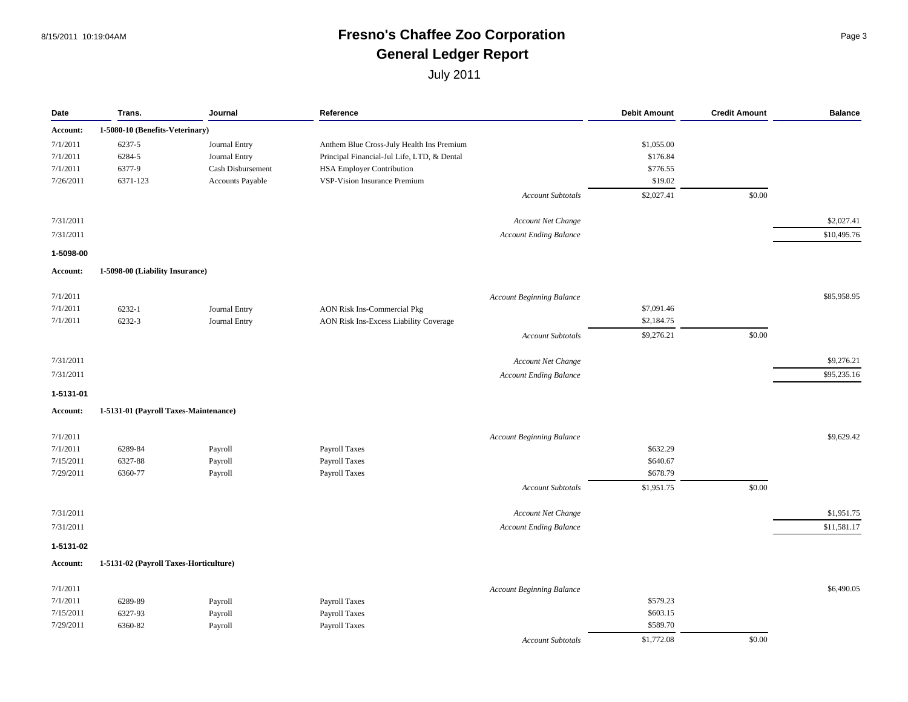# Fresno's Chaffee Zoo Corporation

## General Ledger Report

July 2011

| Date | Trans. | Journal | Reference | | Debit Amount | Credit Amount | Balance |
|---|---|---|---|---|---|---|---|
| **Account:** | **1-5080-10 (Benefits-Veterinary)** | | | | | | |
| 7/1/2011 | 6237-5 | Journal Entry | Anthem Blue Cross-July Health Ins Premium | | $1,055.00 | | |
| 7/1/2011 | 6284-5 | Journal Entry | Principal Financial-Jul Life, LTD, & Dental | | $176.84 | | |
| 7/1/2011 | 6377-9 | Cash Disbursement | HSA Employer Contribution | | $776.55 | | |
| 7/26/2011 | 6371-123 | Accounts Payable | VSP-Vision Insurance Premium | | $19.02 | | |
| | | | | *Account Subtotals* | $2,027.41 | $0.00 | |
| 7/31/2011 | | | | *Account Net Change* | | | $2,027.41 |
| 7/31/2011 | | | | *Account Ending Balance* | | | $10,495.76 |
| **1-5098-00** | | | | | | | |
| **Account:** | **1-5098-00 (Liability Insurance)** | | | | | | |
| 7/1/2011 | | | | *Account Beginning Balance* | | | $85,958.95 |
| 7/1/2011 | 6232-1 | Journal Entry | AON Risk Ins-Commercial Pkg | | $7,091.46 | | |
| 7/1/2011 | 6232-3 | Journal Entry | AON Risk Ins-Excess Liability Coverage | | $2,184.75 | | |
| | | | | *Account Subtotals* | $9,276.21 | $0.00 | |
| 7/31/2011 | | | | *Account Net Change* | | | $9,276.21 |
| 7/31/2011 | | | | *Account Ending Balance* | | | $95,235.16 |
| **1-5131-01** | | | | | | | |
| **Account:** | **1-5131-01 (Payroll Taxes-Maintenance)** | | | | | | |
| 7/1/2011 | | | | *Account Beginning Balance* | | | $9,629.42 |
| 7/1/2011 | 6289-84 | Payroll | Payroll Taxes | | $632.29 | | |
| 7/15/2011 | 6327-88 | Payroll | Payroll Taxes | | $640.67 | | |
| 7/29/2011 | 6360-77 | Payroll | Payroll Taxes | | $678.79 | | |
| | | | | *Account Subtotals* | $1,951.75 | $0.00 | |
| 7/31/2011 | | | | *Account Net Change* | | | $1,951.75 |
| 7/31/2011 | | | | *Account Ending Balance* | | | $11,581.17 |
| **1-5131-02** | | | | | | | |
| **Account:** | **1-5131-02 (Payroll Taxes-Horticulture)** | | | | | | |
| 7/1/2011 | | | | *Account Beginning Balance* | | | $6,490.05 |
| 7/1/2011 | 6289-89 | Payroll | Payroll Taxes | | $579.23 | | |
| 7/15/2011 | 6327-93 | Payroll | Payroll Taxes | | $603.15 | | |
| 7/29/2011 | 6360-82 | Payroll | Payroll Taxes | | $589.70 | | |
| | | | | *Account Subtotals* | $1,772.08 | $0.00 | |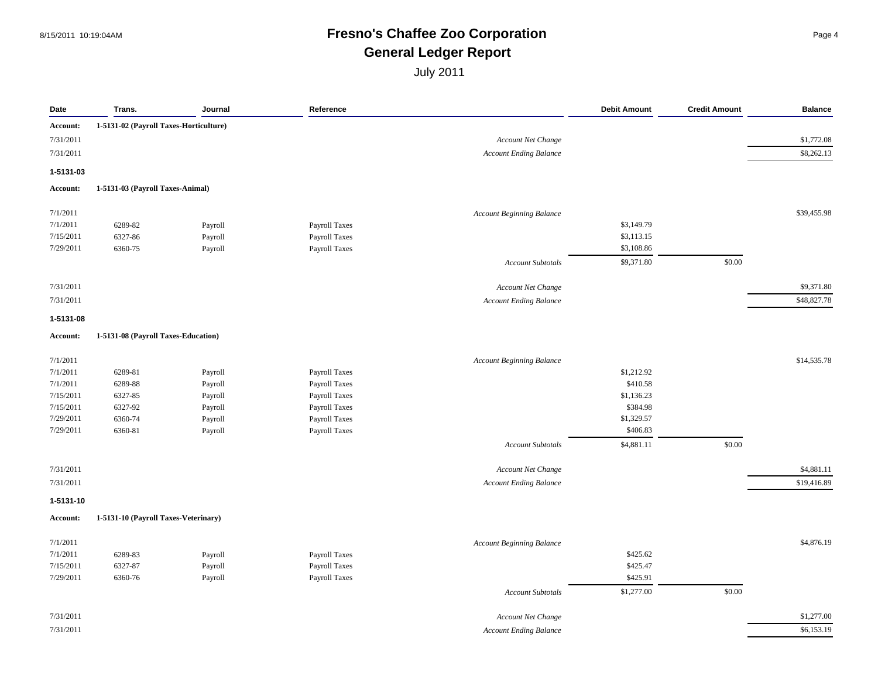# Fresno's Chaffee Zoo Corporation

## General Ledger Report

July 2011

| Date | Trans. | Journal | Reference | | Debit Amount | Credit Amount | Balance |
|---|---|---|---|---|---|---|---|
| **Account:** | **1-5131-02 (Payroll Taxes-Horticulture)** | | | | | | |
| 7/31/2011 | | | | *Account Net Change* | | | $1,772.08 |
| 7/31/2011 | | | | *Account Ending Balance* | | | $8,262.13 |
| **1-5131-03** | | | | | | | |
| **Account:** | **1-5131-03 (Payroll Taxes-Animal)** | | | | | | |
| 7/1/2011 | | | | *Account Beginning Balance* | | | $39,455.98 |
| 7/1/2011 | 6289-82 | Payroll | Payroll Taxes | | $3,149.79 | | |
| 7/15/2011 | 6327-86 | Payroll | Payroll Taxes | | $3,113.15 | | |
| 7/29/2011 | 6360-75 | Payroll | Payroll Taxes | | $3,108.86 | | |
| | | | | *Account Subtotals* | $9,371.80 | $0.00 | |
| 7/31/2011 | | | | *Account Net Change* | | | $9,371.80 |
| 7/31/2011 | | | | *Account Ending Balance* | | | $48,827.78 |
| **1-5131-08** | | | | | | | |
| **Account:** | **1-5131-08 (Payroll Taxes-Education)** | | | | | | |
| 7/1/2011 | | | | *Account Beginning Balance* | | | $14,535.78 |
| 7/1/2011 | 6289-81 | Payroll | Payroll Taxes | | $1,212.92 | | |
| 7/1/2011 | 6289-88 | Payroll | Payroll Taxes | | $410.58 | | |
| 7/15/2011 | 6327-85 | Payroll | Payroll Taxes | | $1,136.23 | | |
| 7/15/2011 | 6327-92 | Payroll | Payroll Taxes | | $384.98 | | |
| 7/29/2011 | 6360-74 | Payroll | Payroll Taxes | | $1,329.57 | | |
| 7/29/2011 | 6360-81 | Payroll | Payroll Taxes | | $406.83 | | |
| | | | | *Account Subtotals* | $4,881.11 | $0.00 | |
| 7/31/2011 | | | | *Account Net Change* | | | $4,881.11 |
| 7/31/2011 | | | | *Account Ending Balance* | | | $19,416.89 |
| **1-5131-10** | | | | | | | |
| **Account:** | **1-5131-10 (Payroll Taxes-Veterinary)** | | | | | | |
| 7/1/2011 | | | | *Account Beginning Balance* | | | $4,876.19 |
| 7/1/2011 | 6289-83 | Payroll | Payroll Taxes | | $425.62 | | |
| 7/15/2011 | 6327-87 | Payroll | Payroll Taxes | | $425.47 | | |
| 7/29/2011 | 6360-76 | Payroll | Payroll Taxes | | $425.91 | | |
| | | | | *Account Subtotals* | $1,277.00 | $0.00 | |
| 7/31/2011 | | | | *Account Net Change* | | | $1,277.00 |
| 7/31/2011 | | | | *Account Ending Balance* | | | $6,153.19 |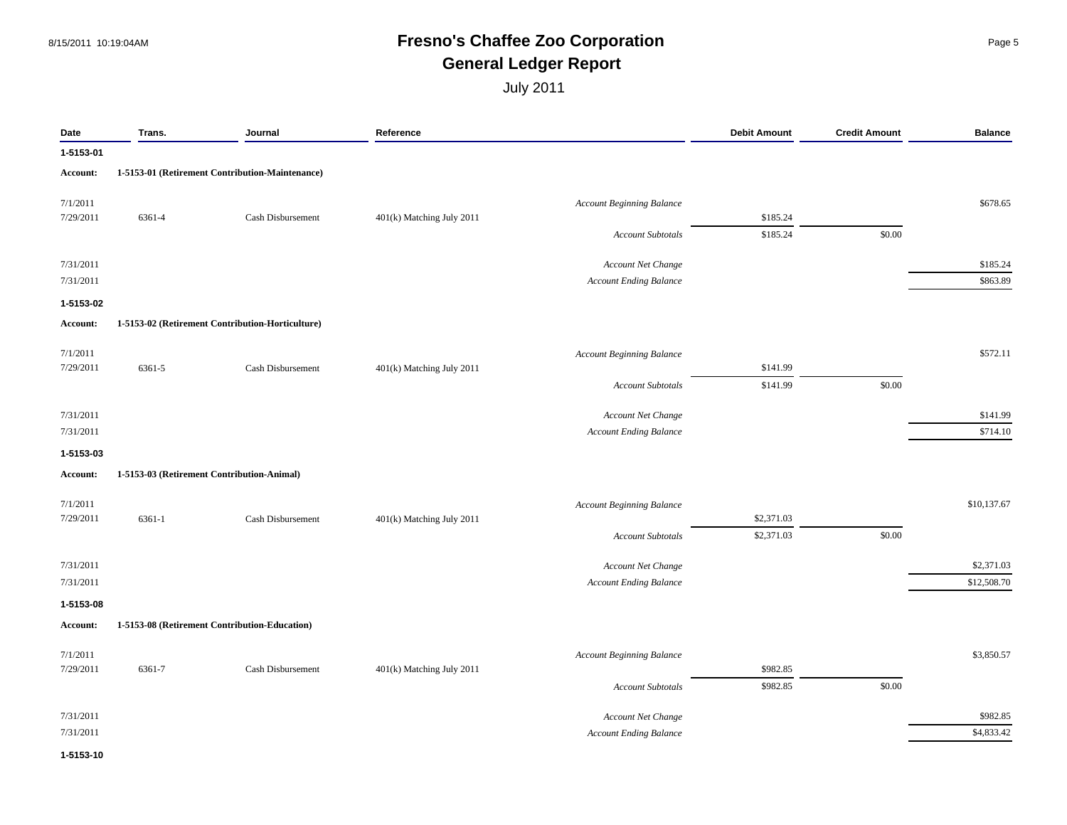# Fresno's Chaffee Zoo Corporation

## General Ledger Report

July 2011

| Date | Trans. | Journal | Reference | | Debit Amount | Credit Amount | Balance |
|---|---|---|---|---|---|---|---|
| **1-5153-01** | | | | | | | |
| **Account:** | **1-5153-01 (Retirement Contribution-Maintenance)** | | | | | | |
| 7/1/2011 | | | | *Account Beginning Balance* | | | $678.65 |
| 7/29/2011 | 6361-4 | Cash Disbursement | 401(k) Matching July 2011 | | $185.24 | | |
| | | | | *Account Subtotals* | $185.24 | $0.00 | |
| 7/31/2011 | | | | *Account Net Change* | | | $185.24 |
| 7/31/2011 | | | | *Account Ending Balance* | | | $863.89 |
| **1-5153-02** | | | | | | | |
| **Account:** | **1-5153-02 (Retirement Contribution-Horticulture)** | | | | | | |
| 7/1/2011 | | | | *Account Beginning Balance* | | | $572.11 |
| 7/29/2011 | 6361-5 | Cash Disbursement | 401(k) Matching July 2011 | | $141.99 | | |
| | | | | *Account Subtotals* | $141.99 | $0.00 | |
| 7/31/2011 | | | | *Account Net Change* | | | $141.99 |
| 7/31/2011 | | | | *Account Ending Balance* | | | $714.10 |
| **1-5153-03** | | | | | | | |
| **Account:** | **1-5153-03 (Retirement Contribution-Animal)** | | | | | | |
| 7/1/2011 | | | | *Account Beginning Balance* | | | $10,137.67 |
| 7/29/2011 | 6361-1 | Cash Disbursement | 401(k) Matching July 2011 | | $2,371.03 | | |
| | | | | *Account Subtotals* | $2,371.03 | $0.00 | |
| 7/31/2011 | | | | *Account Net Change* | | | $2,371.03 |
| 7/31/2011 | | | | *Account Ending Balance* | | | $12,508.70 |
| **1-5153-08** | | | | | | | |
| **Account:** | **1-5153-08 (Retirement Contribution-Education)** | | | | | | |
| 7/1/2011 | | | | *Account Beginning Balance* | | | $3,850.57 |
| 7/29/2011 | 6361-7 | Cash Disbursement | 401(k) Matching July 2011 | | $982.85 | | |
| | | | | *Account Subtotals* | $982.85 | $0.00 | |
| 7/31/2011 | | | | *Account Net Change* | | | $982.85 |
| 7/31/2011 | | | | *Account Ending Balance* | | | $4,833.42 |
| **1-5153-10** | | | | | | | |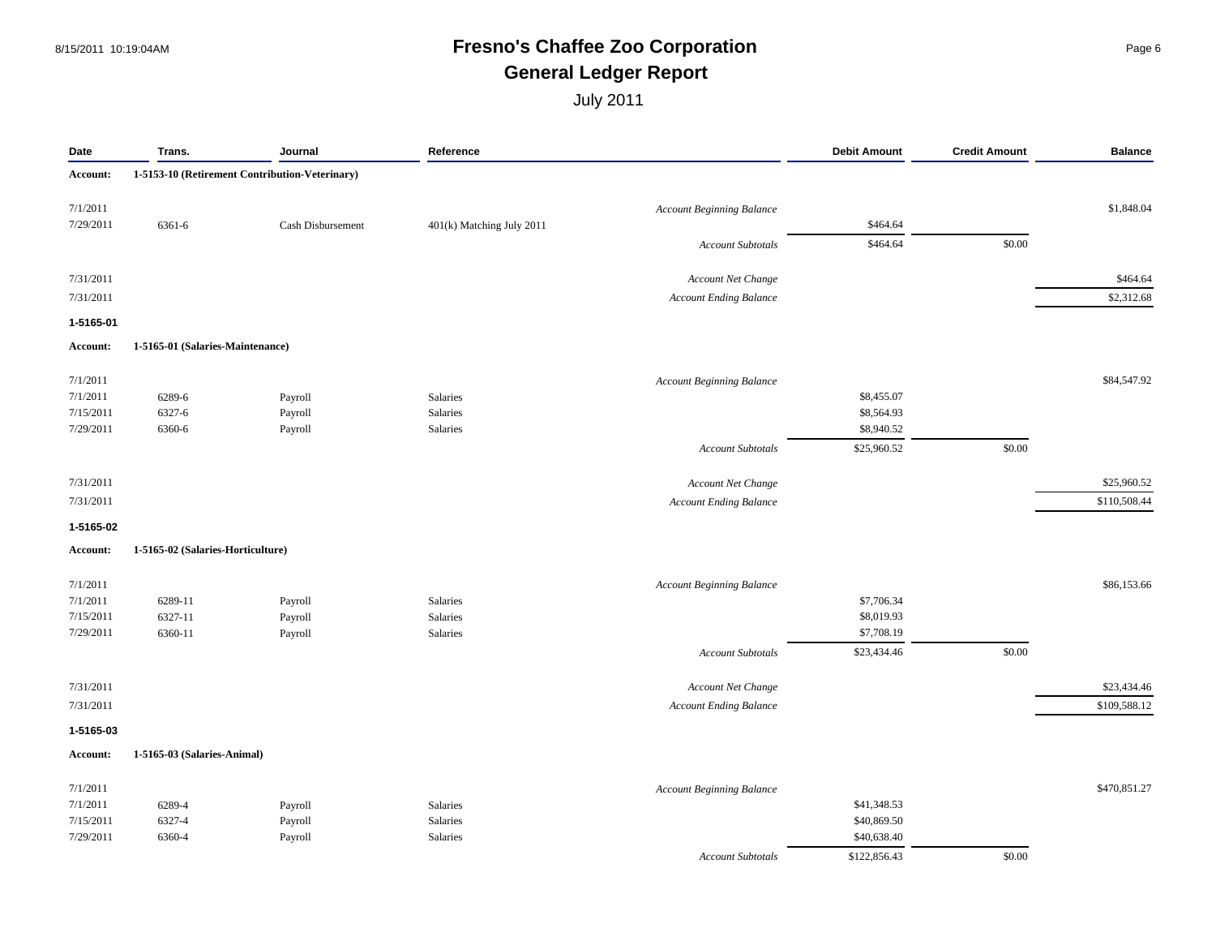# Fresno's Chaffee Zoo Corporation

## General Ledger Report

July 2011

| Date | Trans. | Journal | Reference | | Debit Amount | Credit Amount | Balance |
|---|---|---|---|---|---|---|---|
| **Account:** | **1-5153-10 (Retirement Contribution-Veterinary)** | | | | | | |
| 7/1/2011 | | | | *Account Beginning Balance* | | | $1,848.04 |
| 7/29/2011 | 6361-6 | Cash Disbursement | 401(k) Matching July 2011 | | $464.64 | | |
| | | | | *Account Subtotals* | $464.64 | $0.00 | |
| 7/31/2011 | | | | *Account Net Change* | | | $464.64 |
| 7/31/2011 | | | | *Account Ending Balance* | | | $2,312.68 |
| **1-5165-01** | | | | | | | |
| **Account:** | **1-5165-01 (Salaries-Maintenance)** | | | | | | |
| 7/1/2011 | | | | *Account Beginning Balance* | | | $84,547.92 |
| 7/1/2011 | 6289-6 | Payroll | Salaries | | $8,455.07 | | |
| 7/15/2011 | 6327-6 | Payroll | Salaries | | $8,564.93 | | |
| 7/29/2011 | 6360-6 | Payroll | Salaries | | $8,940.52 | | |
| | | | | *Account Subtotals* | $25,960.52 | $0.00 | |
| 7/31/2011 | | | | *Account Net Change* | | | $25,960.52 |
| 7/31/2011 | | | | *Account Ending Balance* | | | $110,508.44 |
| **1-5165-02** | | | | | | | |
| **Account:** | **1-5165-02 (Salaries-Horticulture)** | | | | | | |
| 7/1/2011 | | | | *Account Beginning Balance* | | | $86,153.66 |
| 7/1/2011 | 6289-11 | Payroll | Salaries | | $7,706.34 | | |
| 7/15/2011 | 6327-11 | Payroll | Salaries | | $8,019.93 | | |
| 7/29/2011 | 6360-11 | Payroll | Salaries | | $7,708.19 | | |
| | | | | *Account Subtotals* | $23,434.46 | $0.00 | |
| 7/31/2011 | | | | *Account Net Change* | | | $23,434.46 |
| 7/31/2011 | | | | *Account Ending Balance* | | | $109,588.12 |
| **1-5165-03** | | | | | | | |
| **Account:** | **1-5165-03 (Salaries-Animal)** | | | | | | |
| 7/1/2011 | | | | *Account Beginning Balance* | | | $470,851.27 |
| 7/1/2011 | 6289-4 | Payroll | Salaries | | $41,348.53 | | |
| 7/15/2011 | 6327-4 | Payroll | Salaries | | $40,869.50 | | |
| 7/29/2011 | 6360-4 | Payroll | Salaries | | $40,638.40 | | |
| | | | | *Account Subtotals* | $122,856.43 | $0.00 | |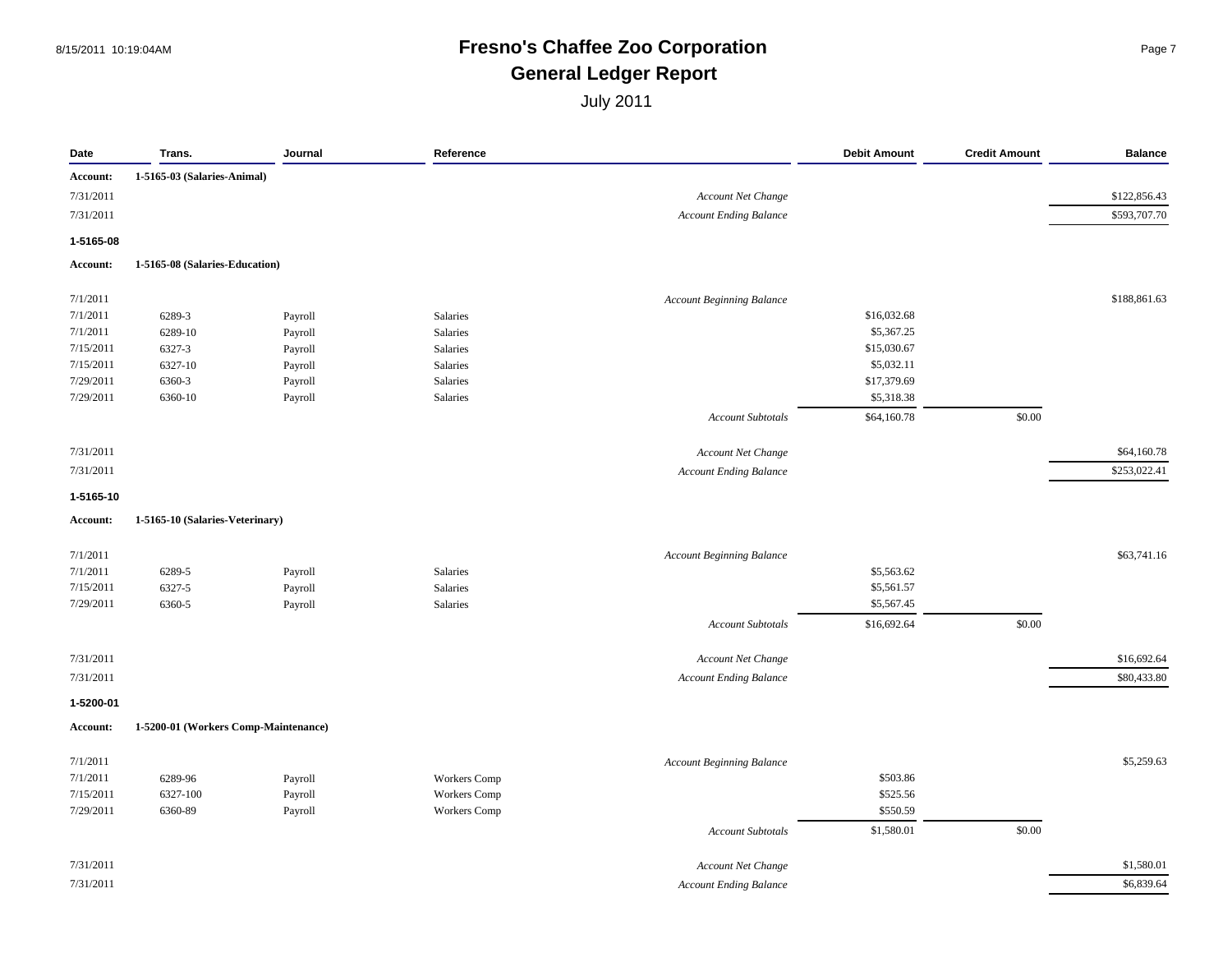# Fresno's Chaffee Zoo Corporation

## General Ledger Report

July 2011

| Date | Trans. | Journal | Reference | | Debit Amount | Credit Amount | Balance |
|---|---|---|---|---|---|---|---|
| **Account:** | **1-5165-03 (Salaries-Animal)** | | | | | | |
| 7/31/2011 | | | | *Account Net Change* | | | $122,856.43 |
| 7/31/2011 | | | | *Account Ending Balance* | | | $593,707.70 |
| **1-5165-08** | | | | | | | |
| **Account:** | **1-5165-08 (Salaries-Education)** | | | | | | |
| 7/1/2011 | | | | *Account Beginning Balance* | | | $188,861.63 |
| 7/1/2011 | 6289-3 | Payroll | Salaries | | $16,032.68 | | |
| 7/1/2011 | 6289-10 | Payroll | Salaries | | $5,367.25 | | |
| 7/15/2011 | 6327-3 | Payroll | Salaries | | $15,030.67 | | |
| 7/15/2011 | 6327-10 | Payroll | Salaries | | $5,032.11 | | |
| 7/29/2011 | 6360-3 | Payroll | Salaries | | $17,379.69 | | |
| 7/29/2011 | 6360-10 | Payroll | Salaries | | $5,318.38 | | |
| | | | | *Account Subtotals* | $64,160.78 | $0.00 | |
| 7/31/2011 | | | | *Account Net Change* | | | $64,160.78 |
| 7/31/2011 | | | | *Account Ending Balance* | | | $253,022.41 |
| **1-5165-10** | | | | | | | |
| **Account:** | **1-5165-10 (Salaries-Veterinary)** | | | | | | |
| 7/1/2011 | | | | *Account Beginning Balance* | | | $63,741.16 |
| 7/1/2011 | 6289-5 | Payroll | Salaries | | $5,563.62 | | |
| 7/15/2011 | 6327-5 | Payroll | Salaries | | $5,561.57 | | |
| 7/29/2011 | 6360-5 | Payroll | Salaries | | $5,567.45 | | |
| | | | | *Account Subtotals* | $16,692.64 | $0.00 | |
| 7/31/2011 | | | | *Account Net Change* | | | $16,692.64 |
| 7/31/2011 | | | | *Account Ending Balance* | | | $80,433.80 |
| **1-5200-01** | | | | | | | |
| **Account:** | **1-5200-01 (Workers Comp-Maintenance)** | | | | | | |
| 7/1/2011 | | | | *Account Beginning Balance* | | | $5,259.63 |
| 7/1/2011 | 6289-96 | Payroll | Workers Comp | | $503.86 | | |
| 7/15/2011 | 6327-100 | Payroll | Workers Comp | | $525.56 | | |
| 7/29/2011 | 6360-89 | Payroll | Workers Comp | | $550.59 | | |
| | | | | *Account Subtotals* | $1,580.01 | $0.00 | |
| 7/31/2011 | | | | *Account Net Change* | | | $1,580.01 |
| 7/31/2011 | | | | *Account Ending Balance* | | | $6,839.64 |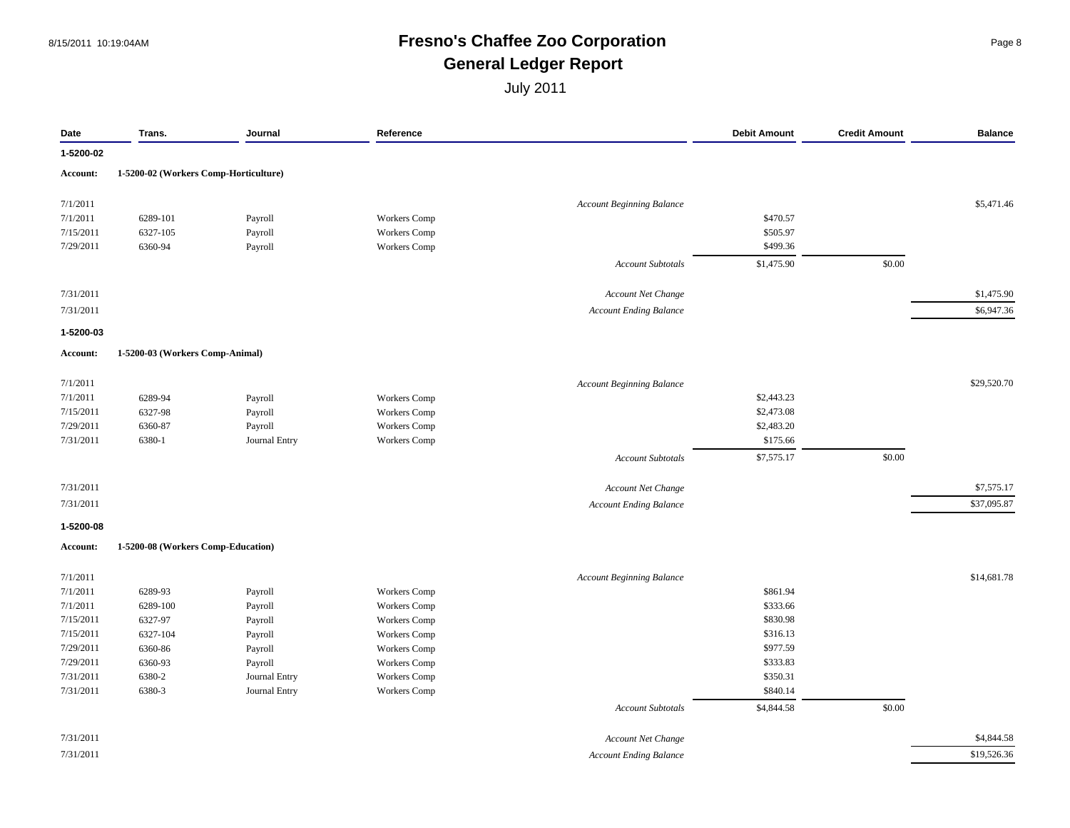# Fresno's Chaffee Zoo Corporation

## General Ledger Report

July 2011

| Date | Trans. | Journal | Reference | | Debit Amount | Credit Amount | Balance |
|---|---|---|---|---|---|---|---|
| **1-5200-02** | | | | | | | |
| **Account:** | **1-5200-02 (Workers Comp-Horticulture)** | | | | | | |
| 7/1/2011 | | | | *Account Beginning Balance* | | | $5,471.46 |
| 7/1/2011 | 6289-101 | Payroll | Workers Comp | | $470.57 | | |
| 7/15/2011 | 6327-105 | Payroll | Workers Comp | | $505.97 | | |
| 7/29/2011 | 6360-94 | Payroll | Workers Comp | | $499.36 | | |
| | | | | *Account Subtotals* | $1,475.90 | $0.00 | |
| 7/31/2011 | | | | *Account Net Change* | | | $1,475.90 |
| 7/31/2011 | | | | *Account Ending Balance* | | | $6,947.36 |
| **1-5200-03** | | | | | | | |
| **Account:** | **1-5200-03 (Workers Comp-Animal)** | | | | | | |
| 7/1/2011 | | | | *Account Beginning Balance* | | | $29,520.70 |
| 7/1/2011 | 6289-94 | Payroll | Workers Comp | | $2,443.23 | | |
| 7/15/2011 | 6327-98 | Payroll | Workers Comp | | $2,473.08 | | |
| 7/29/2011 | 6360-87 | Payroll | Workers Comp | | $2,483.20 | | |
| 7/31/2011 | 6380-1 | Journal Entry | Workers Comp | | $175.66 | | |
| | | | | *Account Subtotals* | $7,575.17 | $0.00 | |
| 7/31/2011 | | | | *Account Net Change* | | | $7,575.17 |
| 7/31/2011 | | | | *Account Ending Balance* | | | $37,095.87 |
| **1-5200-08** | | | | | | | |
| **Account:** | **1-5200-08 (Workers Comp-Education)** | | | | | | |
| 7/1/2011 | | | | *Account Beginning Balance* | | | $14,681.78 |
| 7/1/2011 | 6289-93 | Payroll | Workers Comp | | $861.94 | | |
| 7/1/2011 | 6289-100 | Payroll | Workers Comp | | $333.66 | | |
| 7/15/2011 | 6327-97 | Payroll | Workers Comp | | $830.98 | | |
| 7/15/2011 | 6327-104 | Payroll | Workers Comp | | $316.13 | | |
| 7/29/2011 | 6360-86 | Payroll | Workers Comp | | $977.59 | | |
| 7/29/2011 | 6360-93 | Payroll | Workers Comp | | $333.83 | | |
| 7/31/2011 | 6380-2 | Journal Entry | Workers Comp | | $350.31 | | |
| 7/31/2011 | 6380-3 | Journal Entry | Workers Comp | | $840.14 | | |
| | | | | *Account Subtotals* | $4,844.58 | $0.00 | |
| 7/31/2011 | | | | *Account Net Change* | | | $4,844.58 |
| 7/31/2011 | | | | *Account Ending Balance* | | | $19,526.36 |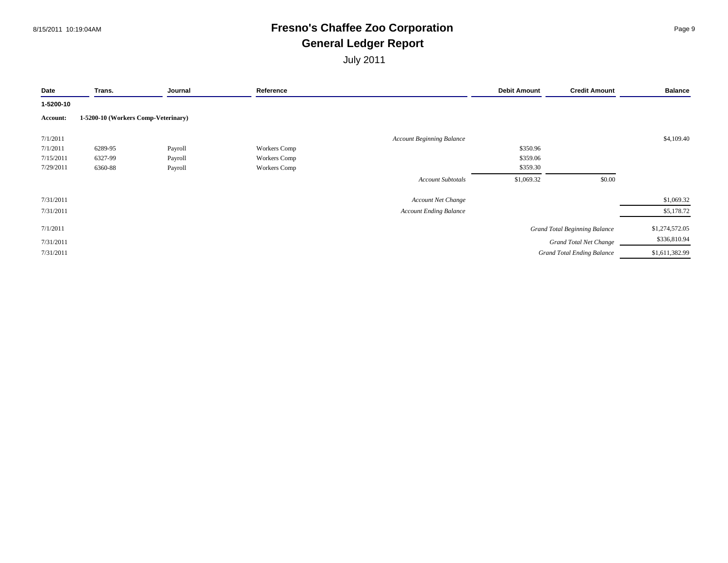# Fresno's Chaffee Zoo Corporation
## General Ledger Report
July 2011

| Date | Trans. | Journal | Reference | | Debit Amount | Credit Amount | Balance |
|---|---|---|---|---|---|---|---|
| **1-5200-10** | | | | | | | |
| **Account:** | **1-5200-10 (Workers Comp-Veterinary)** | | | | | | |
| 7/1/2011 | | | | *Account Beginning Balance* | | | $4,109.40 |
| 7/1/2011 | 6289-95 | Payroll | Workers Comp | | $350.96 | | |
| 7/15/2011 | 6327-99 | Payroll | Workers Comp | | $359.06 | | |
| 7/29/2011 | 6360-88 | Payroll | Workers Comp | | $359.30 | | |
| | | | | *Account Subtotals* | $1,069.32 | $0.00 | |
| 7/31/2011 | | | | *Account Net Change* | | | $1,069.32 |
| 7/31/2011 | | | | *Account Ending Balance* | | | $5,178.72 |
| 7/1/2011 | | | | | | *Grand Total Beginning Balance* | $1,274,572.05 |
| 7/31/2011 | | | | | | *Grand Total Net Change* | $336,810.94 |
| 7/31/2011 | | | | | | *Grand Total Ending Balance* | $1,611,382.99 |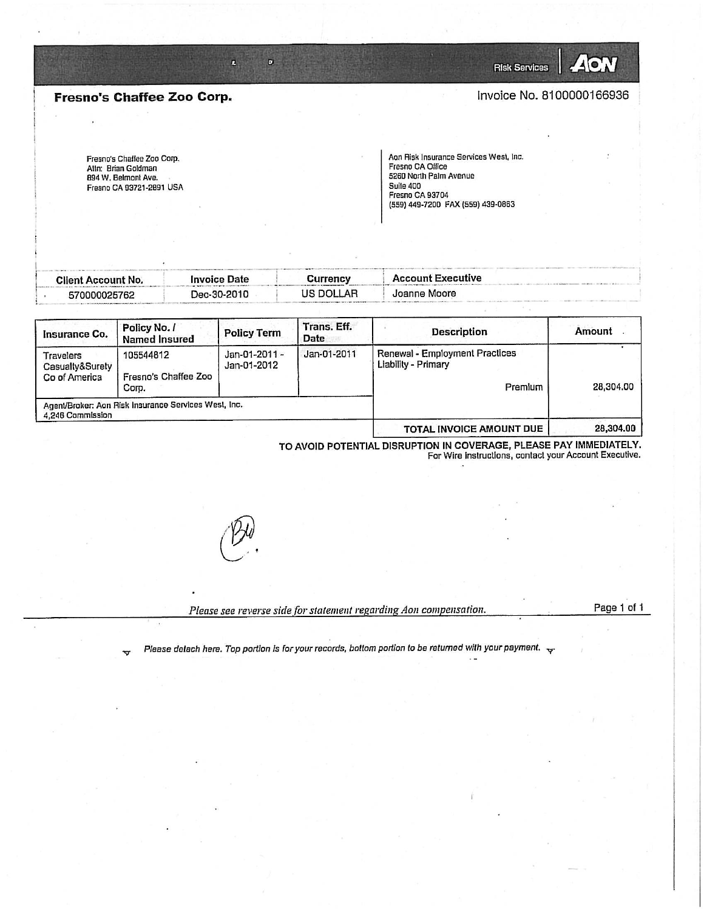Risk Services | AON

**Fresno's Chaffee Zoo Corp.**

Invoice No. 8100000166936

Fresno's Chaffee Zoo Corp.
Attn: Brian Goldman
894 W. Belmont Ave.
Fresno CA 93721-2891 USA

Aon Risk Insurance Services West, Inc.
Fresno CA Office
5260 North Palm Avenue
Suite 400
Fresno CA 93704
(559) 449-7200 FAX (559) 439-0863

| Client Account No. | Invoice Date | Currency | Account Executive |
|---|---|---|---|
| 570000025762 | Dec-30-2010 | US DOLLAR | Joanne Moore |

| Insurance Co. | Policy No. / Named Insured | Policy Term | Trans. Eff. Date | Description | Amount |
|---|---|---|---|---|---|
| Travelers Casualty&Surety Co of America | 105544812<br><br>Fresno's Chaffee Zoo Corp. | Jan-01-2011 - Jan-01-2012 | Jan-01-2011 | Renewal - Employment Practices Liability - Primary<br><br>Premium | 28,304.00 |
| Agent/Broker: Aon Risk Insurance Services West, Inc.<br>4,246 Commission | | | | | |
| | | | | **TOTAL INVOICE AMOUNT DUE** | 28,304.00 |

**TO AVOID POTENTIAL DISRUPTION IN COVERAGE, PLEASE PAY IMMEDIATELY.**
For Wire Instructions, contact your Account Executive.

*Please see reverse side for statement regarding Aon compensation.*

*Please detach here. Top portion is for your records, bottom portion to be returned with your payment.*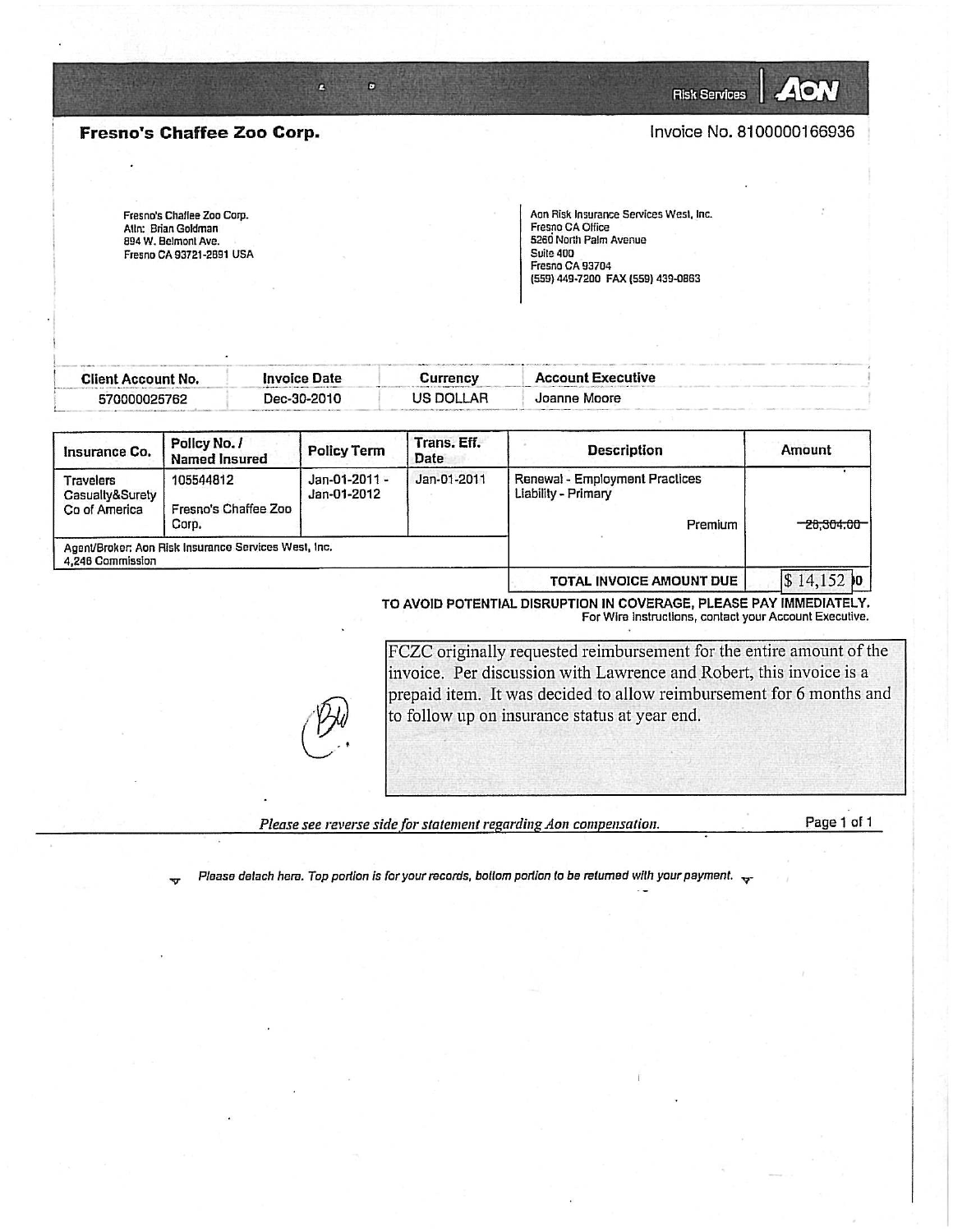Risk Services | AON

**Fresno's Chaffee Zoo Corp.**

Invoice No. 8100000166936

Fresno's Chaffee Zoo Corp.
Attn: Brian Goldman
894 W. Belmont Ave.
Fresno CA 93721-2891 USA

Aon Risk Insurance Services West, Inc.
Fresno CA Office
5260 North Palm Avenue
Suite 400
Fresno CA 93704
(559) 449-7200 FAX (559) 439-0863

| Client Account No. | Invoice Date | Currency | Account Executive |
|---|---|---|---|
| 570000025762 | Dec-30-2010 | US DOLLAR | Joanne Moore |

| Insurance Co. | Policy No. / Named Insured | Policy Term | Trans. Eff. Date | Description | Amount |
|---|---|---|---|---|---|
| Travelers Casualty&Surety Co of America | 105544812<br>Fresno's Chaffee Zoo Corp. | Jan-01-2011 - Jan-01-2012 | Jan-01-2011 | Renewal - Employment Practices Liability - Primary<br>Premium | ~~28,304.00~~ |
| Agent/Broker: Aon Risk Insurance Services West, Inc.<br>4,246 Commission | | | | **TOTAL INVOICE AMOUNT DUE** | $ 14,152.00 |

**TO AVOID POTENTIAL DISRUPTION IN COVERAGE, PLEASE PAY IMMEDIATELY.**
For Wire Instructions, contact your Account Executive.

FCZC originally requested reimbursement for the entire amount of the invoice. Per discussion with Lawrence and Robert, this invoice is a prepaid item. It was decided to allow reimbursement for 6 months and to follow up on insurance status at year end.

BW

*Please see reverse side for statement regarding Aon compensation.*

*Please detach here. Top portion is for your records, bottom portion to be returned with your payment.*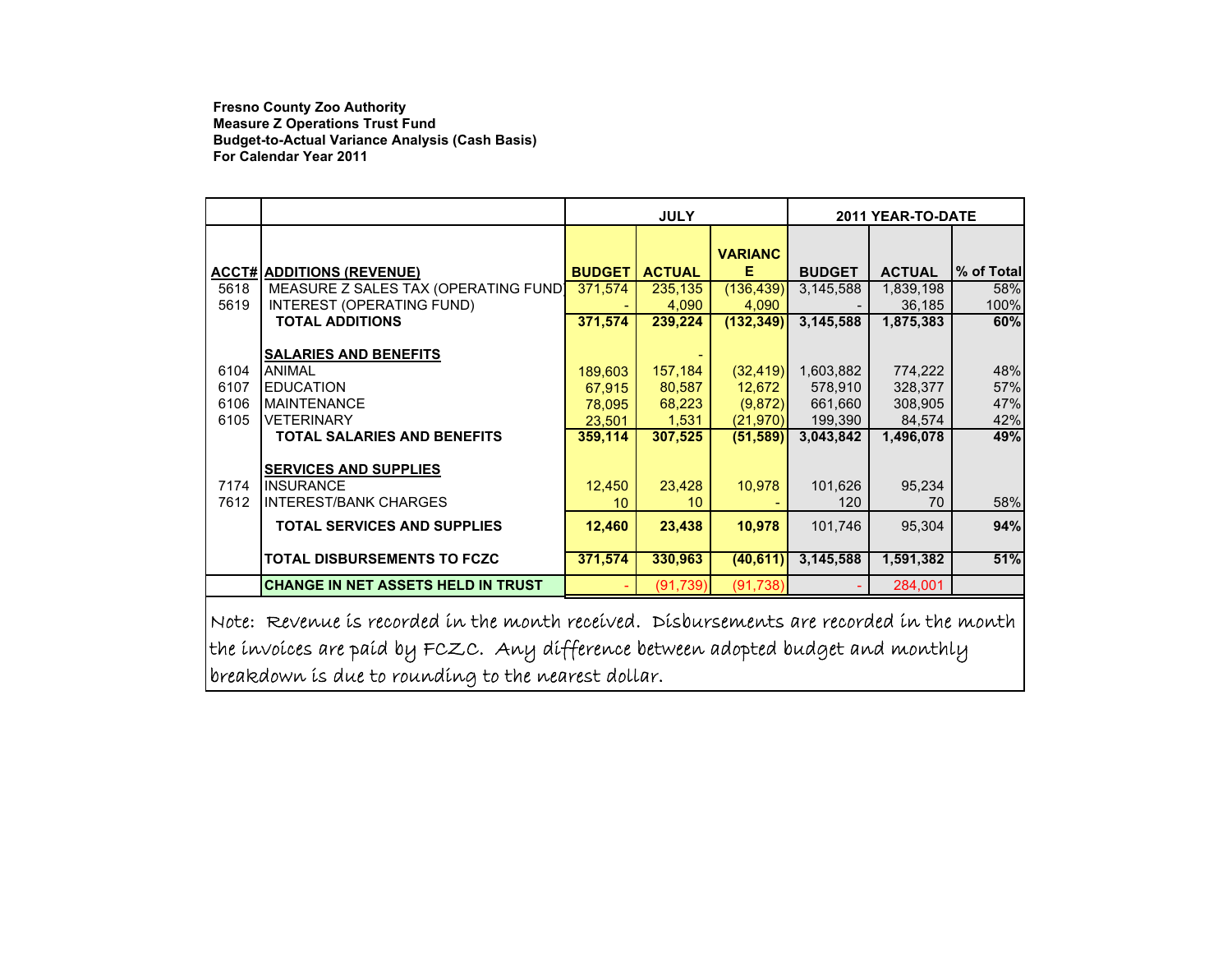**Fresno County Zoo Authority**
**Measure Z Operations Trust Fund**
**Budget-to-Actual Variance Analysis (Cash Basis)**
**For Calendar Year 2011**

| | | JULY | | | 2011 YEAR-TO-DATE | | |
|---|---|---|---|---|---|---|---|
| **ACCT#** | **ADDITIONS (REVENUE)** | **BUDGET** | **ACTUAL** | **VARIANCE** | **BUDGET** | **ACTUAL** | **% of Total** |
| 5618 | MEASURE Z SALES TAX (OPERATING FUND) | 371,574 | 235,135 | (136,439) | 3,145,588 | 1,839,198 | 58% |
| 5619 | INTEREST (OPERATING FUND) | - | 4,090 | 4,090 | - | 36,185 | 100% |
| | **TOTAL ADDITIONS** | **371,574** | **239,224** | **(132,349)** | **3,145,588** | **1,875,383** | **60%** |
| | **SALARIES AND BENEFITS** | | | - | | | |
| 6104 | ANIMAL | 189,603 | 157,184 | (32,419) | 1,603,882 | 774,222 | 48% |
| 6107 | EDUCATION | 67,915 | 80,587 | 12,672 | 578,910 | 328,377 | 57% |
| 6106 | MAINTENANCE | 78,095 | 68,223 | (9,872) | 661,660 | 308,905 | 47% |
| 6105 | VETERINARY | 23,501 | 1,531 | (21,970) | 199,390 | 84,574 | 42% |
| | **TOTAL SALARIES AND BENEFITS** | **359,114** | **307,525** | **(51,589)** | **3,043,842** | **1,496,078** | **49%** |
| | **SERVICES AND SUPPLIES** | | | | | | |
| 7174 | INSURANCE | 12,450 | 23,428 | 10,978 | 101,626 | 95,234 | |
| 7612 | INTEREST/BANK CHARGES | 10 | 10 | - | 120 | 70 | 58% |
| | **TOTAL SERVICES AND SUPPLIES** | **12,460** | **23,438** | **10,978** | 101,746 | 95,304 | **94%** |
| | **TOTAL DISBURSEMENTS TO FCZC** | **371,574** | **330,963** | **(40,611)** | **3,145,588** | **1,591,382** | **51%** |
| | **CHANGE IN NET ASSETS HELD IN TRUST** | - | (91,739) | (91,738) | - | 284,001 | |

Note: Revenue is recorded in the month received. Disbursements are recorded in the month the invoices are paid by FCZC. Any difference between adopted budget and monthly breakdown is due to rounding to the nearest dollar.